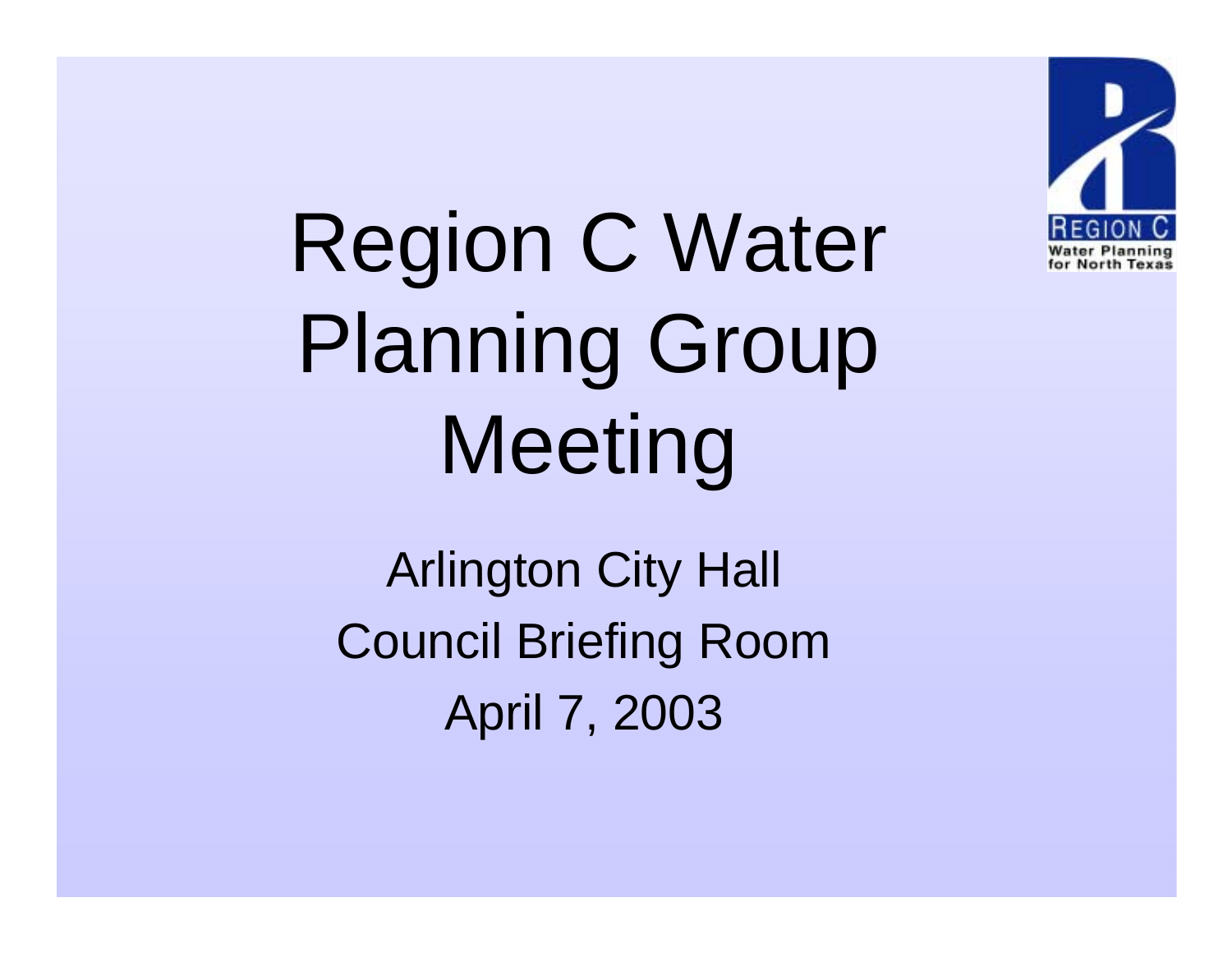# Region C Water Planning Group Meeting

Arlington City Hall

Council Briefing Room

April 7, 2003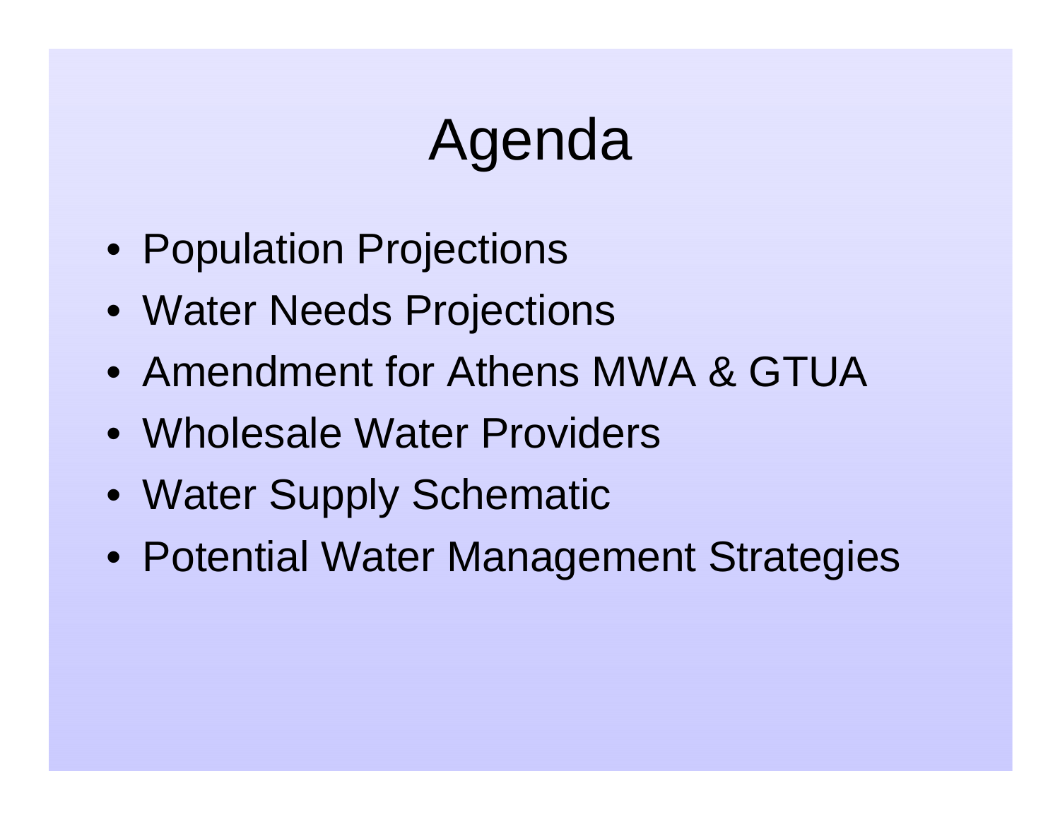# Agenda

- Population Projections
- Water Needs Projections
- Amendment for Athens MWA & GTUA
- Wholesale Water Providers
- Water Supply Schematic
- Potential Water Management Strategies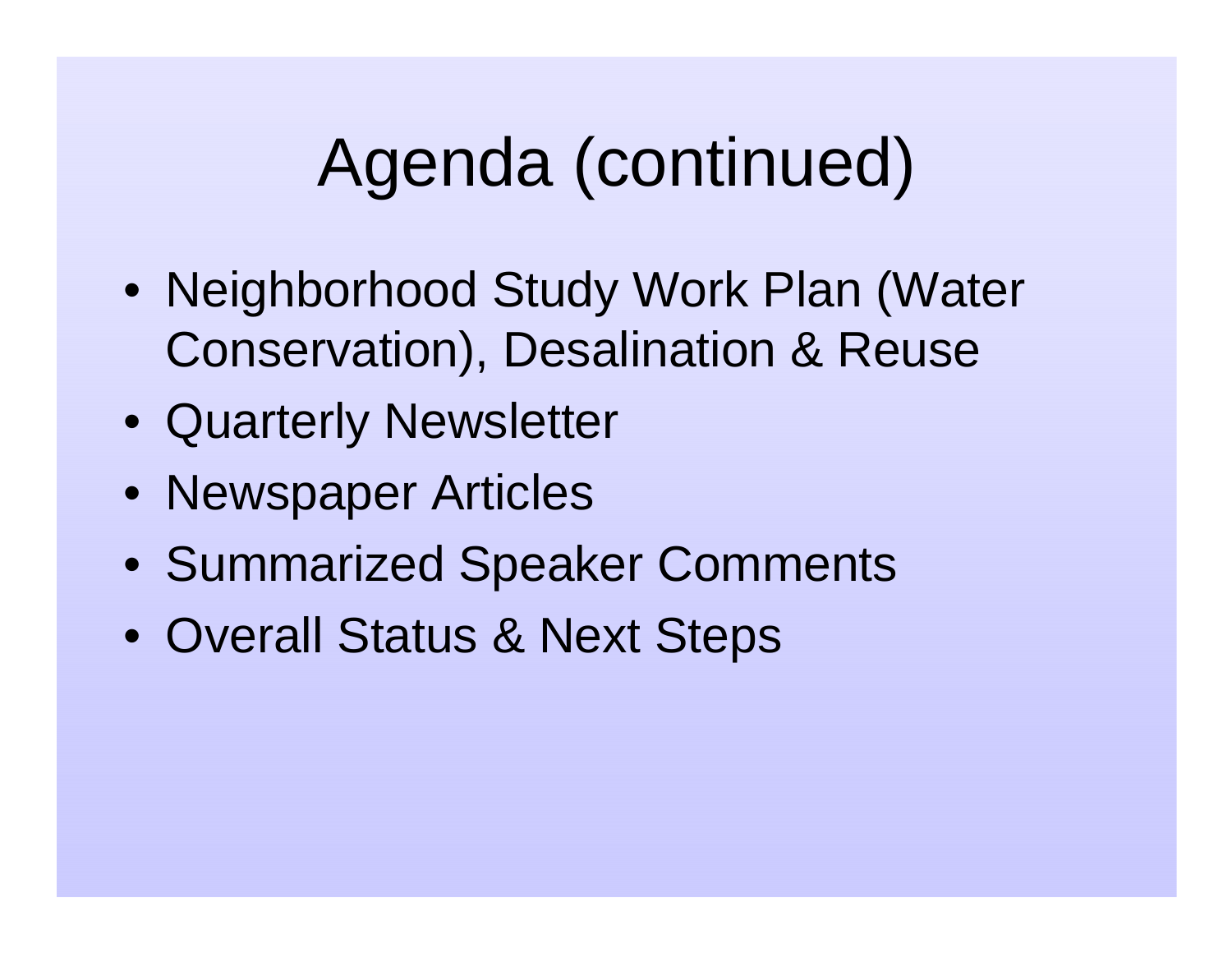# Agenda (continued)

- Neighborhood Study Work Plan (Water Conservation), Desalination & Reuse
- Quarterly Newsletter
- Newspaper Articles
- Summarized Speaker Comments
- Overall Status & Next Steps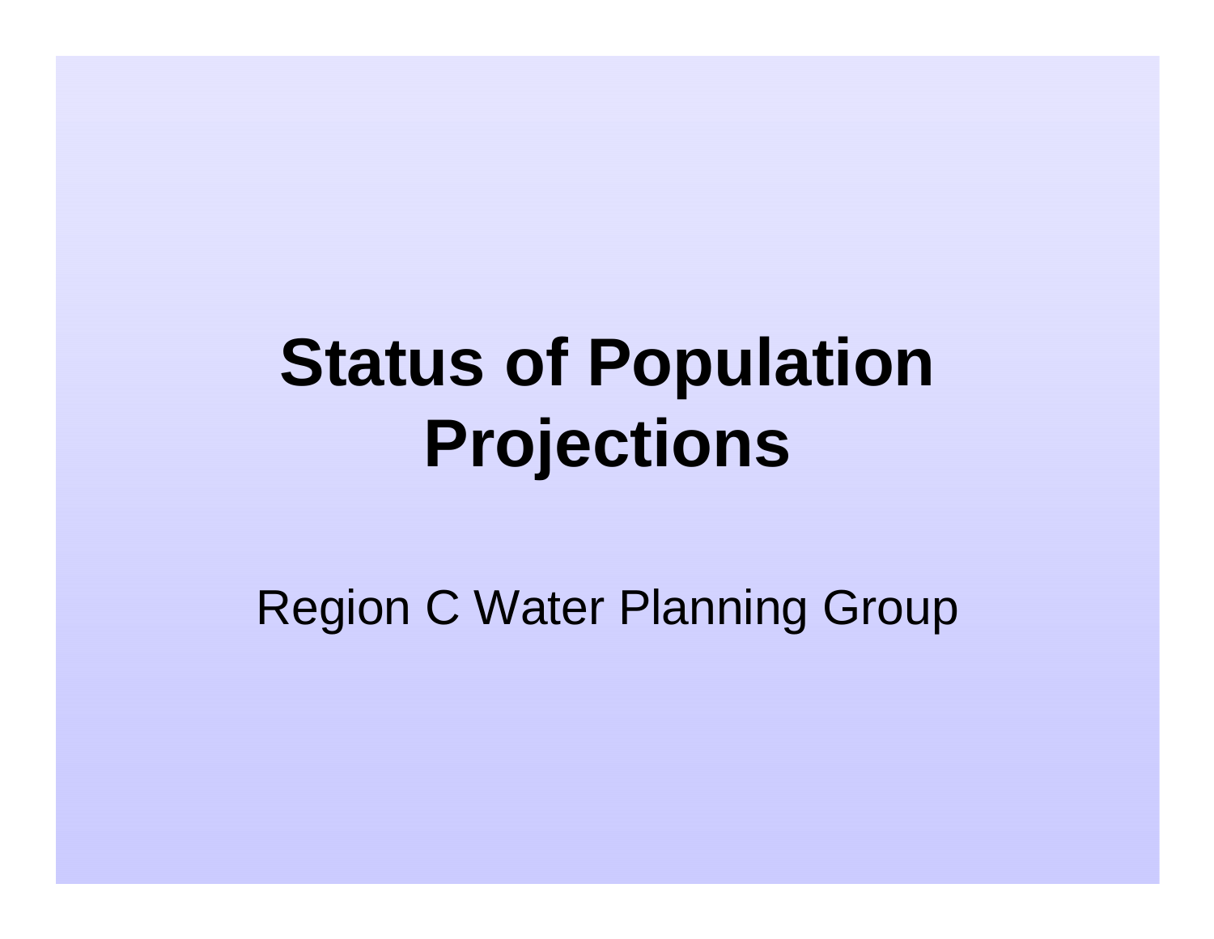# Status of Population Projections

Region C Water Planning Group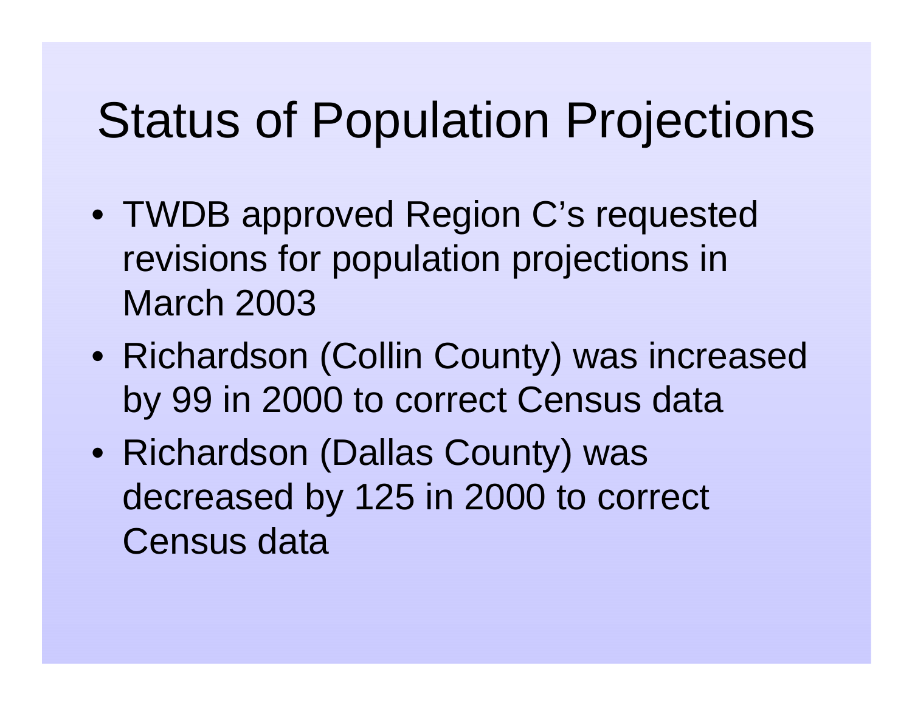# Status of Population Projections

- TWDB approved Region C's requested revisions for population projections in March 2003
- Richardson (Collin County) was increased by 99 in 2000 to correct Census data
- Richardson (Dallas County) was decreased by 125 in 2000 to correct Census data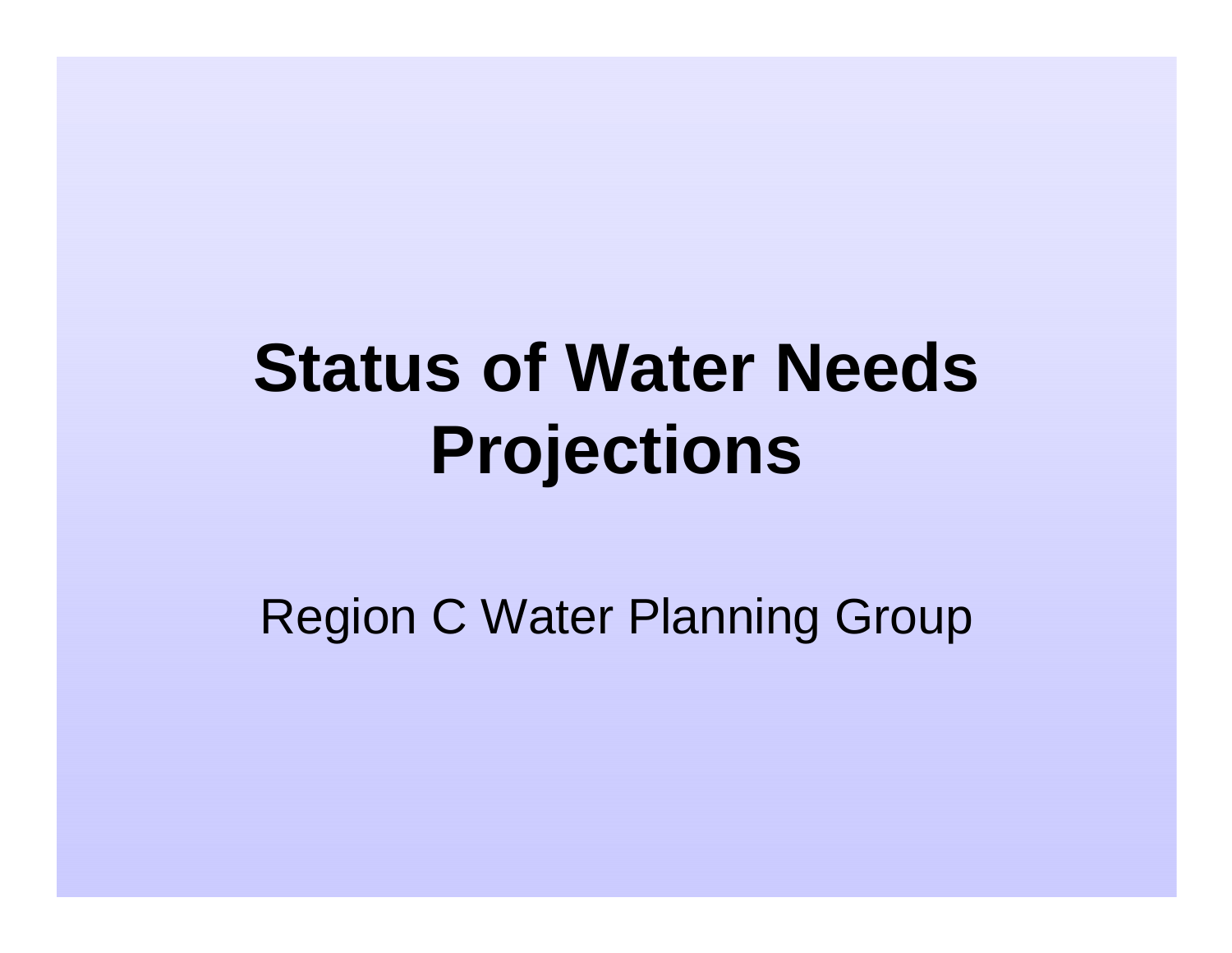# Status of Water Needs Projections

Region C Water Planning Group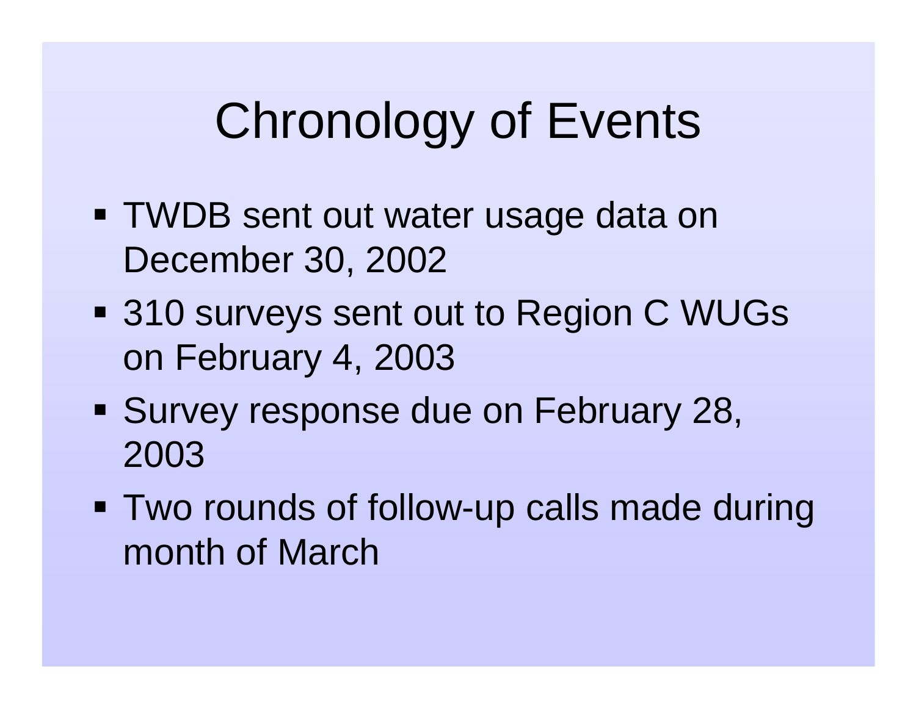# Chronology of Events

- TWDB sent out water usage data on December 30, 2002
- 310 surveys sent out to Region C WUGs on February 4, 2003
- Survey response due on February 28, 2003
- Two rounds of follow-up calls made during month of March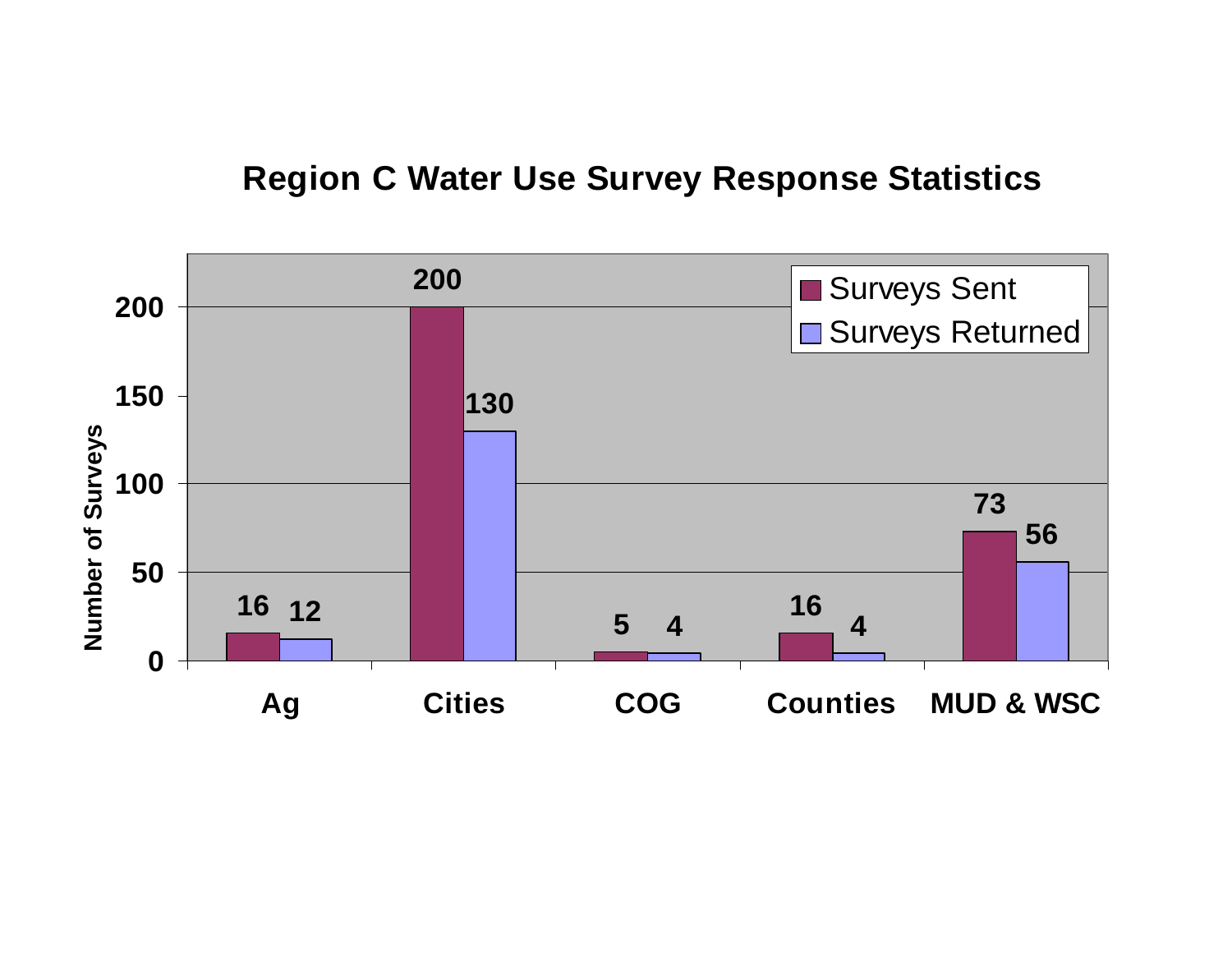## Region C Water Use Survey Response Statistics

| | Surveys Sent | Surveys Returned |
|---|---|---|
| Ag | 16 | 12 |
| Cities | 200 | 130 |
| COG | 5 | 4 |
| Counties | 16 | 4 |
| MUD & WSC | 73 | 56 |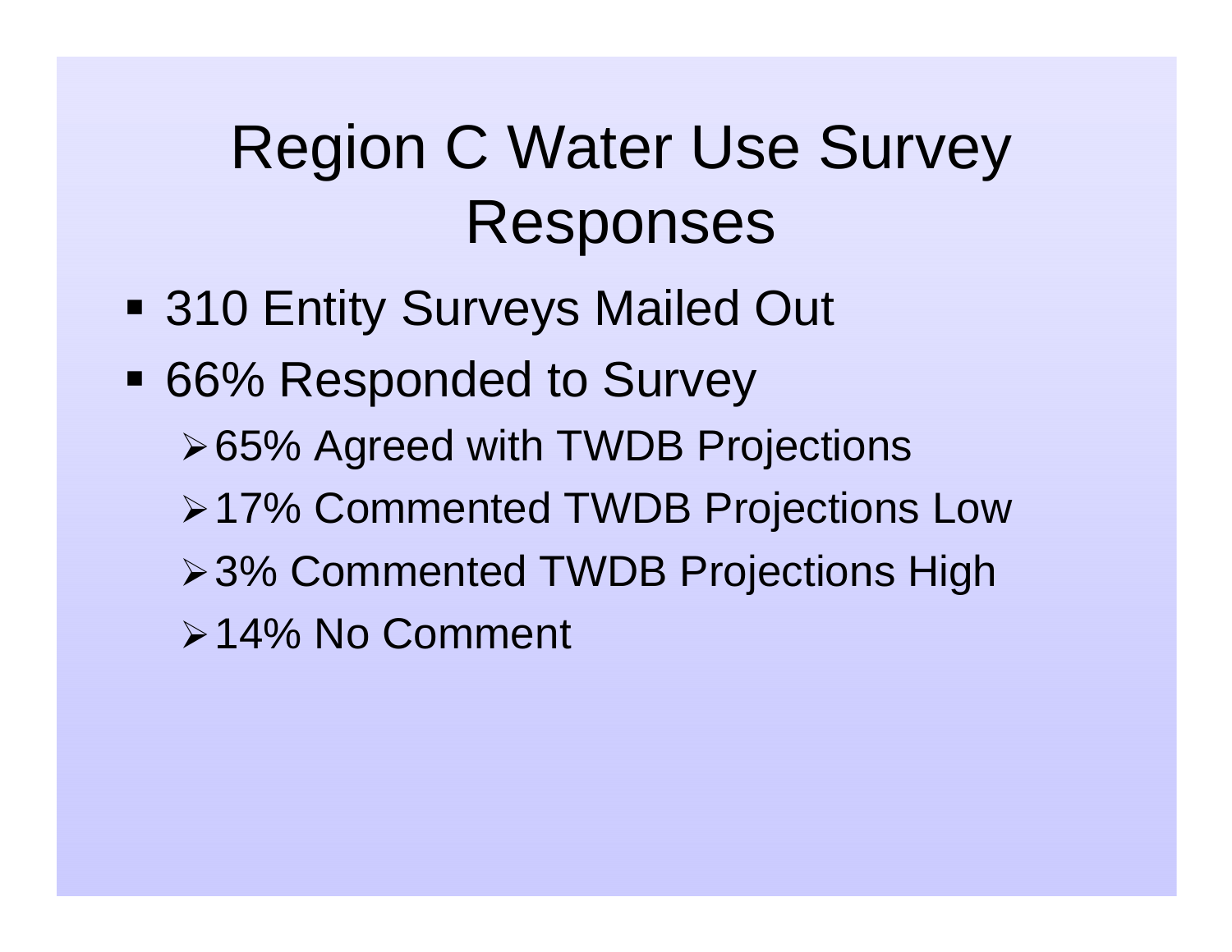# Region C Water Use Survey Responses

- 310 Entity Surveys Mailed Out
- 66% Responded to Survey
  - 65% Agreed with TWDB Projections
  - 17% Commented TWDB Projections Low
  - 3% Commented TWDB Projections High
  - 14% No Comment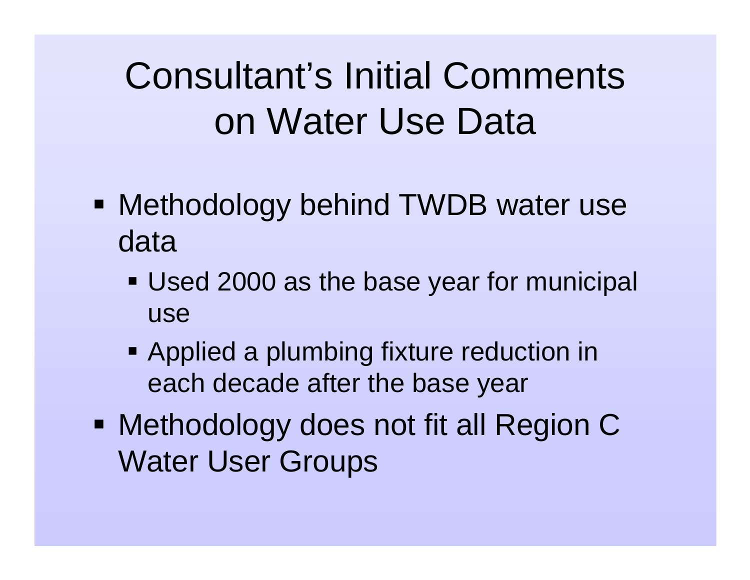# Consultant's Initial Comments on Water Use Data

- Methodology behind TWDB water use data
  - Used 2000 as the base year for municipal use
  - Applied a plumbing fixture reduction in each decade after the base year
- Methodology does not fit all Region C Water User Groups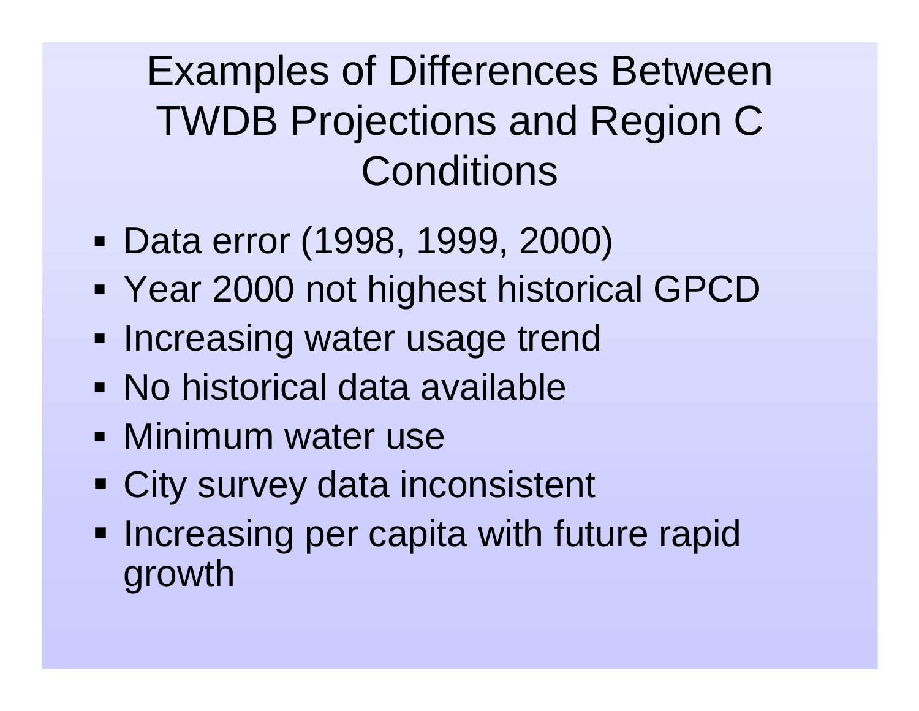# Examples of Differences Between TWDB Projections and Region C Conditions

- Data error (1998, 1999, 2000)
- Year 2000 not highest historical GPCD
- Increasing water usage trend
- No historical data available
- Minimum water use
- City survey data inconsistent
- Increasing per capita with future rapid growth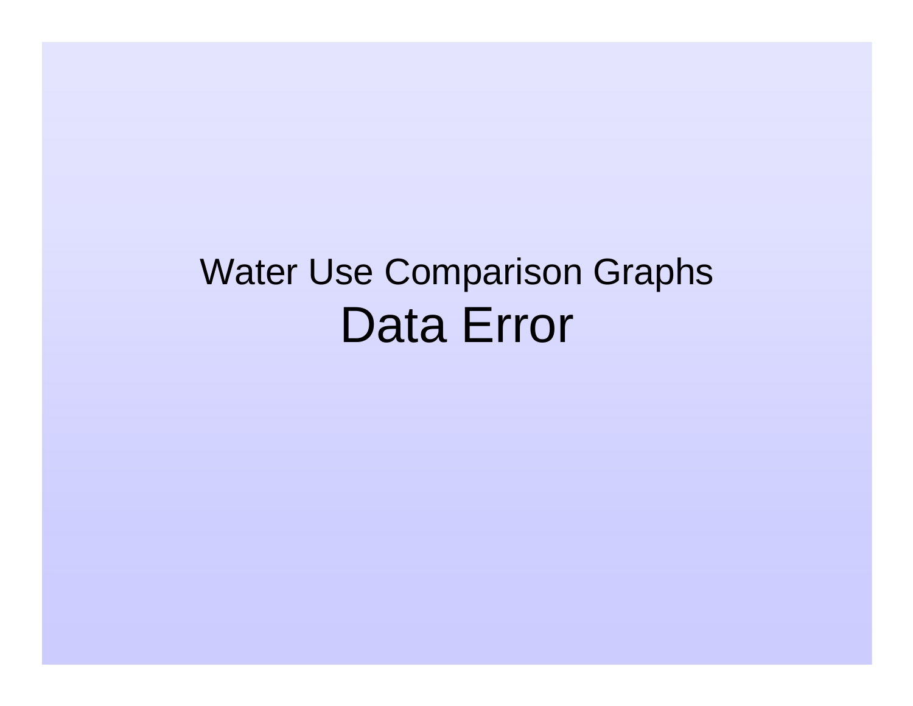Water Use Comparison Graphs

Data Error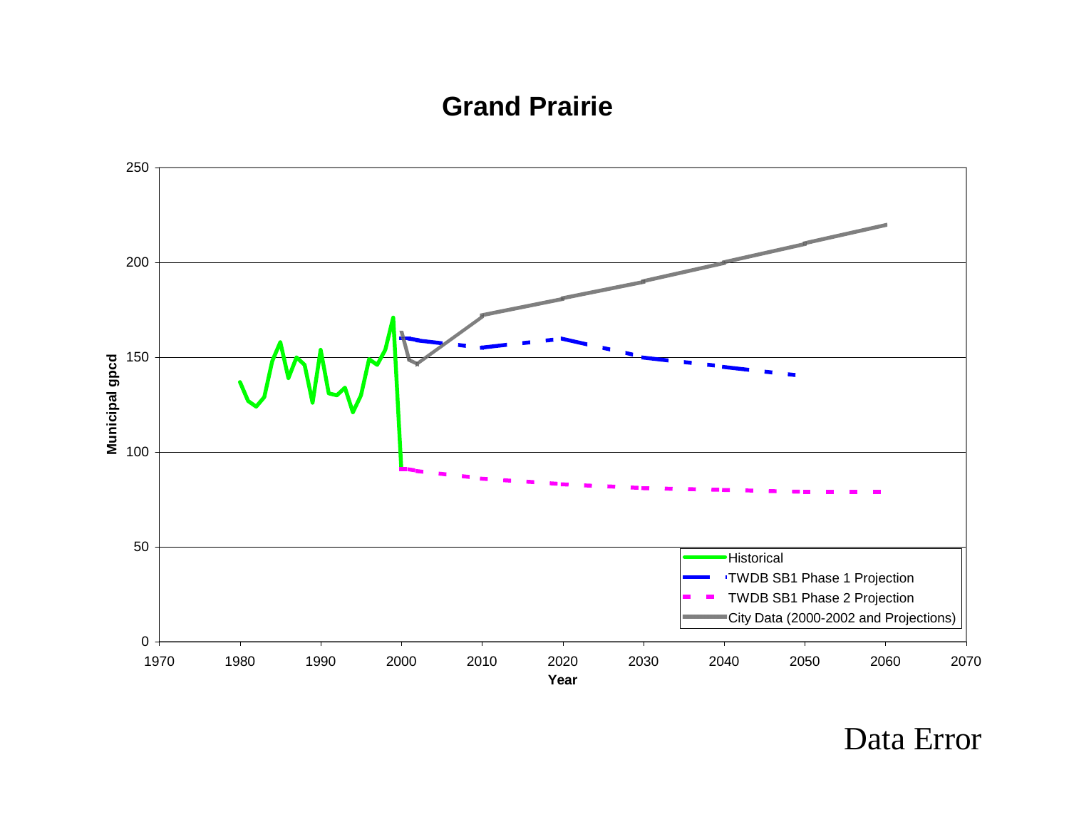# Grand Prairie

Municipal gpcd vs. Year (1970–2070)

- Historical
- TWDB SB1 Phase 1 Projection
- TWDB SB1 Phase 2 Projection
- City Data (2000-2002 and Projections)

Data Error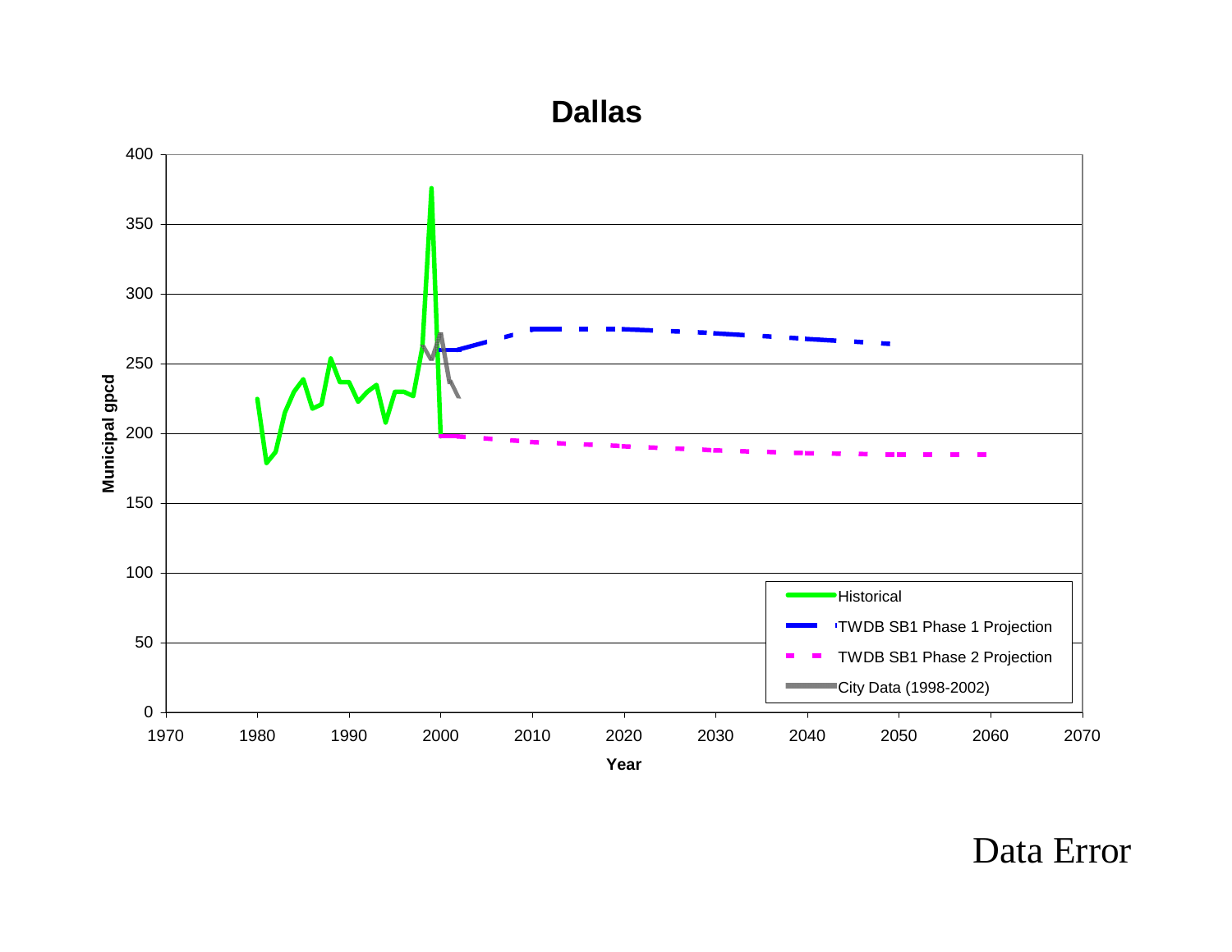## Dallas

| Year axis: 1970–2070 | Municipal gpcd: 0–400 |
|---|---|

Legend:
- Historical
- TWDB SB1 Phase 1 Projection
- TWDB SB1 Phase 2 Projection
- City Data (1998-2002)

Municipal gpcd

Year

Data Error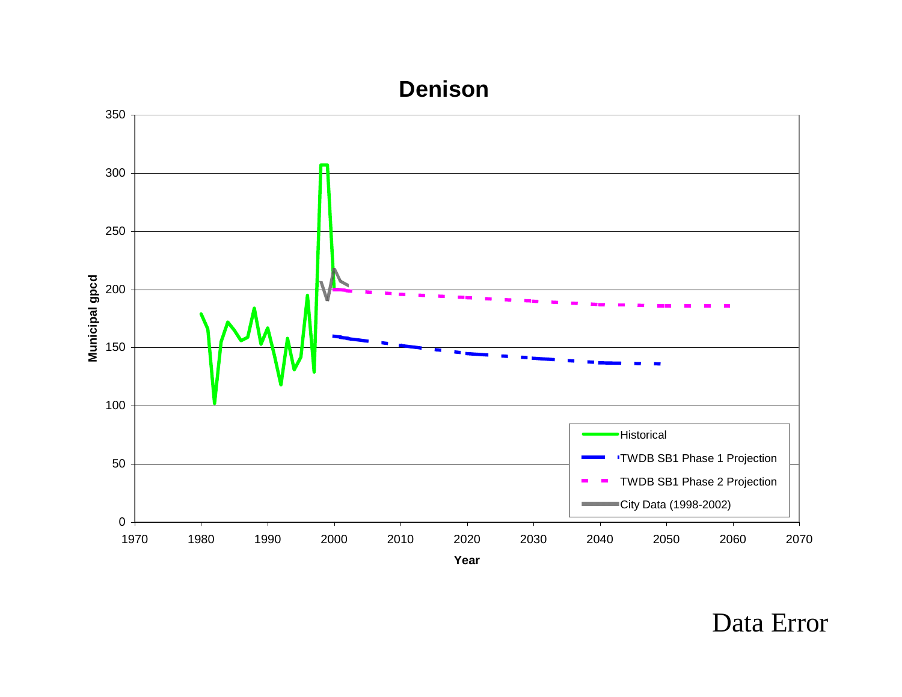## Denison

Municipal gpcd

Year

- Historical
- TWDB SB1 Phase 1 Projection
- TWDB SB1 Phase 2 Projection
- City Data (1998-2002)

Data Error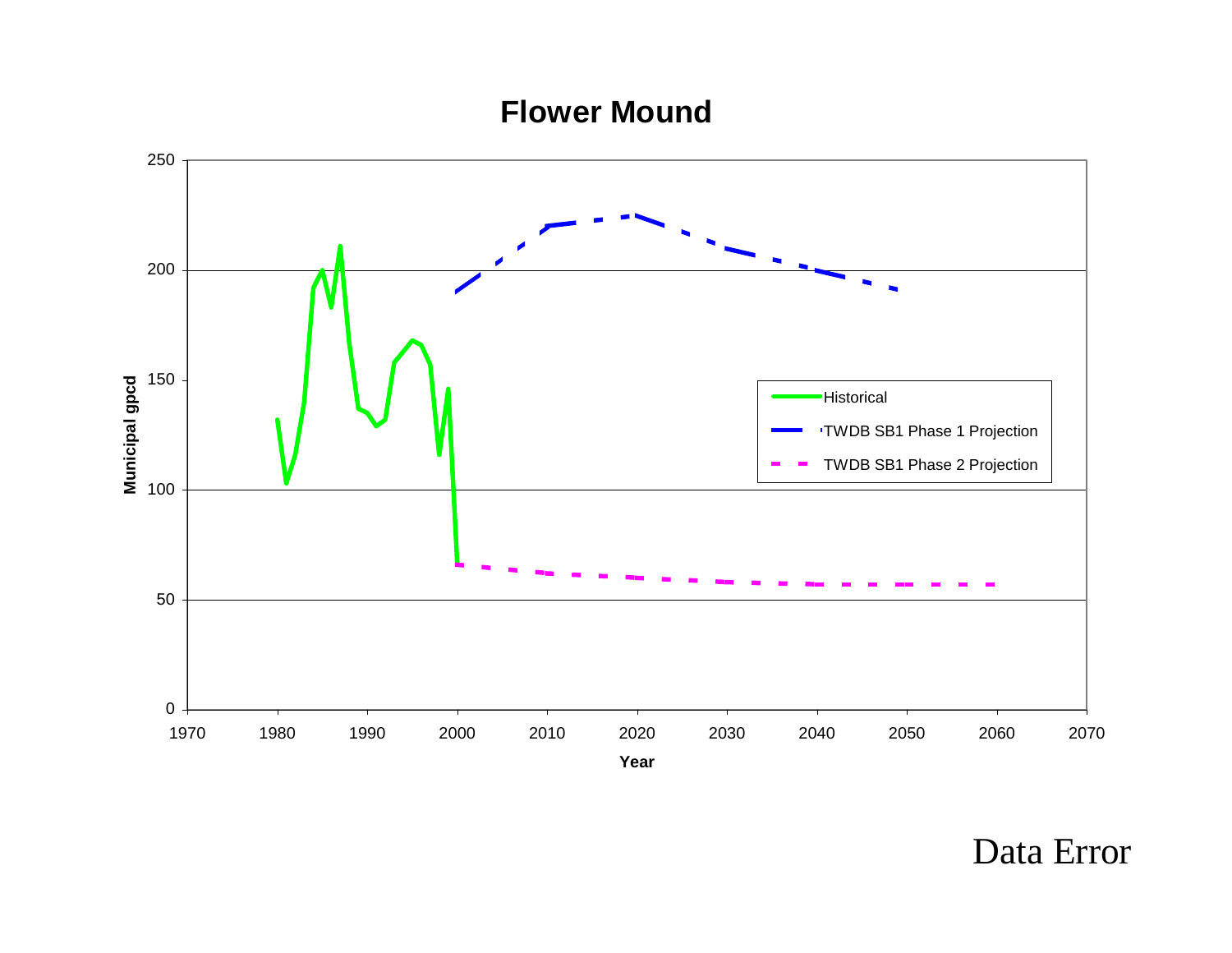# Flower Mound

Municipal gpcd

Year

Historical

TWDB SB1 Phase 1 Projection

TWDB SB1 Phase 2 Projection

Data Error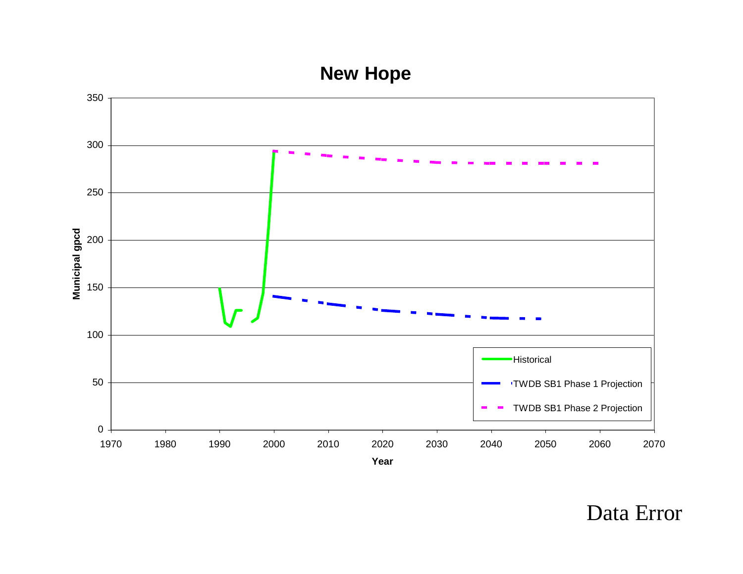## New Hope

| | |
|---|---|
| **Municipal gpcd** (y-axis) | 0, 50, 100, 150, 200, 250, 300, 350 |
| **Year** (x-axis) | 1970, 1980, 1990, 2000, 2010, 2020, 2030, 2040, 2050, 2060, 2070 |

Legend:
- Historical
- TWDB SB1 Phase 1 Projection
- TWDB SB1 Phase 2 Projection

Data Error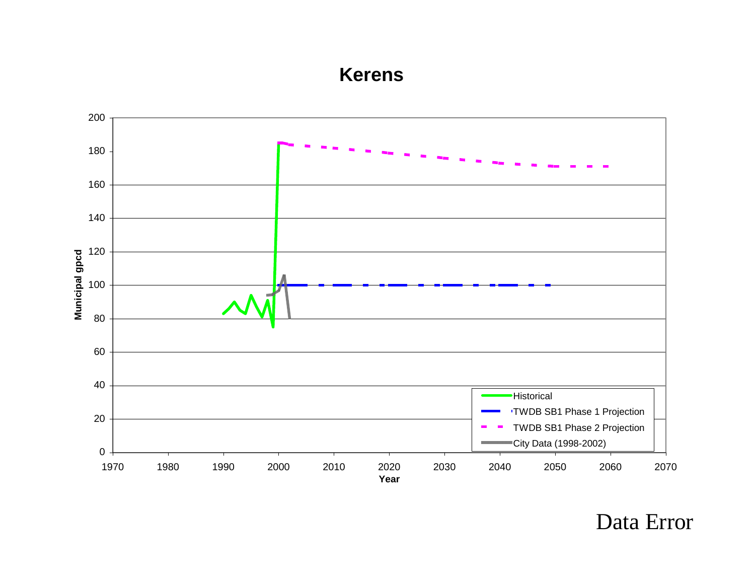# Kerens

| Legend |
| --- |
| Historical |
| TWDB SB1 Phase 1 Projection |
| TWDB SB1 Phase 2 Projection |
| City Data (1998-2002) |

Municipal gpcd (0–200) vs. Year (1970–2070)

Data Error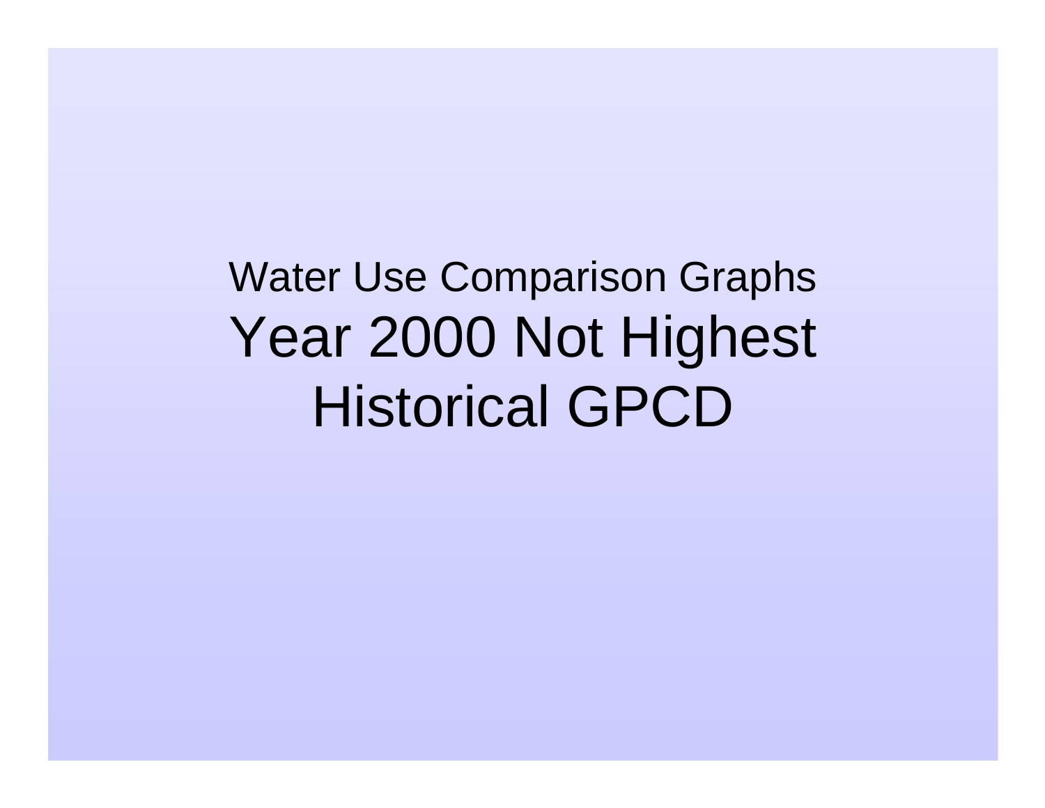Water Use Comparison Graphs

# Year 2000 Not Highest Historical GPCD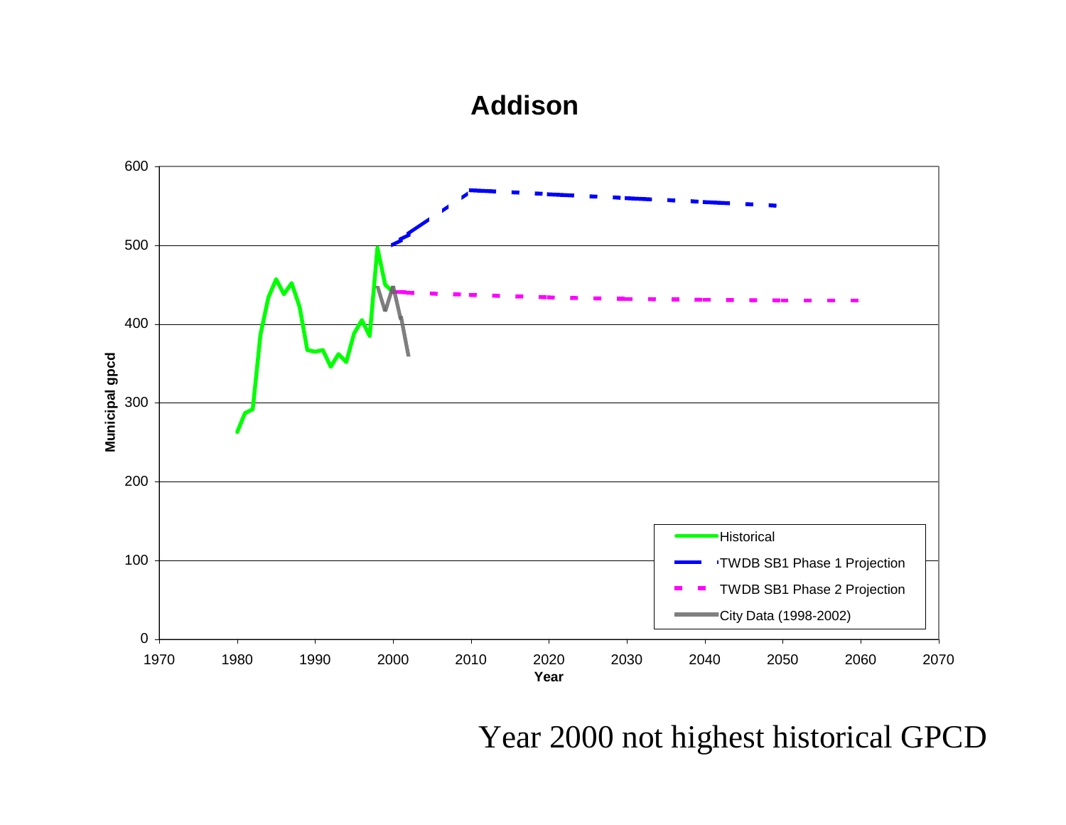## Addison

Legend: Historical; TWDB SB1 Phase 1 Projection; TWDB SB1 Phase 2 Projection; City Data (1998-2002)

Y-axis: Municipal gpcd (0–600)
X-axis: Year (1970–2070)

Year 2000 not highest historical GPCD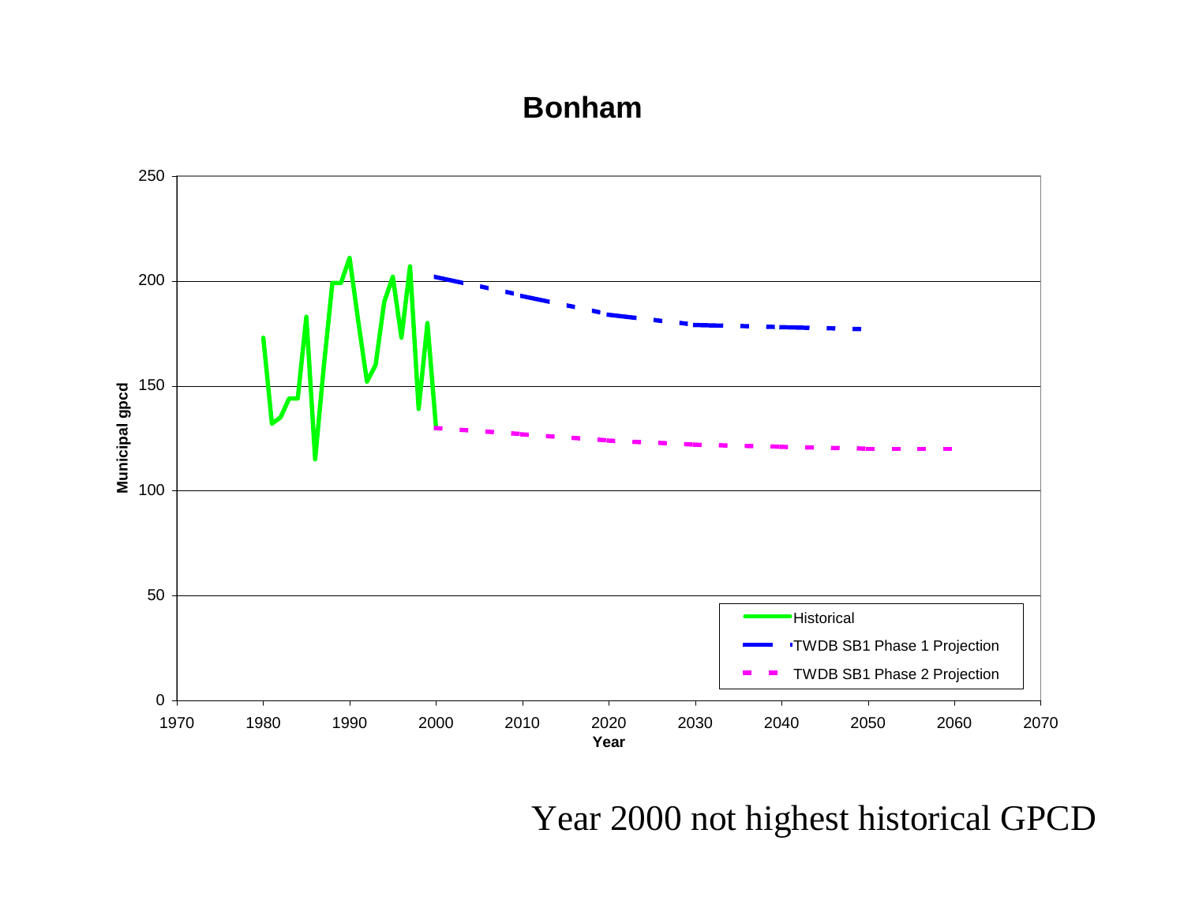**Bonham**

Year 2000 not highest historical GPCD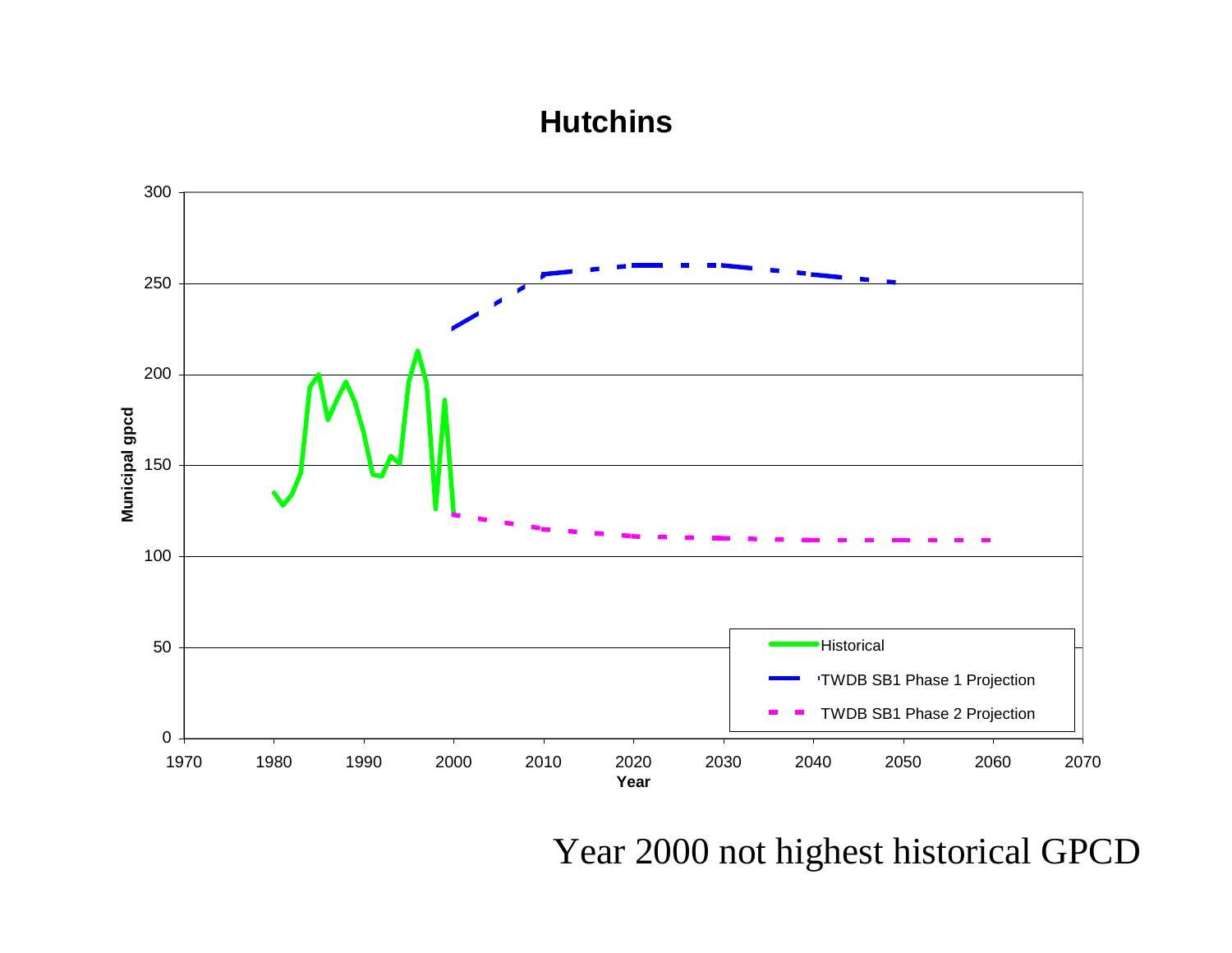# Hutchins

| Series | Description |
|---|---|
| Historical | Municipal gpcd, 1980–2000 |
| TWDB SB1 Phase 1 Projection | 2000–2050 |
| TWDB SB1 Phase 2 Projection | 2000–2060 |

Y-axis: Municipal gpcd (0–300)

X-axis: Year (1970–2070)

Year 2000 not highest historical GPCD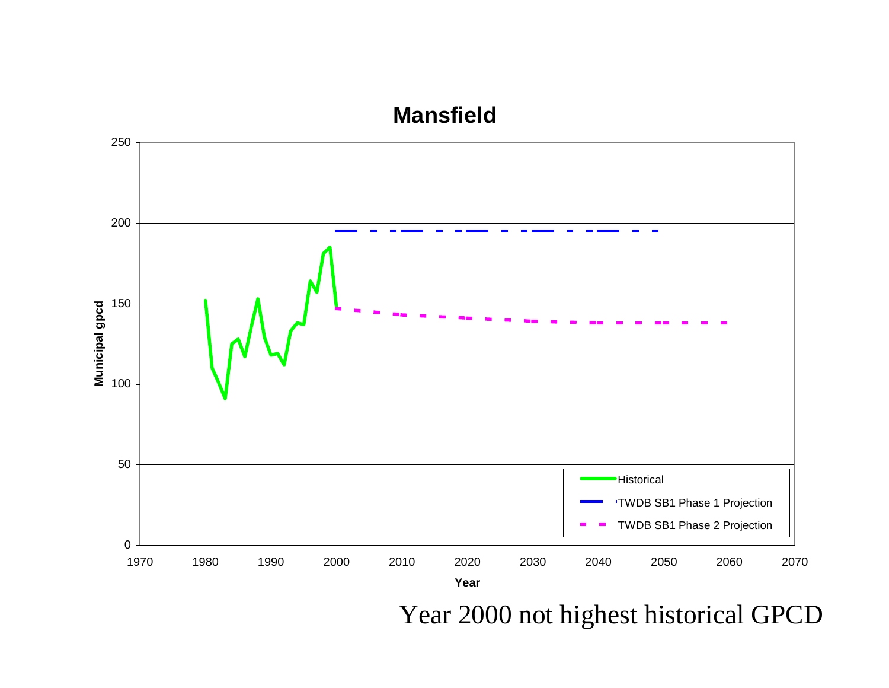# Mansfield

Municipal gpcd

| Year | Historical | TWDB SB1 Phase 1 Projection | TWDB SB1 Phase 2 Projection |
|---|---|---|---|

Year

Year 2000 not highest historical GPCD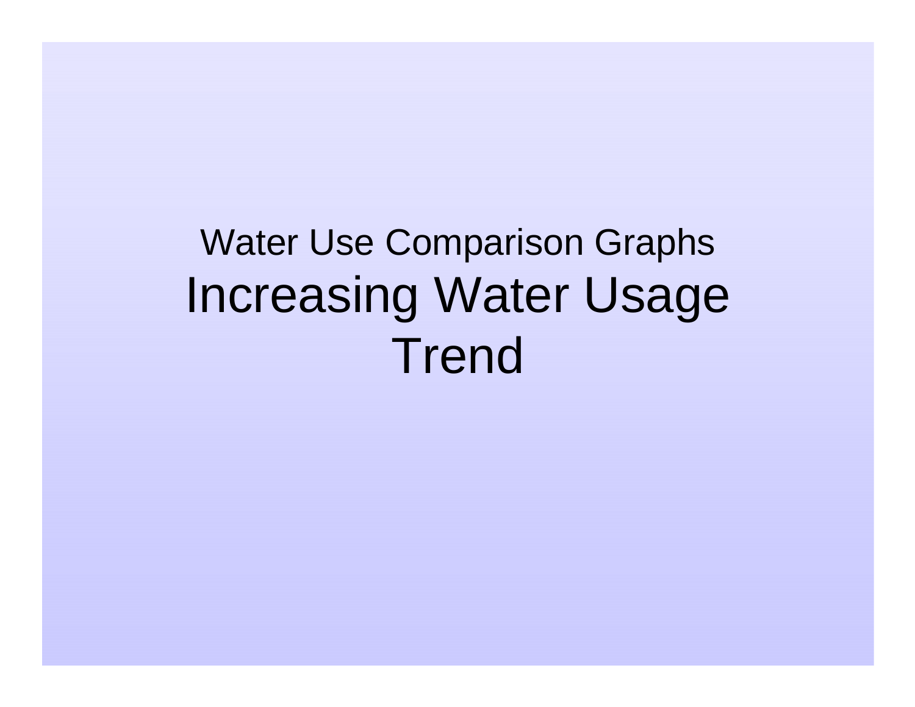Water Use Comparison Graphs

# Increasing Water Usage Trend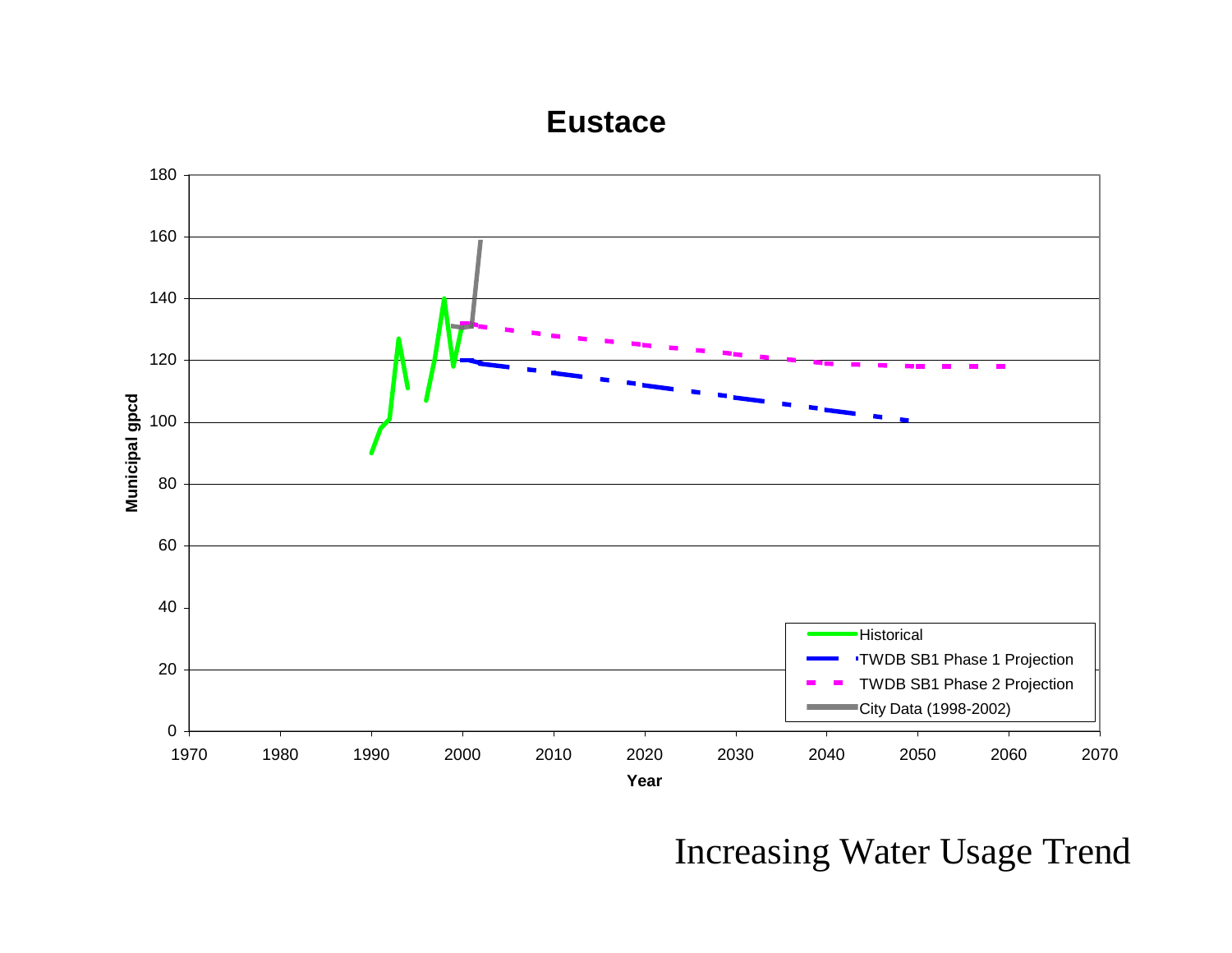# Eustace

Municipal gpcd (y-axis: 0–180) vs. Year (x-axis: 1970–2070)

Legend:
- Historical
- TWDB SB1 Phase 1 Projection
- TWDB SB1 Phase 2 Projection
- City Data (1998-2002)

Increasing Water Usage Trend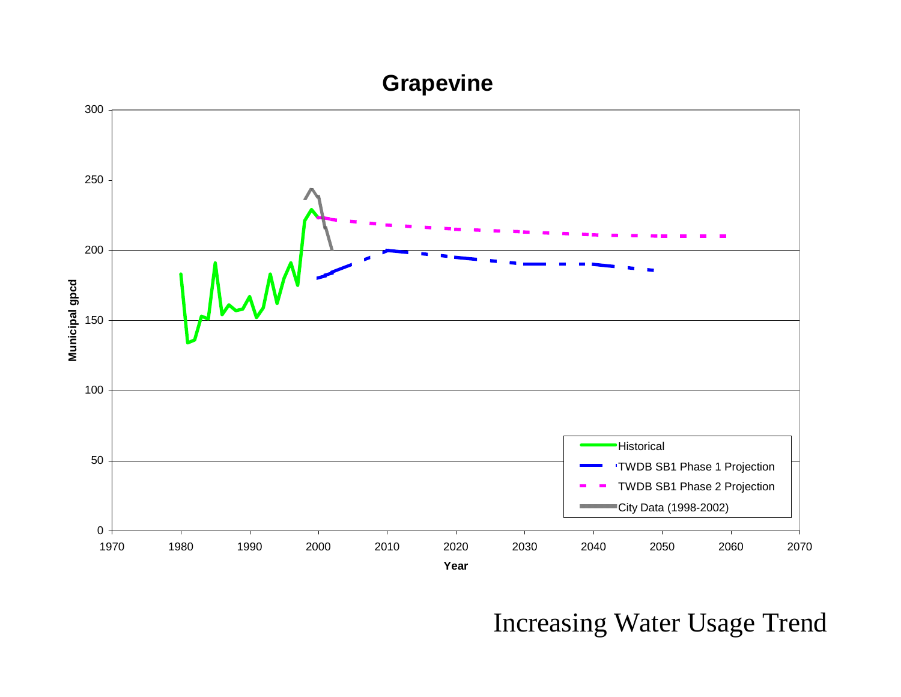## Grapevine

Municipal gpcd vs. Year (1970–2070)

Legend:
- Historical
- TWDB SB1 Phase 1 Projection
- TWDB SB1 Phase 2 Projection
- City Data (1998-2002)

Increasing Water Usage Trend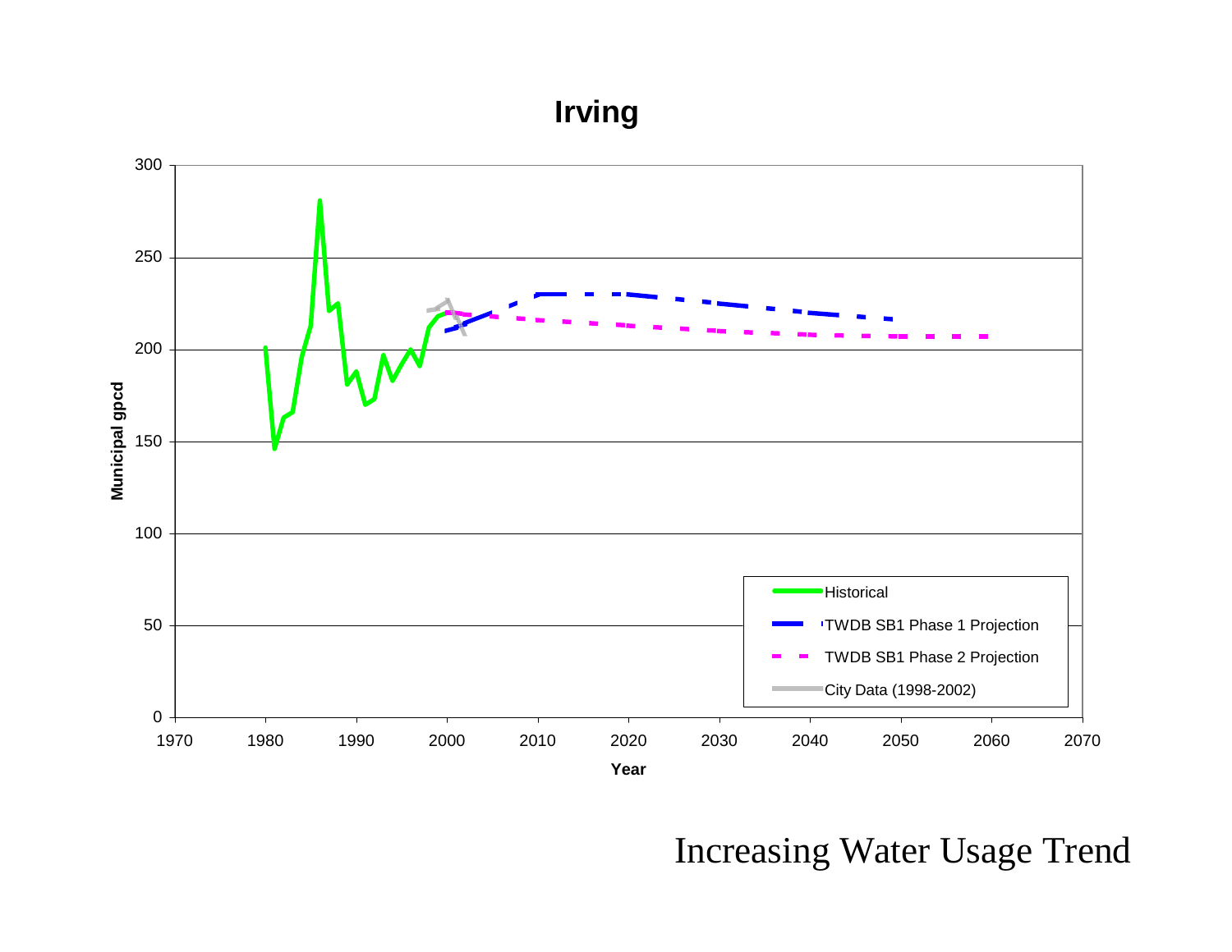# Irving

| | |
|---|---|
| **Y-axis** | Municipal gpcd (0–300) |
| **X-axis** | Year (1970–2070) |

**Legend:**
- Historical
- TWDB SB1 Phase 1 Projection
- TWDB SB1 Phase 2 Projection
- City Data (1998-2002)

Increasing Water Usage Trend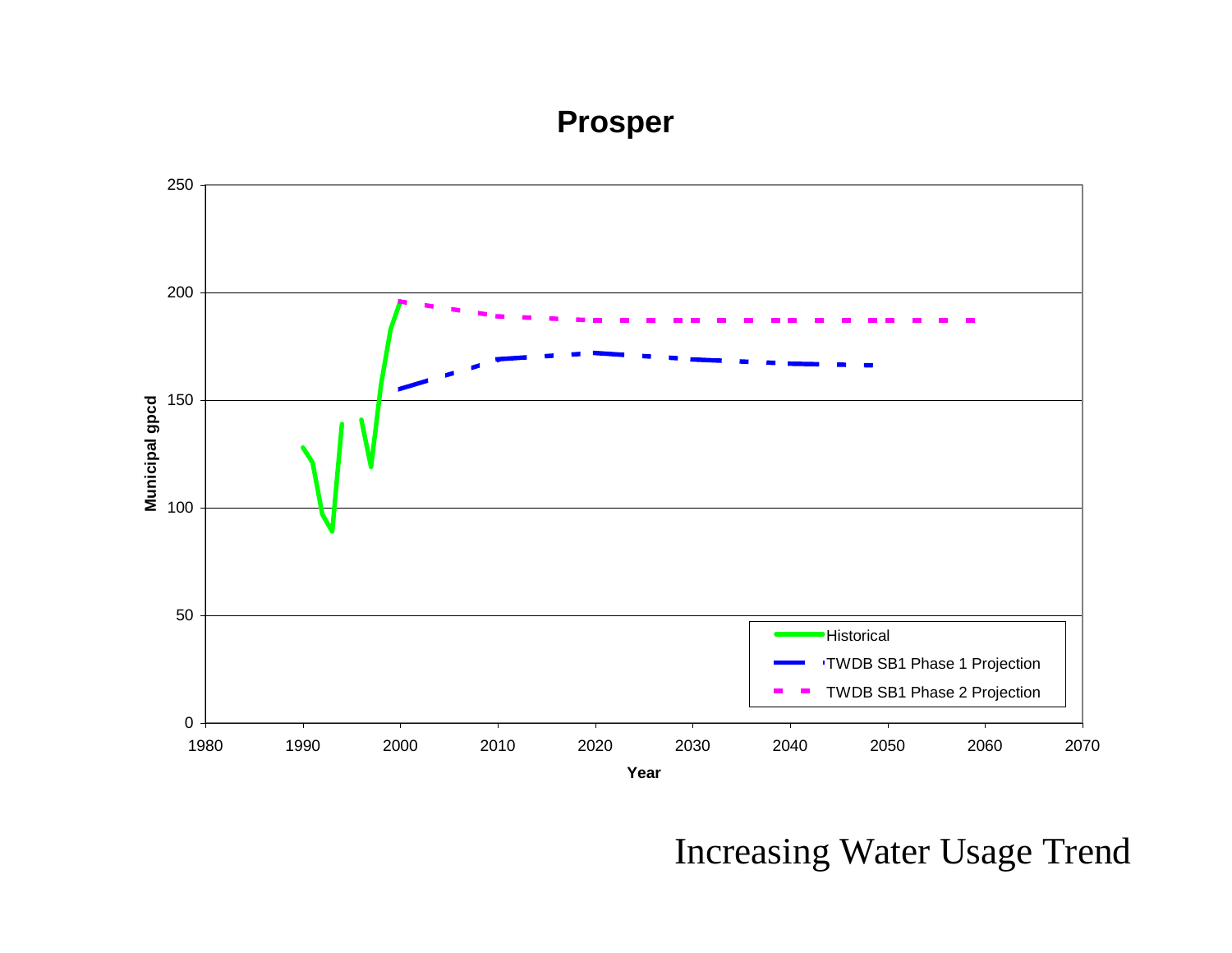## Prosper

Municipal gpcd

Year

- Historical
- TWDB SB1 Phase 1 Projection
- TWDB SB1 Phase 2 Projection

Increasing Water Usage Trend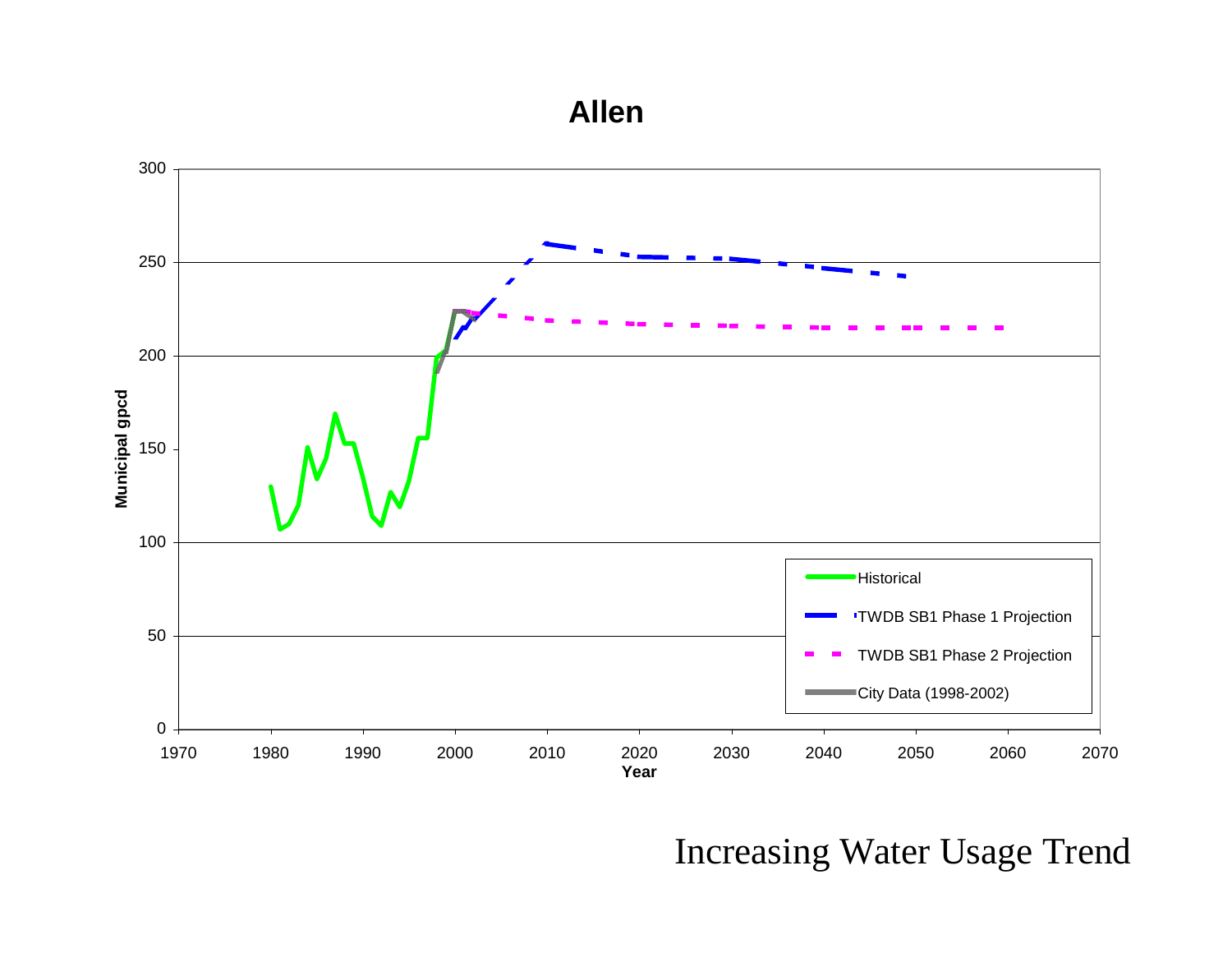# Allen

Municipal gpcd

Year

- Historical
- TWDB SB1 Phase 1 Projection
- TWDB SB1 Phase 2 Projection
- City Data (1998-2002)

Increasing Water Usage Trend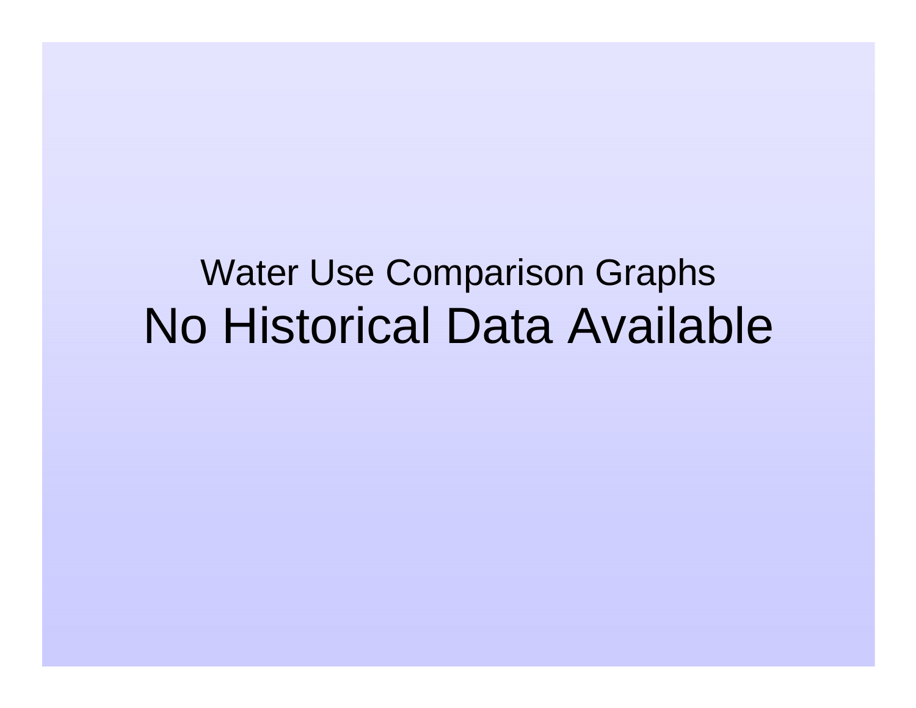Water Use Comparison Graphs

# No Historical Data Available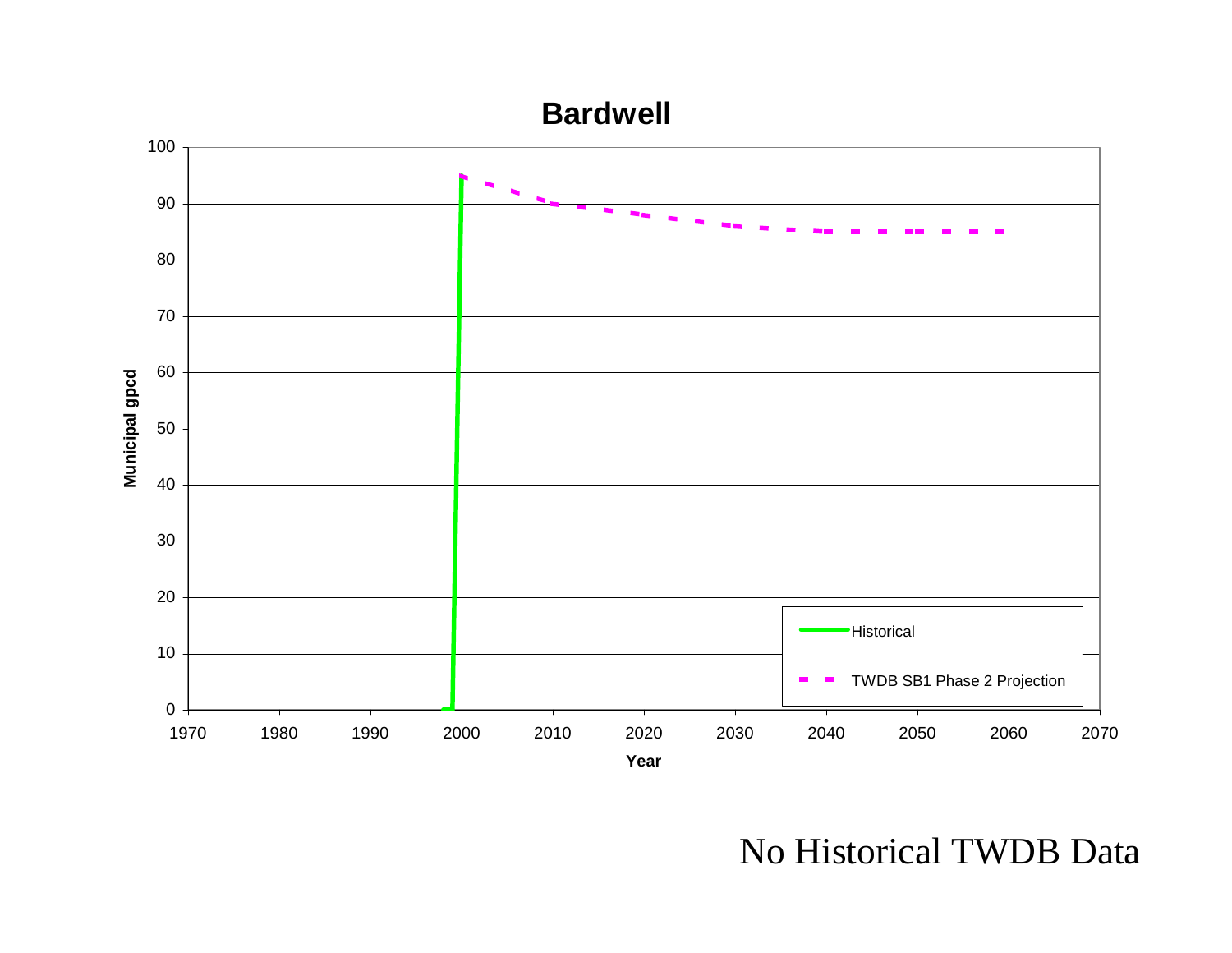**Bardwell**

Municipal gpcd (0–100) vs. Year (1970–2070)

- Historical
- TWDB SB1 Phase 2 Projection

No Historical TWDB Data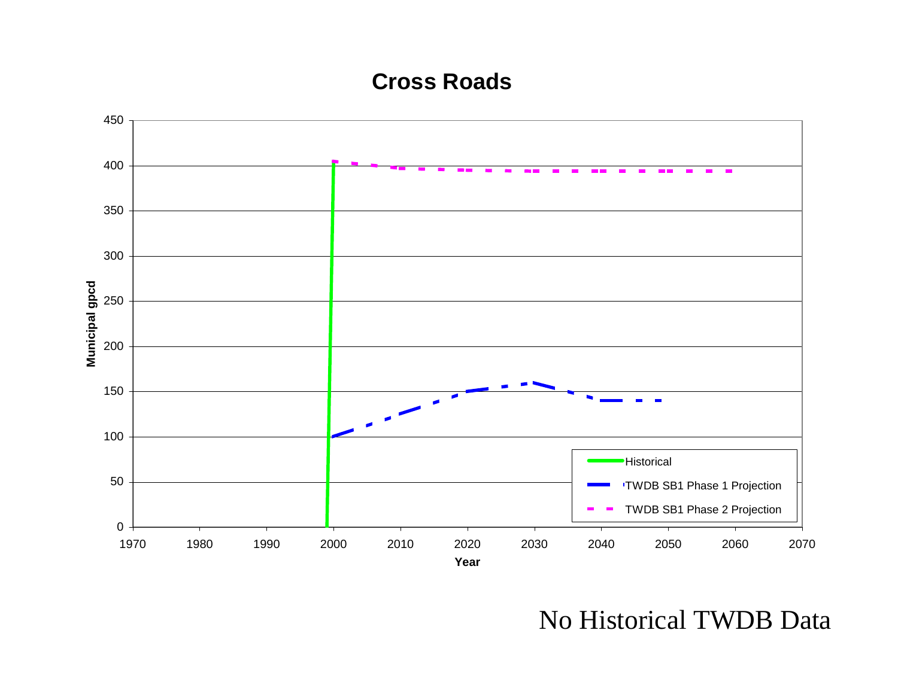# Cross Roads

| Legend |
| --- |
| Historical |
| TWDB SB1 Phase 1 Projection |
| TWDB SB1 Phase 2 Projection |

Municipal gpcd (y-axis, 0–450) vs. Year (x-axis, 1970–2070)

No Historical TWDB Data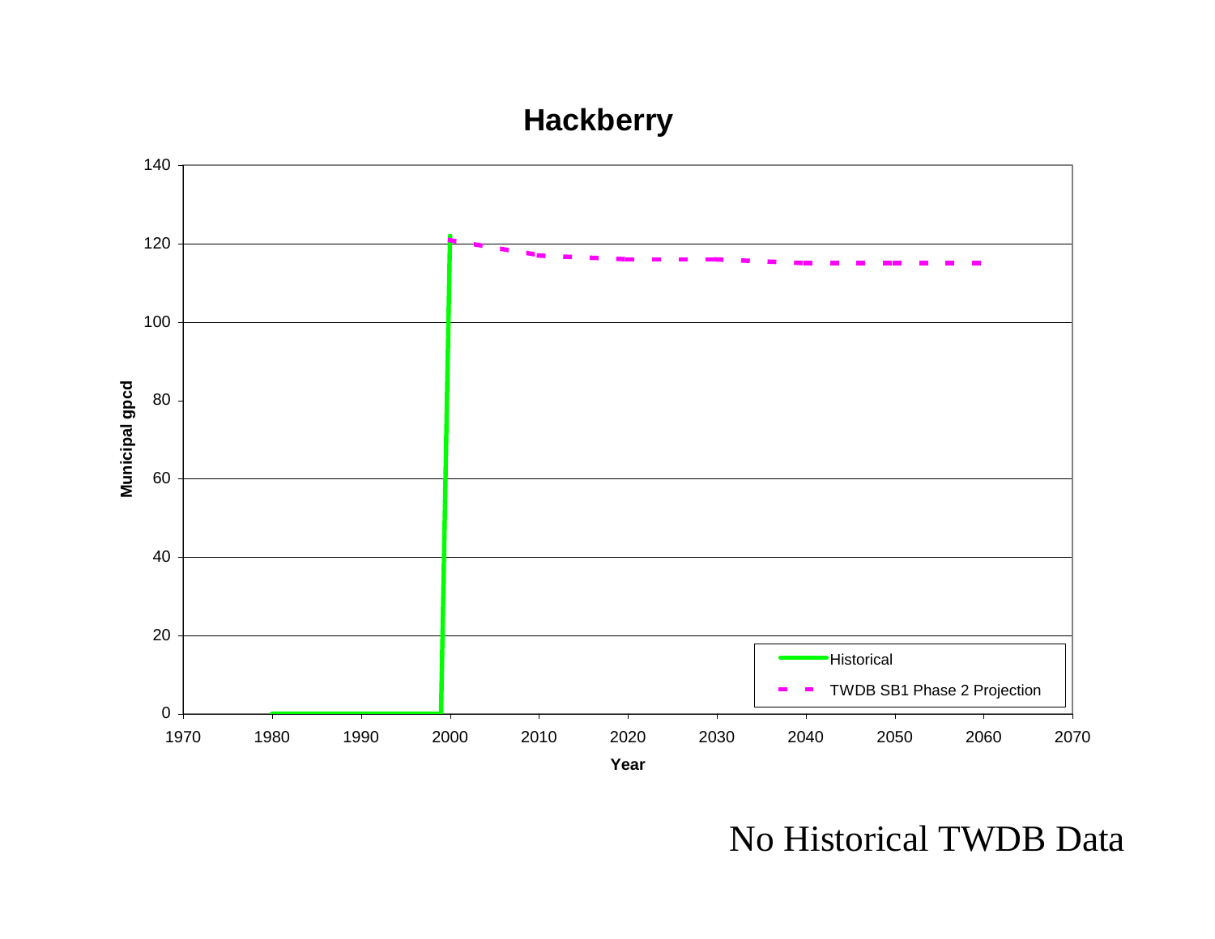## Hackberry

| Axis | Label |
|---|---|
| Y-axis | Municipal gpcd (0–140) |
| X-axis | Year (1970–2070) |

Legend: Historical; TWDB SB1 Phase 2 Projection

No Historical TWDB Data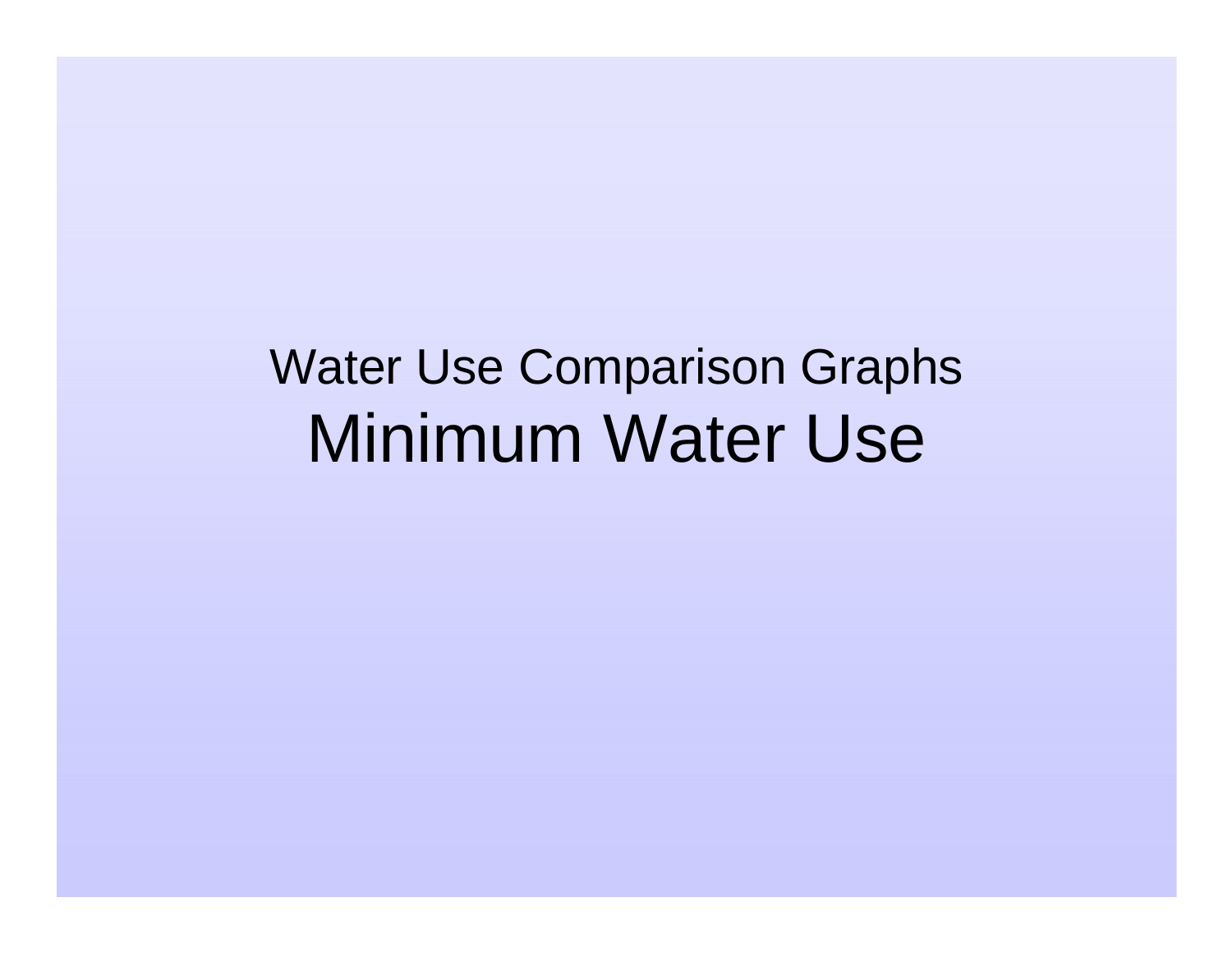Water Use Comparison Graphs

# Minimum Water Use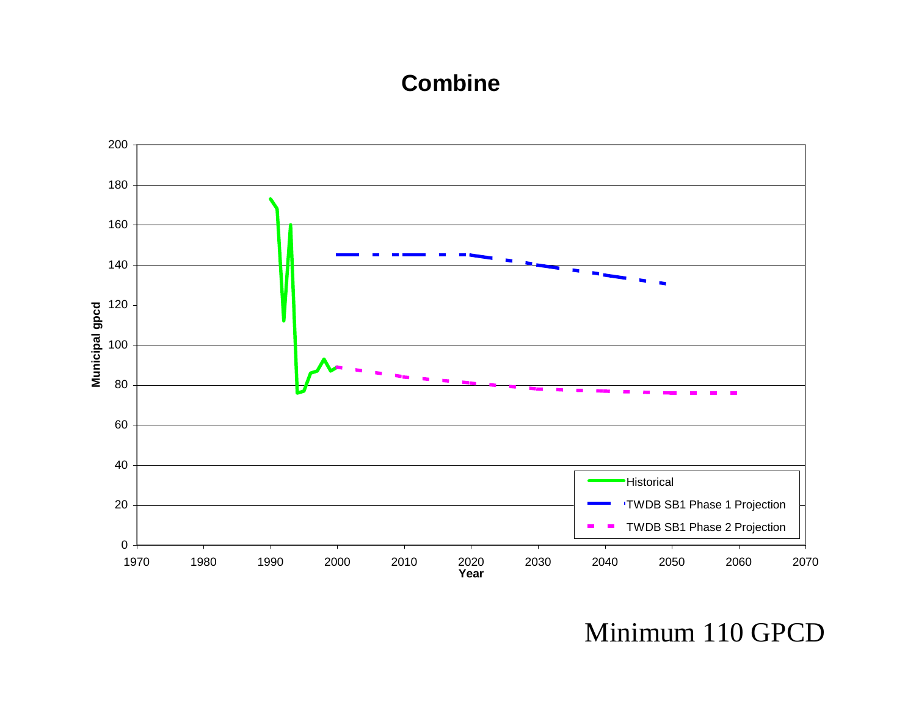# Combine

Minimum 110 GPCD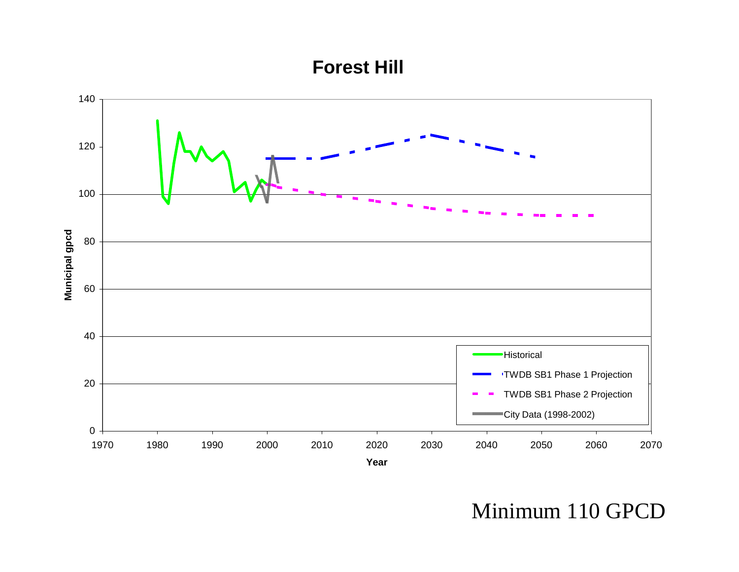# Forest Hill

Municipal gpcd

Year

- Historical
- TWDB SB1 Phase 1 Projection
- TWDB SB1 Phase 2 Projection
- City Data (1998-2002)

Minimum 110 GPCD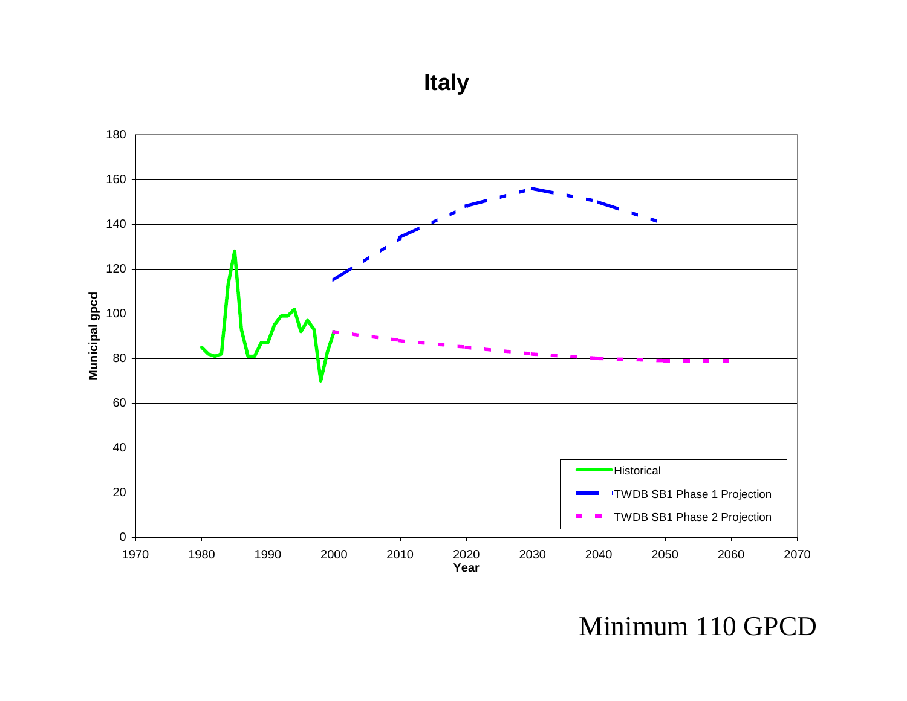# Italy

Minimum 110 GPCD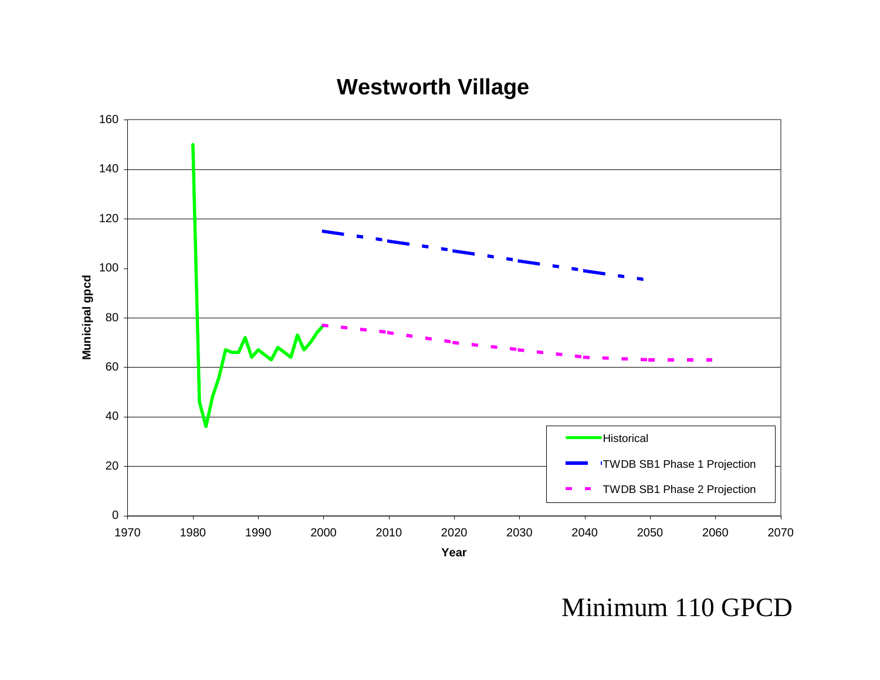## Westworth Village

Municipal gpcd

Year

- Historical
- TWDB SB1 Phase 1 Projection
- TWDB SB1 Phase 2 Projection

Minimum 110 GPCD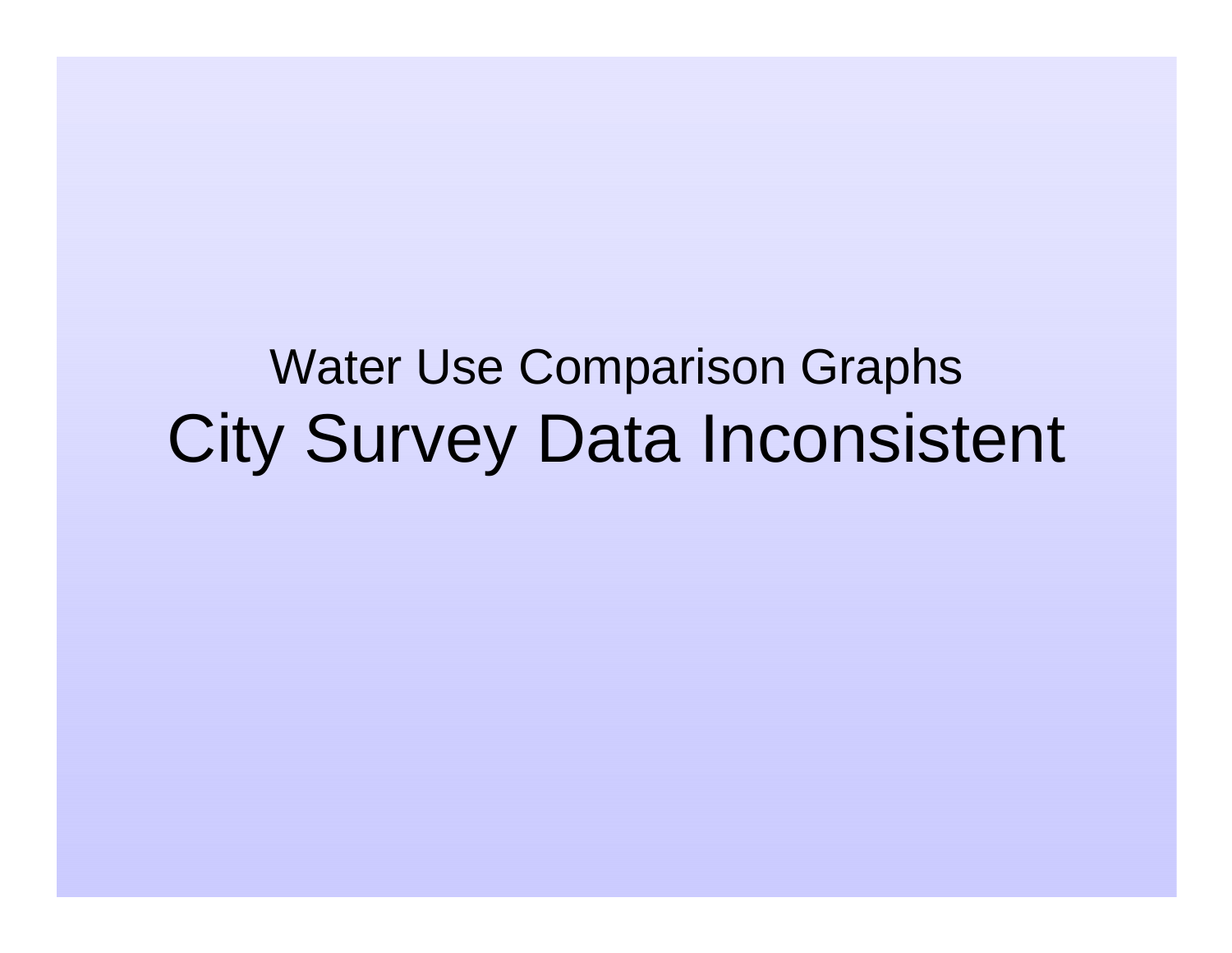Water Use Comparison Graphs

# City Survey Data Inconsistent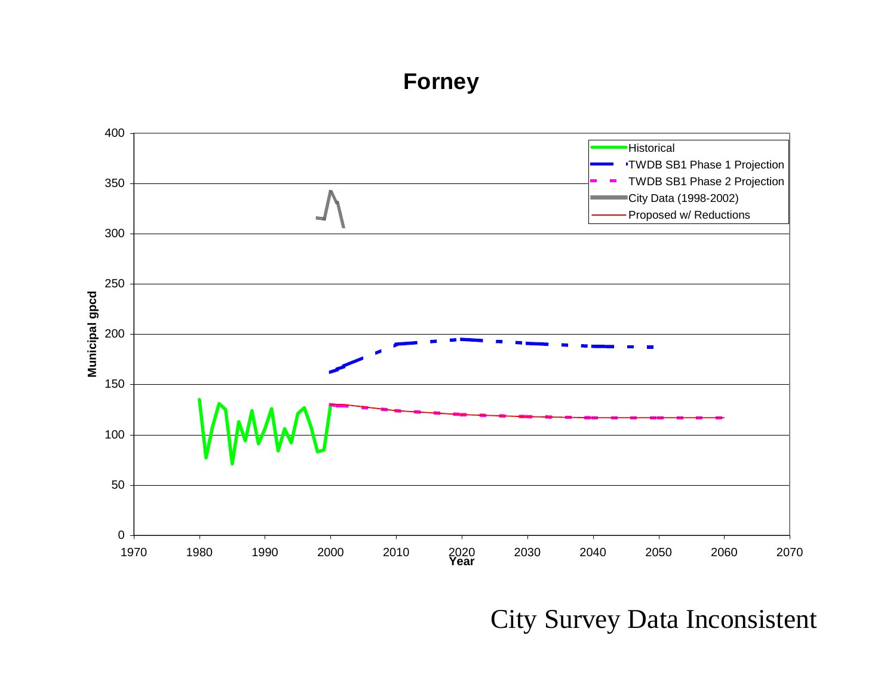# Forney

City Survey Data Inconsistent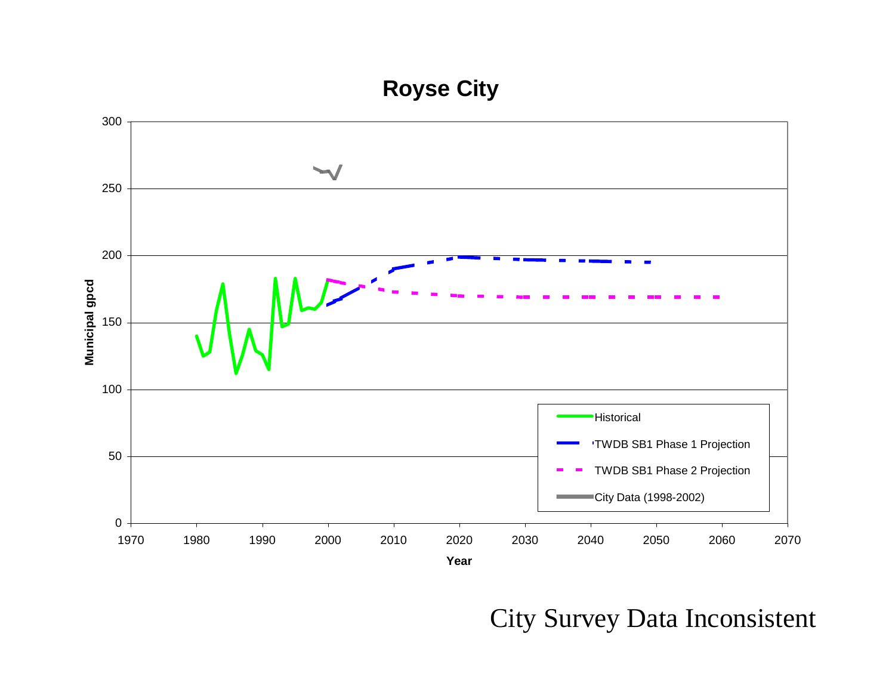## Royse City

Municipal gpcd

Year

- Historical
- TWDB SB1 Phase 1 Projection
- TWDB SB1 Phase 2 Projection
- City Data (1998-2002)

City Survey Data Inconsistent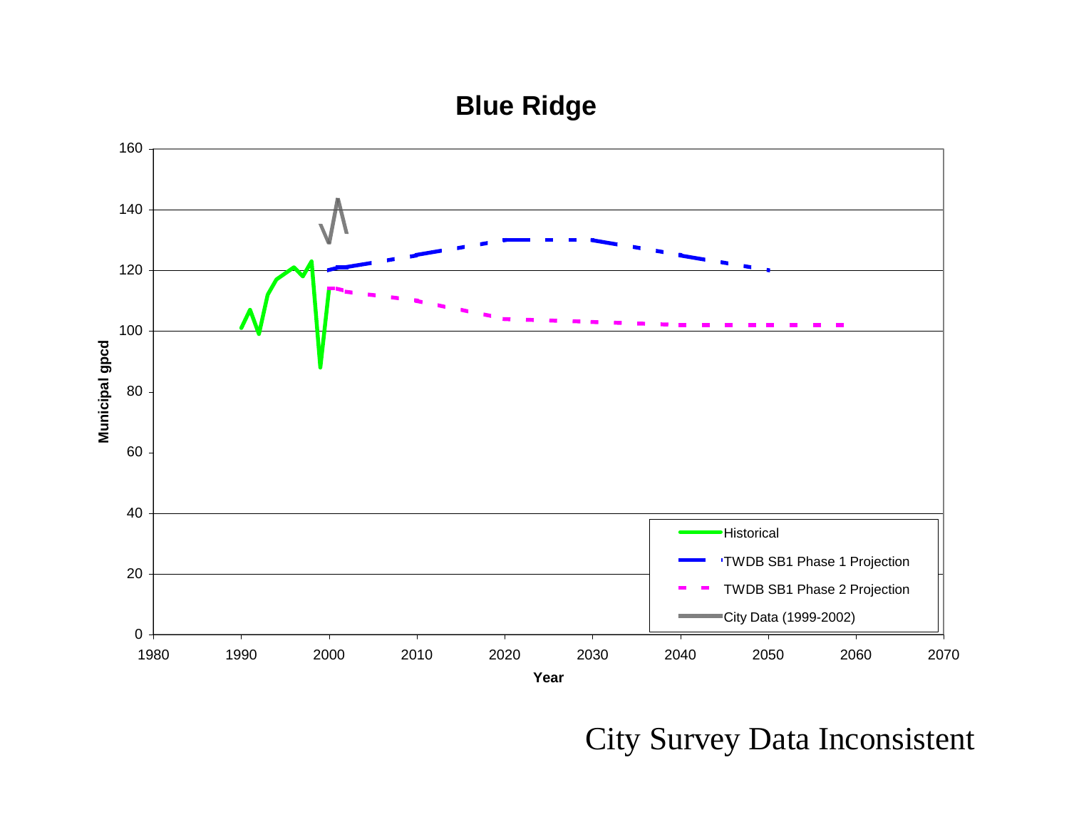# Blue Ridge

| Legend |
| --- |
| Historical |
| TWDB SB1 Phase 1 Projection |
| TWDB SB1 Phase 2 Projection |
| City Data (1999-2002) |

Municipal gpcd (y-axis: 0–160); Year (x-axis: 1980–2070)

City Survey Data Inconsistent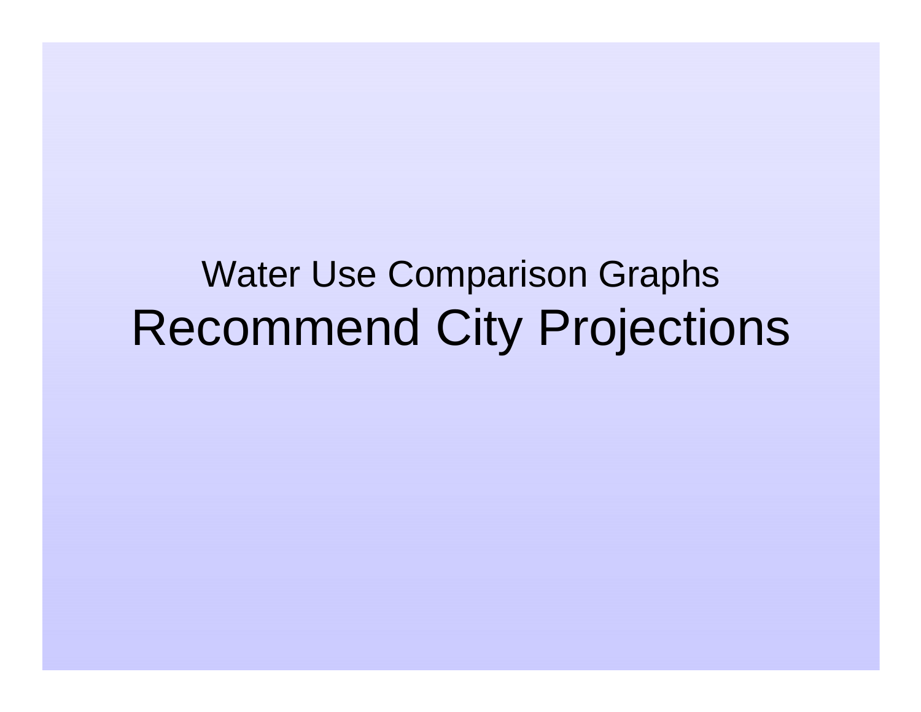Water Use Comparison Graphs

# Recommend City Projections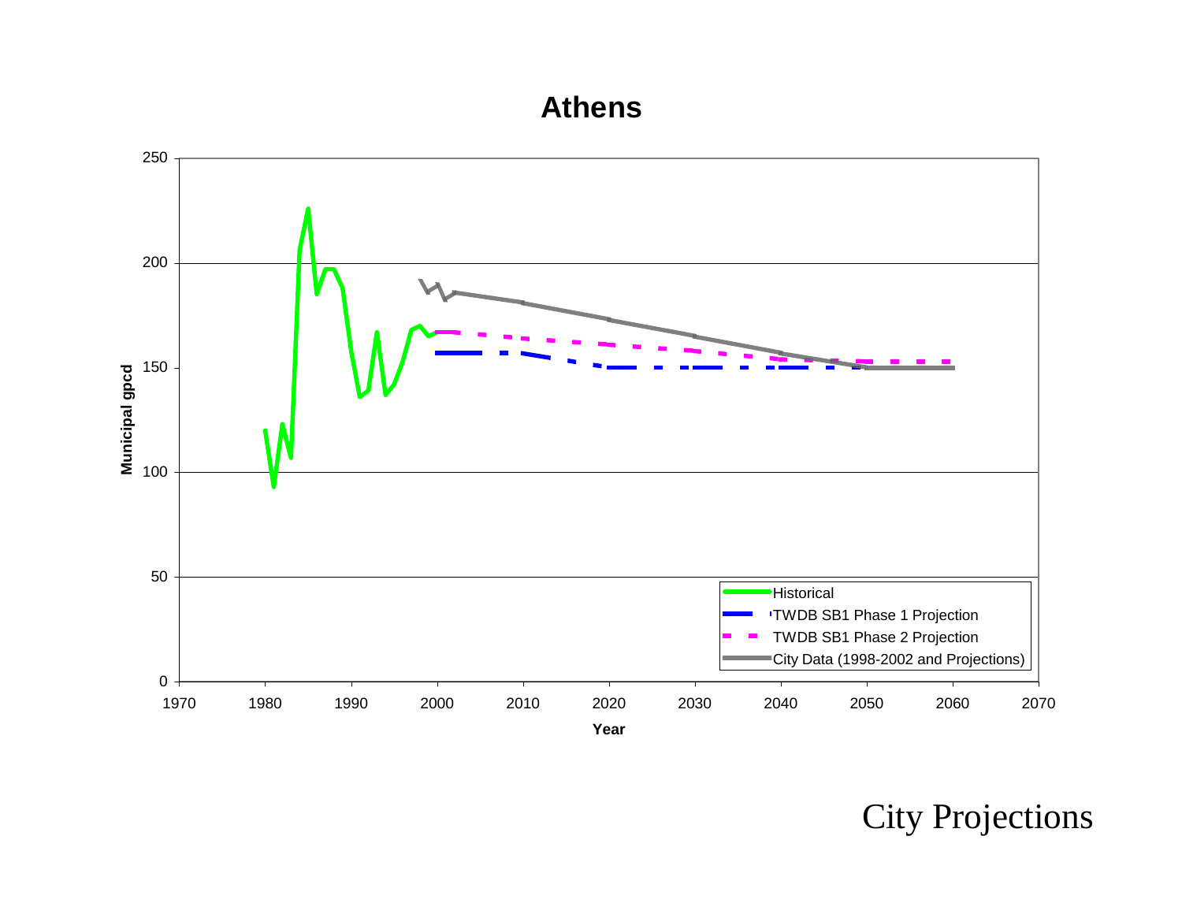**Athens**

Municipal gpcd

Year

- Historical
- TWDB SB1 Phase 1 Projection
- TWDB SB1 Phase 2 Projection
- City Data (1998-2002 and Projections)

City Projections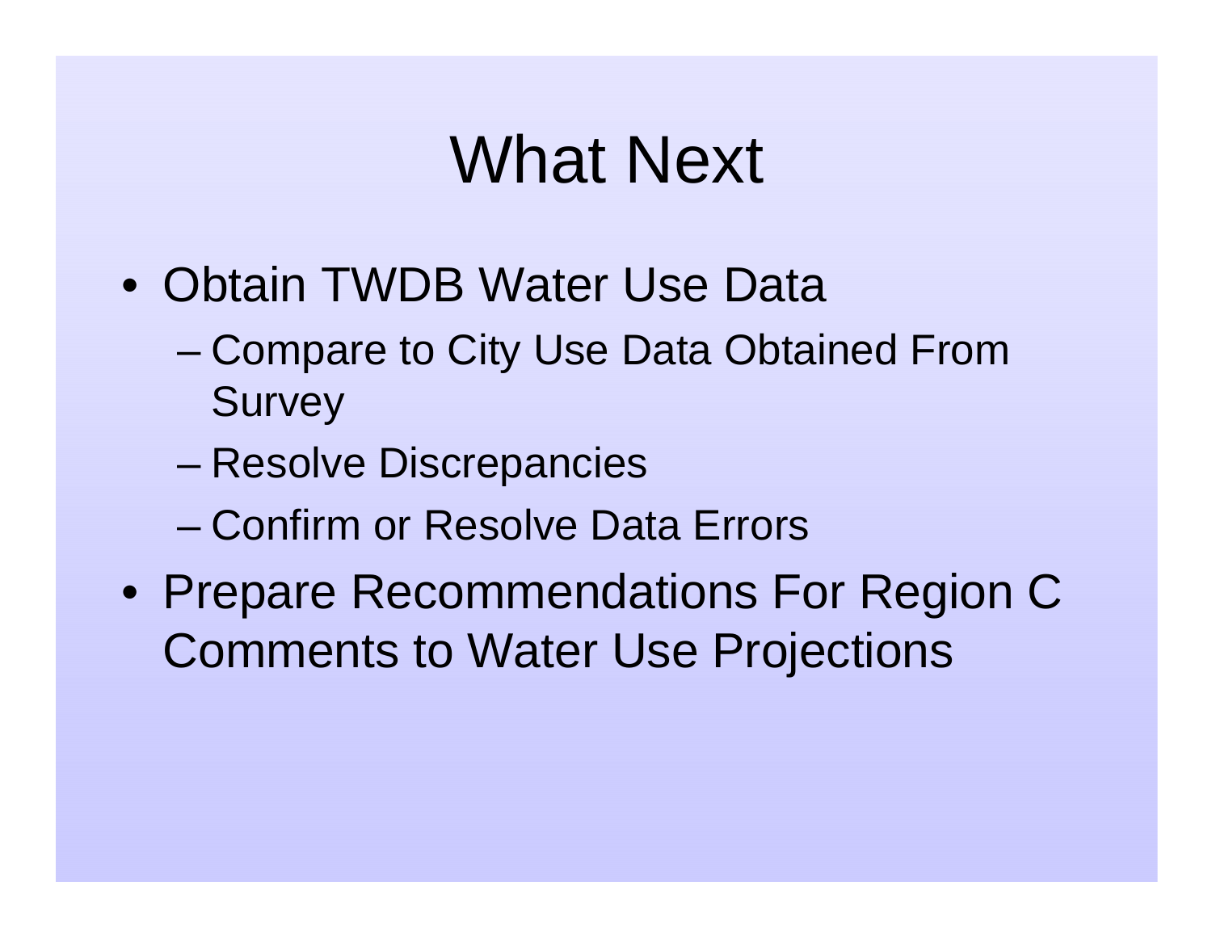# What Next

- Obtain TWDB Water Use Data
  - Compare to City Use Data Obtained From Survey
  - Resolve Discrepancies
  - Confirm or Resolve Data Errors
- Prepare Recommendations For Region C Comments to Water Use Projections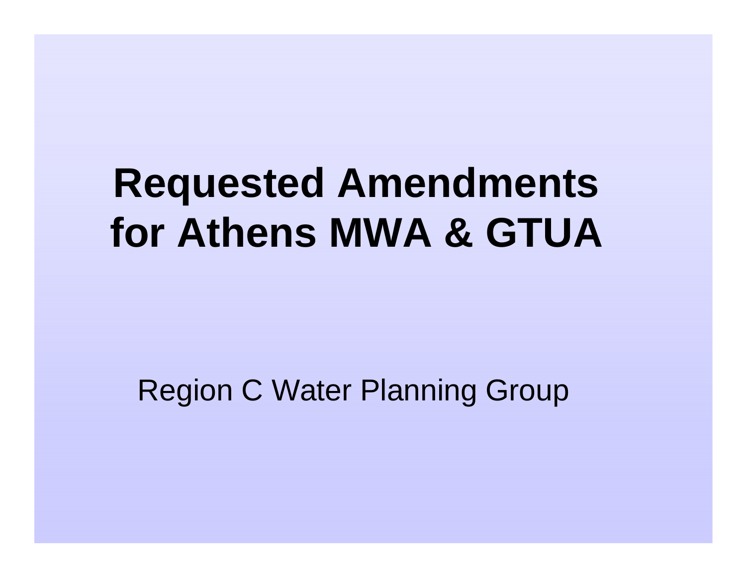# Requested Amendments for Athens MWA & GTUA

Region C Water Planning Group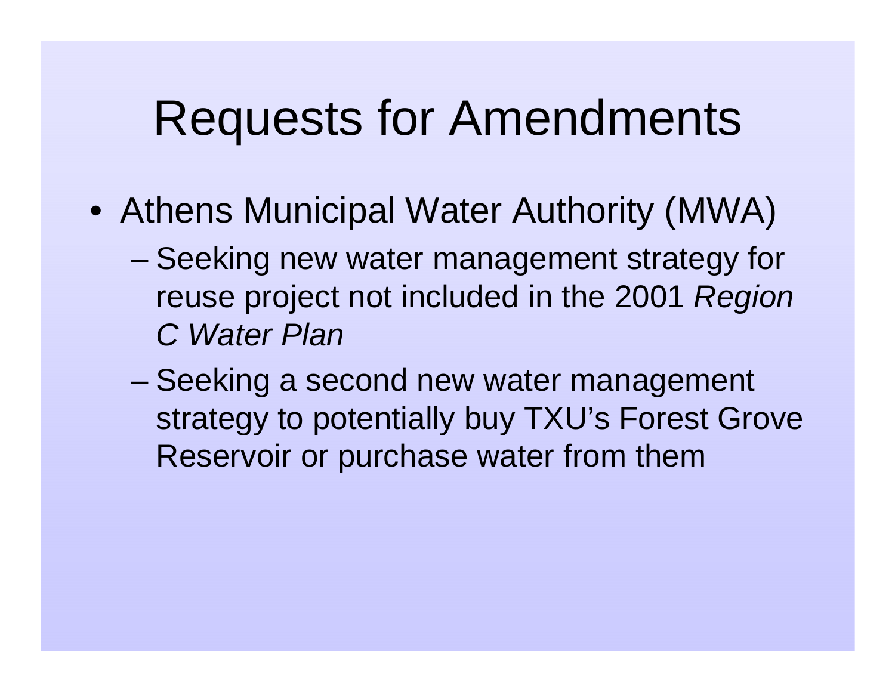# Requests for Amendments

- Athens Municipal Water Authority (MWA)
  - Seeking new water management strategy for reuse project not included in the 2001 *Region C Water Plan*
  - Seeking a second new water management strategy to potentially buy TXU's Forest Grove Reservoir or purchase water from them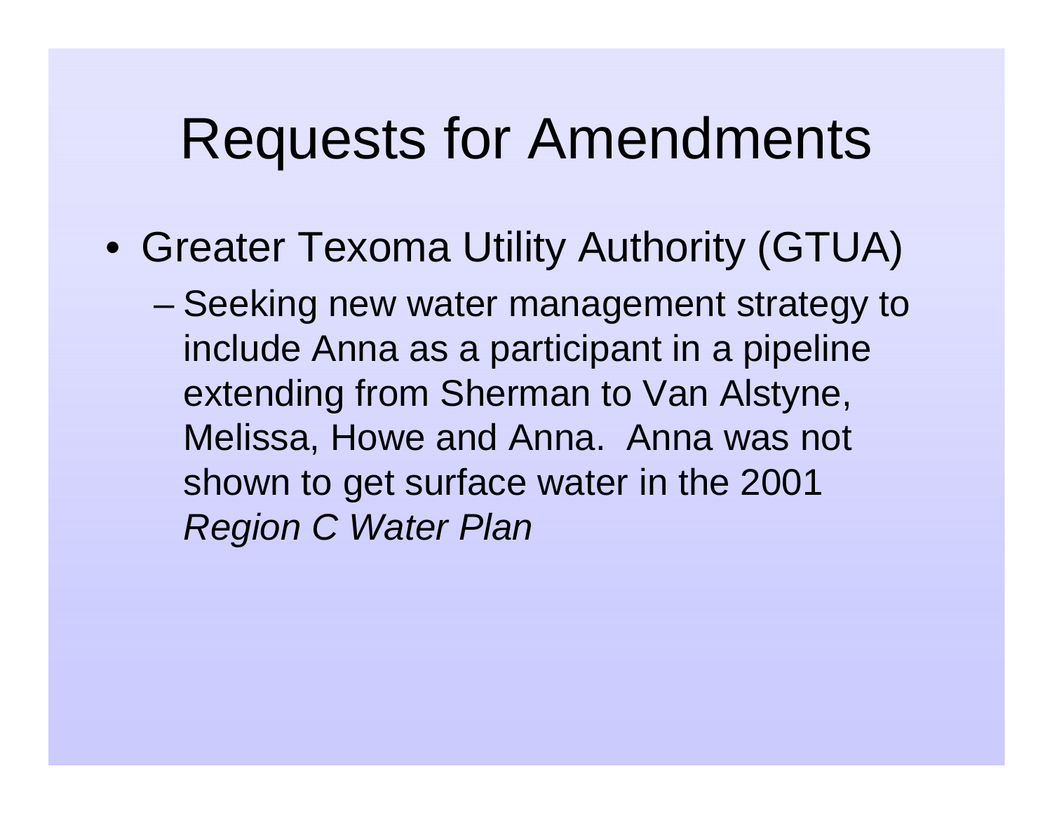# Requests for Amendments

- Greater Texoma Utility Authority (GTUA)
  - Seeking new water management strategy to include Anna as a participant in a pipeline extending from Sherman to Van Alstyne, Melissa, Howe and Anna. Anna was not shown to get surface water in the 2001 *Region C Water Plan*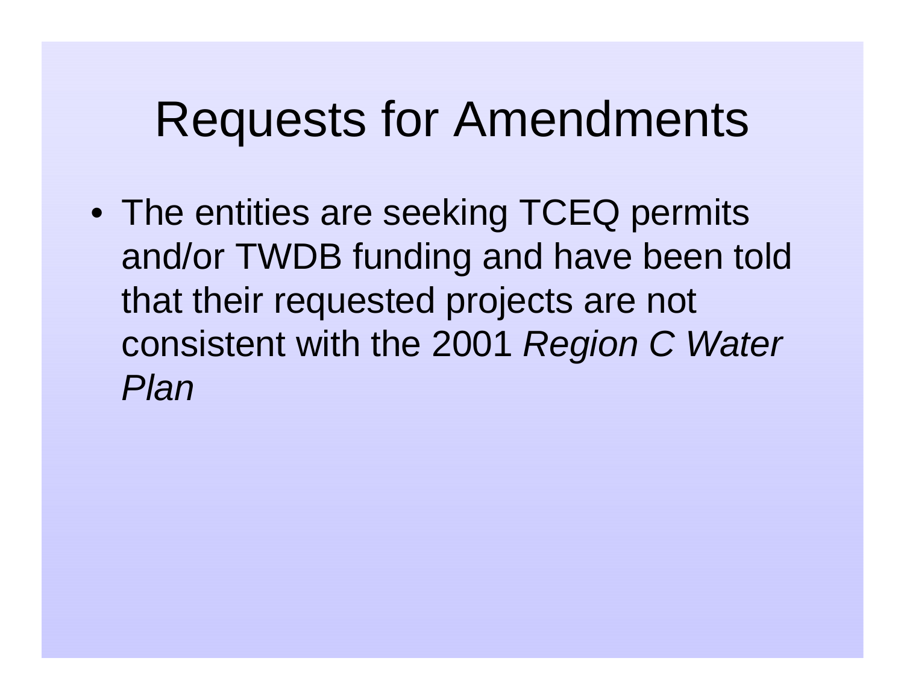# Requests for Amendments

- The entities are seeking TCEQ permits and/or TWDB funding and have been told that their requested projects are not consistent with the 2001 *Region C Water Plan*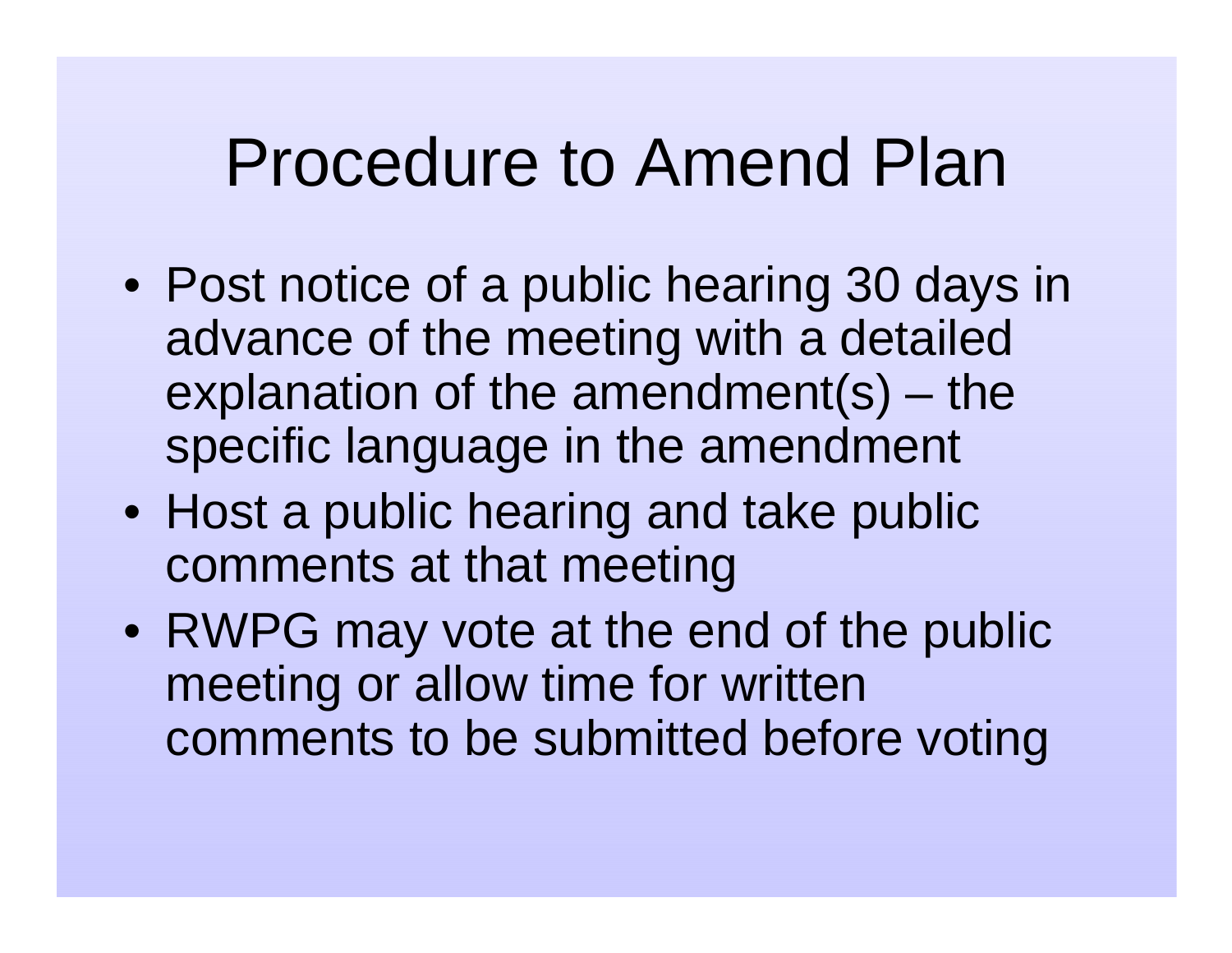# Procedure to Amend Plan

- Post notice of a public hearing 30 days in advance of the meeting with a detailed explanation of the amendment(s) – the specific language in the amendment
- Host a public hearing and take public comments at that meeting
- RWPG may vote at the end of the public meeting or allow time for written comments to be submitted before voting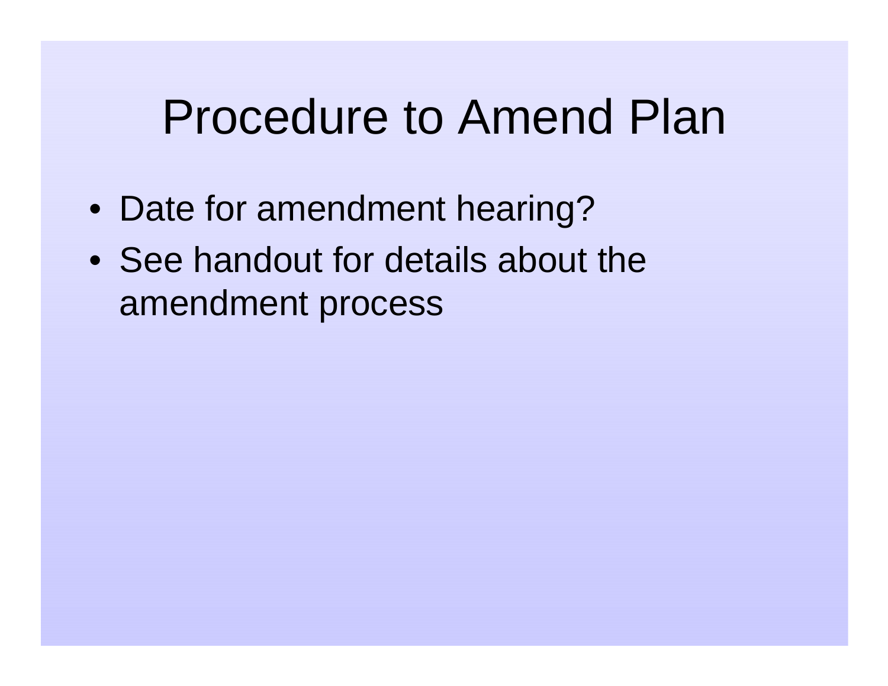# Procedure to Amend Plan

- Date for amendment hearing?
- See handout for details about the amendment process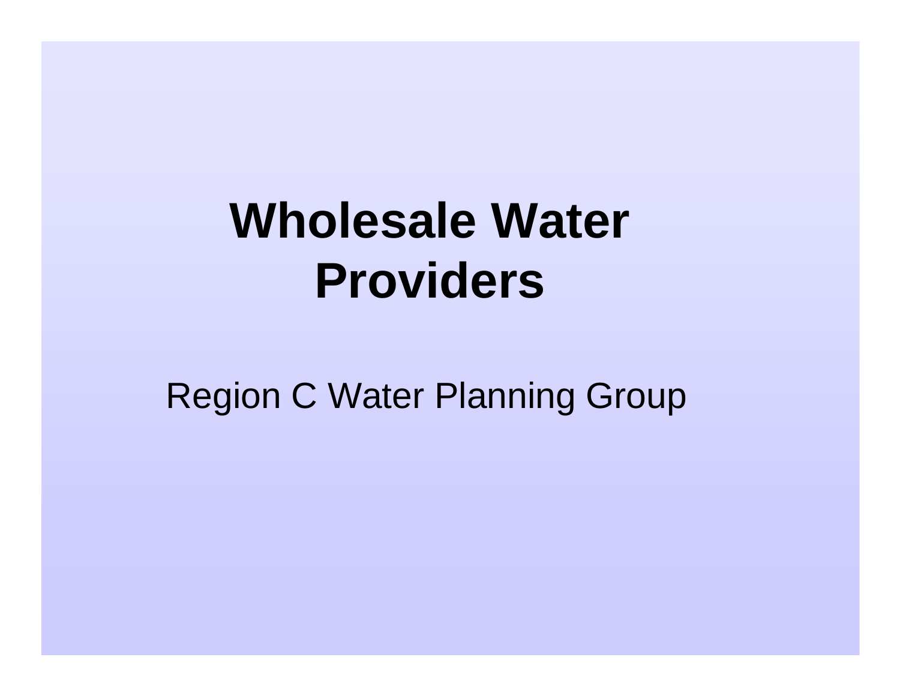# Wholesale Water Providers

Region C Water Planning Group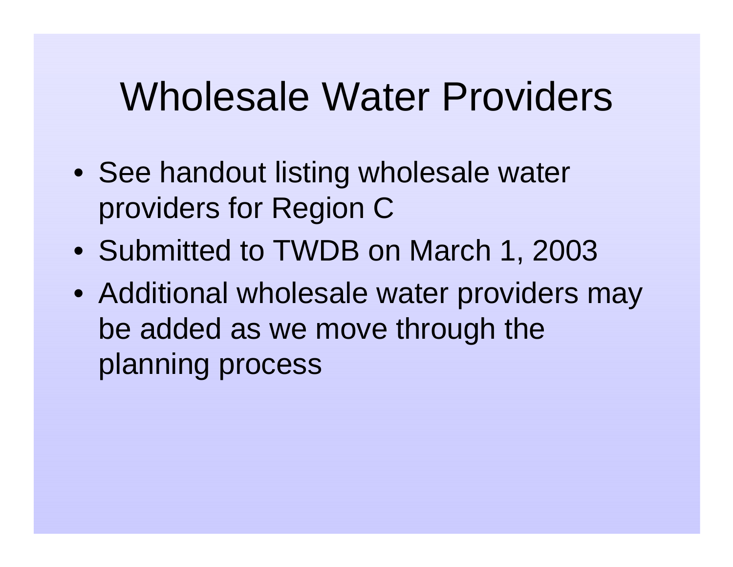# Wholesale Water Providers

- See handout listing wholesale water providers for Region C
- Submitted to TWDB on March 1, 2003
- Additional wholesale water providers may be added as we move through the planning process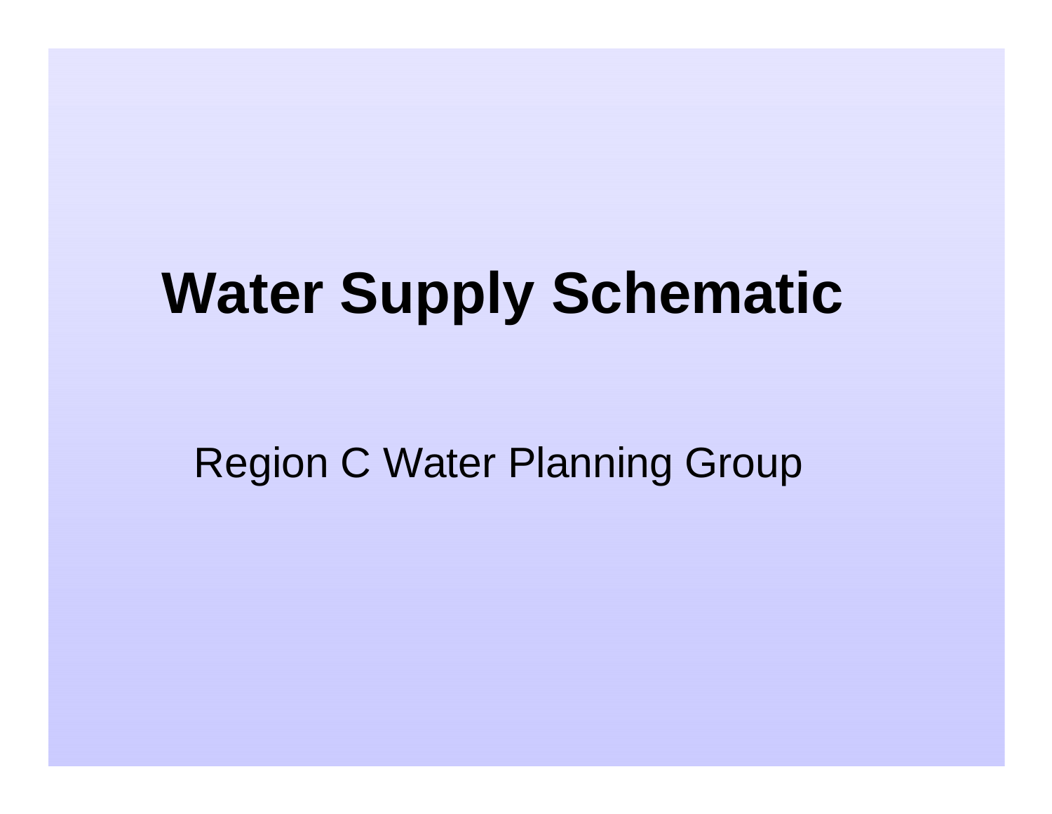# Water Supply Schematic

Region C Water Planning Group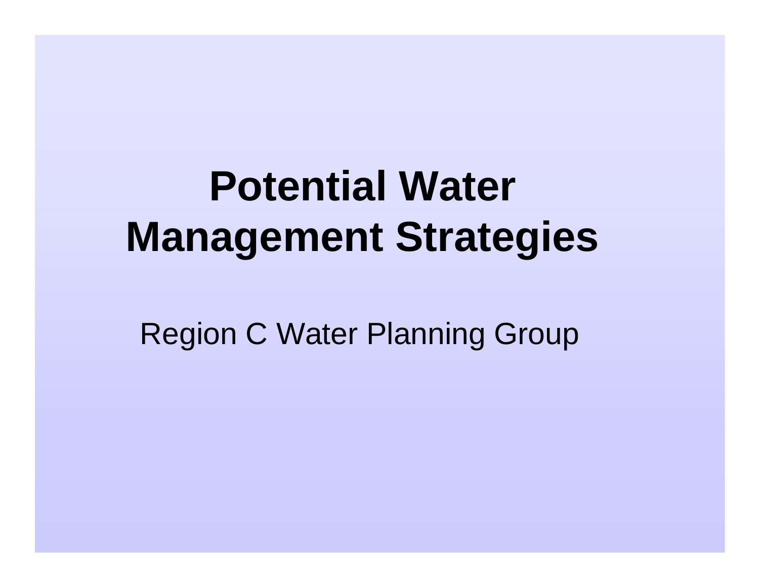# Potential Water Management Strategies

Region C Water Planning Group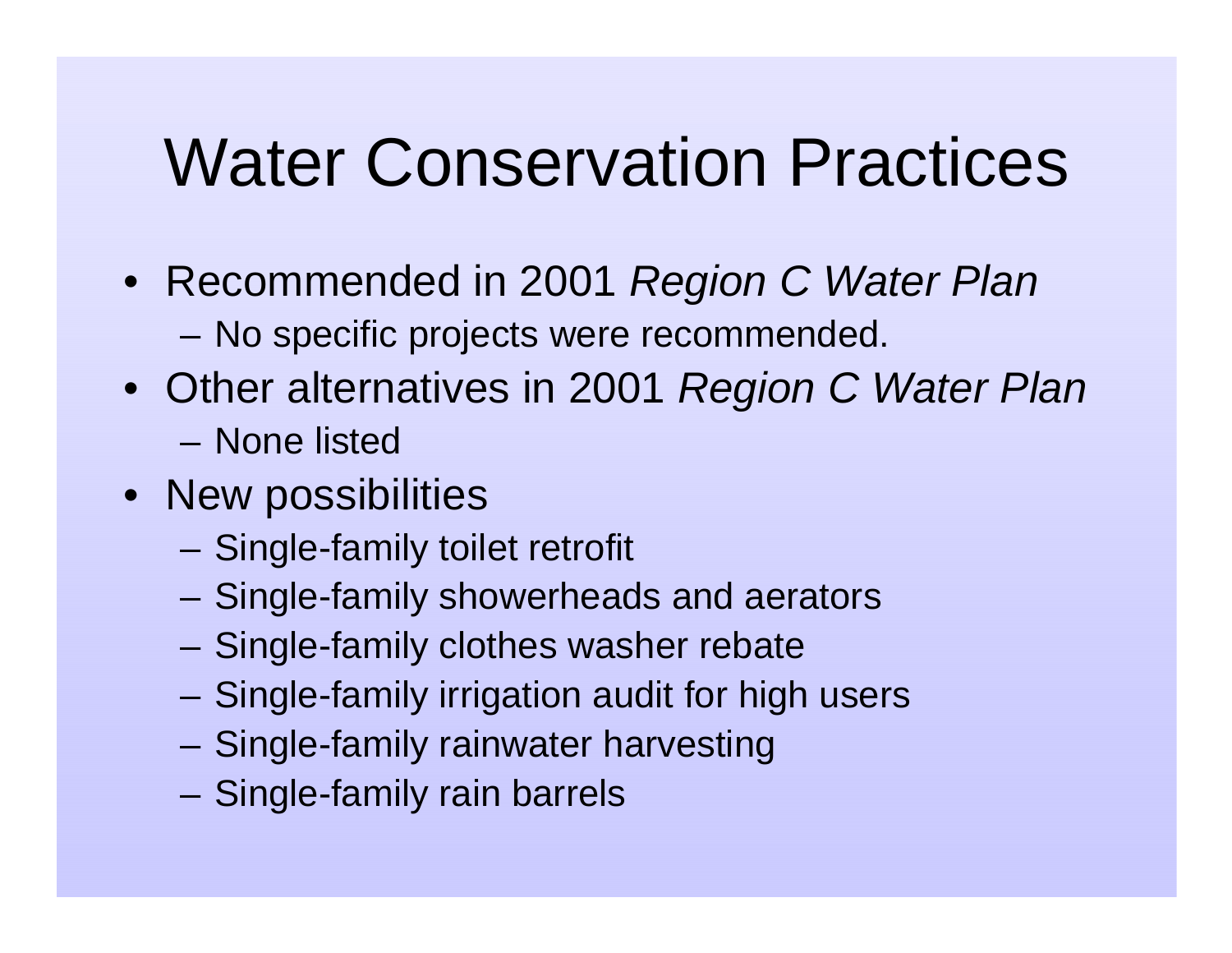# Water Conservation Practices

- Recommended in 2001 *Region C Water Plan*
  - No specific projects were recommended.
- Other alternatives in 2001 *Region C Water Plan*
  - None listed
- New possibilities
  - Single-family toilet retrofit
  - Single-family showerheads and aerators
  - Single-family clothes washer rebate
  - Single-family irrigation audit for high users
  - Single-family rainwater harvesting
  - Single-family rain barrels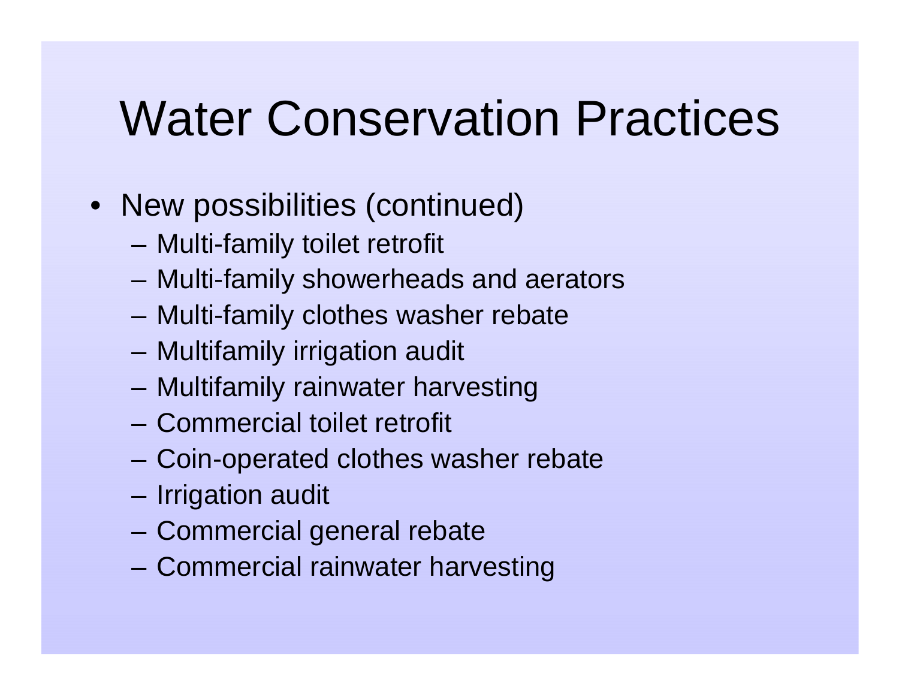# Water Conservation Practices

- New possibilities (continued)
  - Multi-family toilet retrofit
  - Multi-family showerheads and aerators
  - Multi-family clothes washer rebate
  - Multifamily irrigation audit
  - Multifamily rainwater harvesting
  - Commercial toilet retrofit
  - Coin-operated clothes washer rebate
  - Irrigation audit
  - Commercial general rebate
  - Commercial rainwater harvesting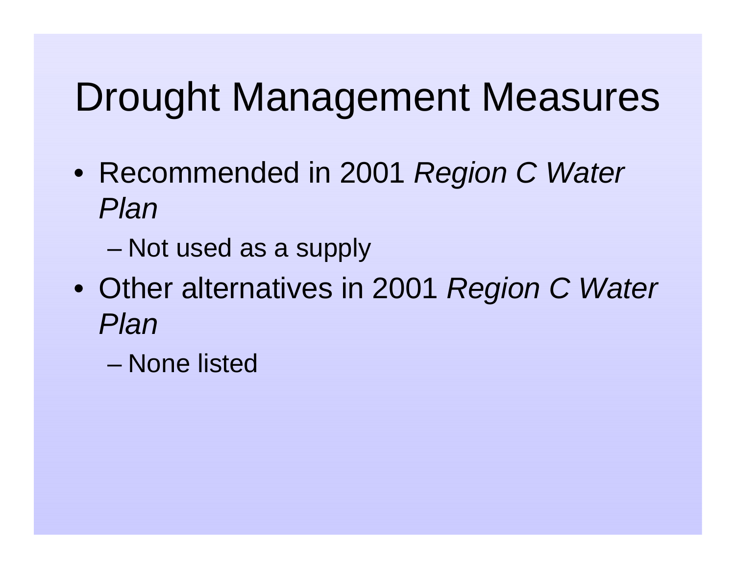# Drought Management Measures

- Recommended in 2001 *Region C Water Plan*
  - Not used as a supply
- Other alternatives in 2001 *Region C Water Plan*
  - None listed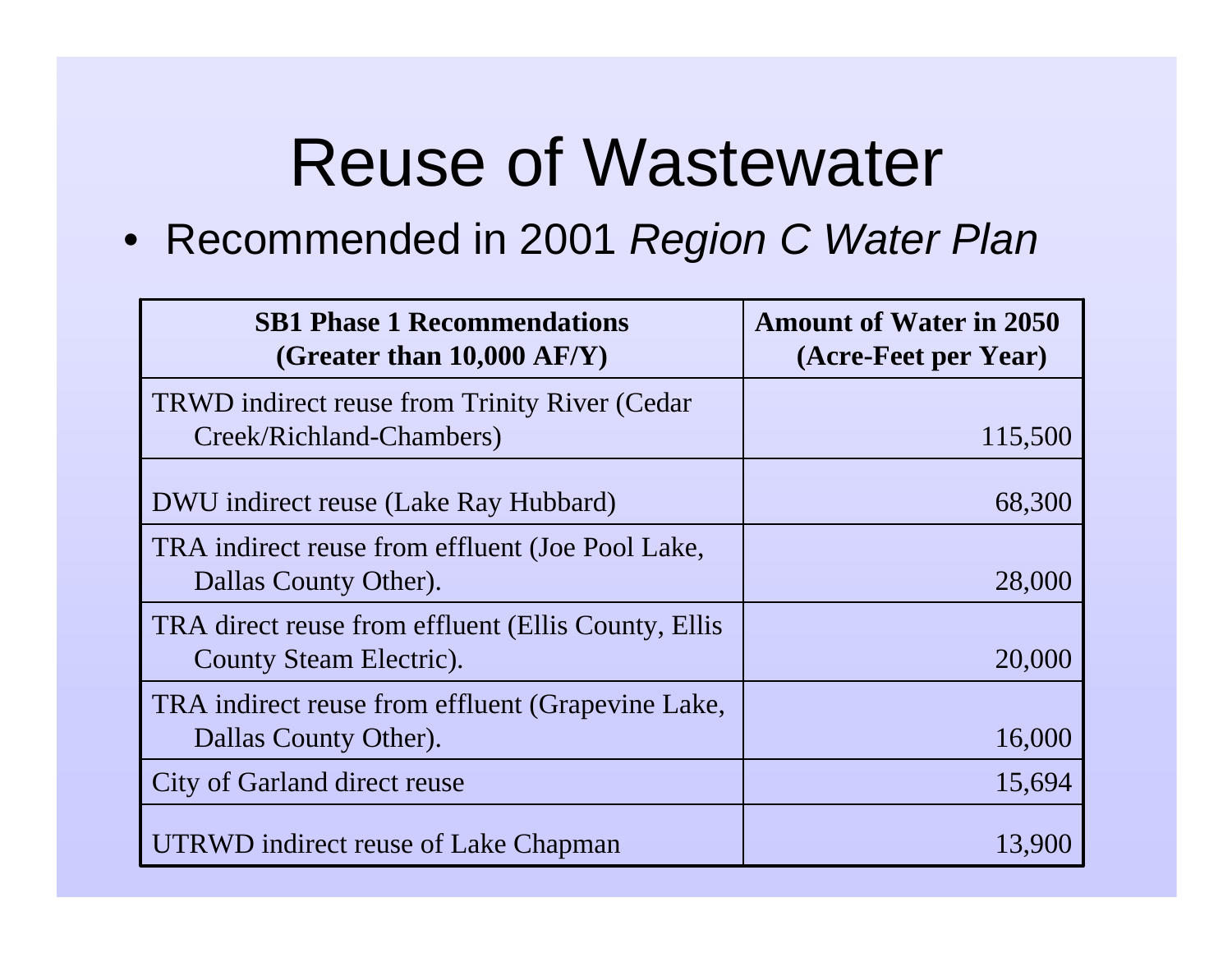# Reuse of Wastewater

- Recommended in 2001 *Region C Water Plan*

| SB1 Phase 1 Recommendations (Greater than 10,000 AF/Y) | Amount of Water in 2050 (Acre-Feet per Year) |
|---|---|
| TRWD indirect reuse from Trinity River (Cedar Creek/Richland-Chambers) | 115,500 |
| DWU indirect reuse (Lake Ray Hubbard) | 68,300 |
| TRA indirect reuse from effluent (Joe Pool Lake, Dallas County Other). | 28,000 |
| TRA direct reuse from effluent (Ellis County, Ellis County Steam Electric). | 20,000 |
| TRA indirect reuse from effluent (Grapevine Lake, Dallas County Other). | 16,000 |
| City of Garland direct reuse | 15,694 |
| UTRWD indirect reuse of Lake Chapman | 13,900 |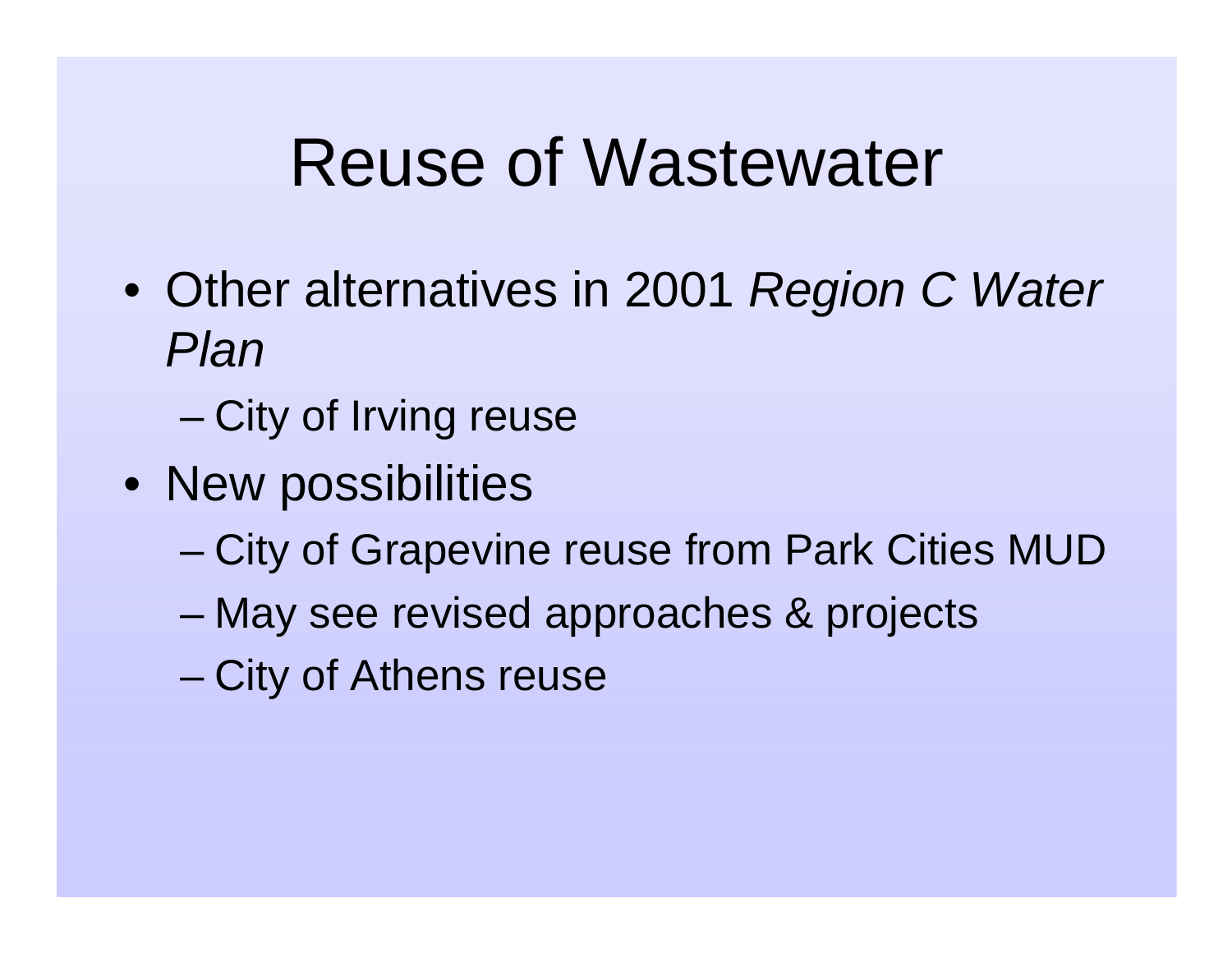# Reuse of Wastewater

- Other alternatives in 2001 *Region C Water Plan*
  - City of Irving reuse
- New possibilities
  - City of Grapevine reuse from Park Cities MUD
  - May see revised approaches & projects
  - City of Athens reuse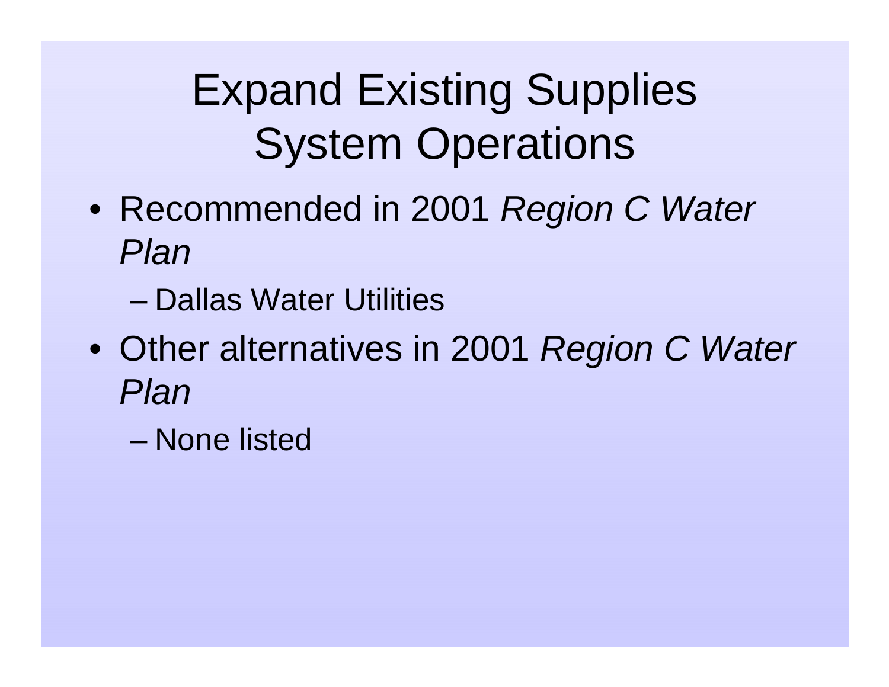# Expand Existing Supplies System Operations

- Recommended in 2001 *Region C Water Plan*
  - Dallas Water Utilities
- Other alternatives in 2001 *Region C Water Plan*
  - None listed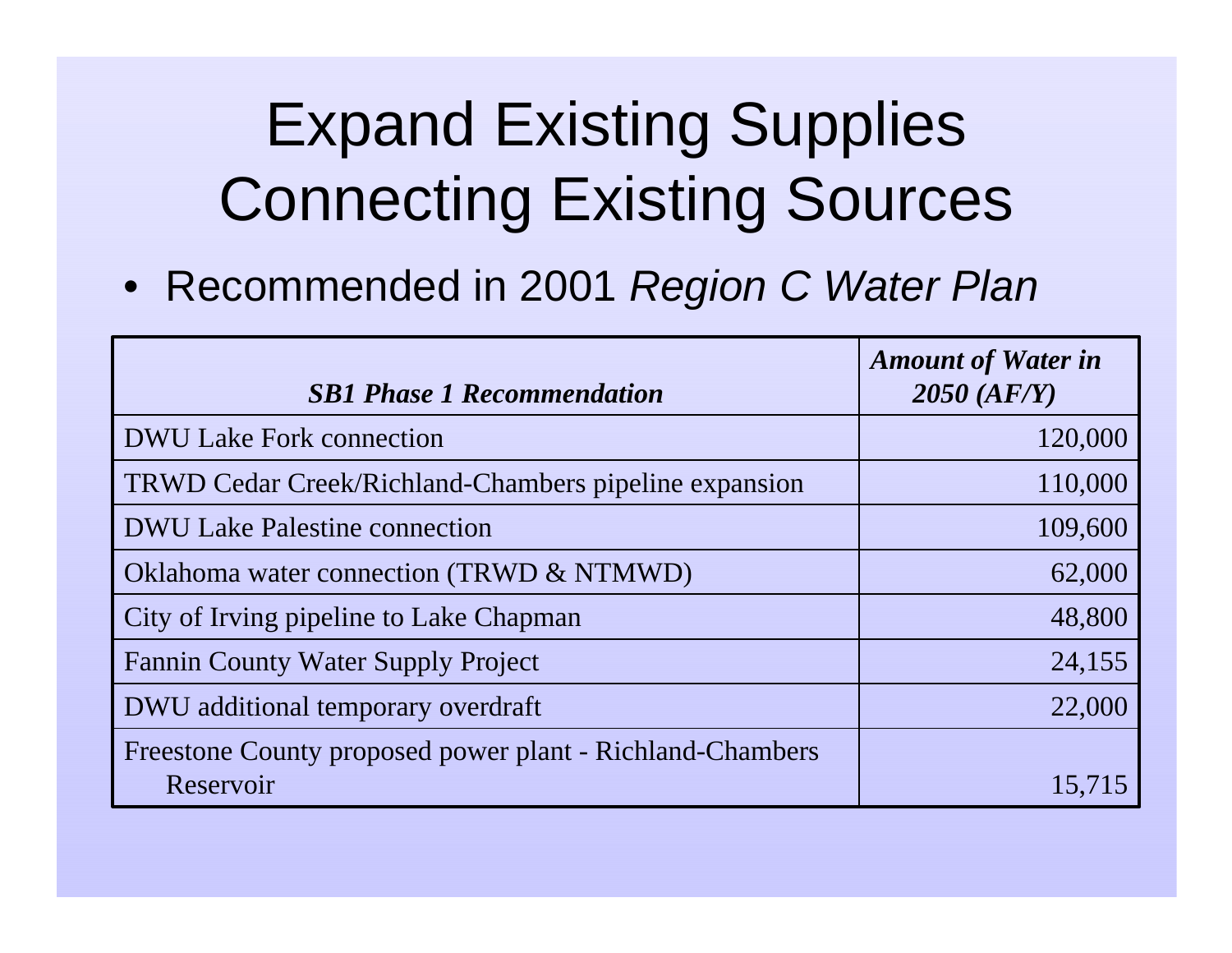# Expand Existing Supplies Connecting Existing Sources

- Recommended in 2001 *Region C Water Plan*

| ***SB1 Phase 1 Recommendation*** | ***Amount of Water in 2050 (AF/Y)*** |
|---|---|
| DWU Lake Fork connection | 120,000 |
| TRWD Cedar Creek/Richland-Chambers pipeline expansion | 110,000 |
| DWU Lake Palestine connection | 109,600 |
| Oklahoma water connection (TRWD & NTMWD) | 62,000 |
| City of Irving pipeline to Lake Chapman | 48,800 |
| Fannin County Water Supply Project | 24,155 |
| DWU additional temporary overdraft | 22,000 |
| Freestone County proposed power plant - Richland-Chambers Reservoir | 15,715 |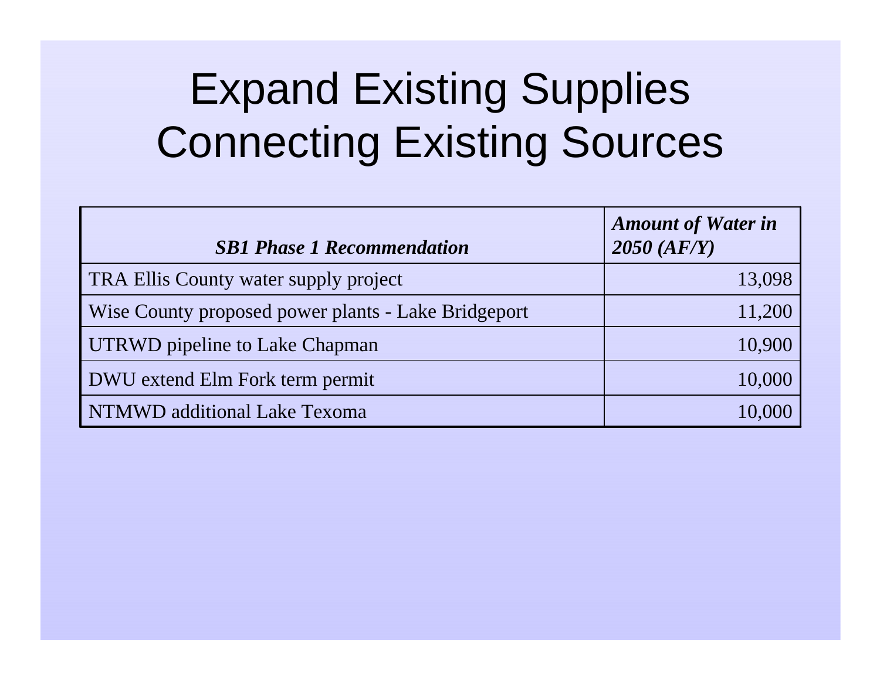# Expand Existing Supplies
# Connecting Existing Sources

| *SB1 Phase 1 Recommendation* | *Amount of Water in 2050 (AF/Y)* |
|---|---|
| TRA Ellis County water supply project | 13,098 |
| Wise County proposed power plants - Lake Bridgeport | 11,200 |
| UTRWD pipeline to Lake Chapman | 10,900 |
| DWU extend Elm Fork term permit | 10,000 |
| NTMWD additional Lake Texoma | 10,000 |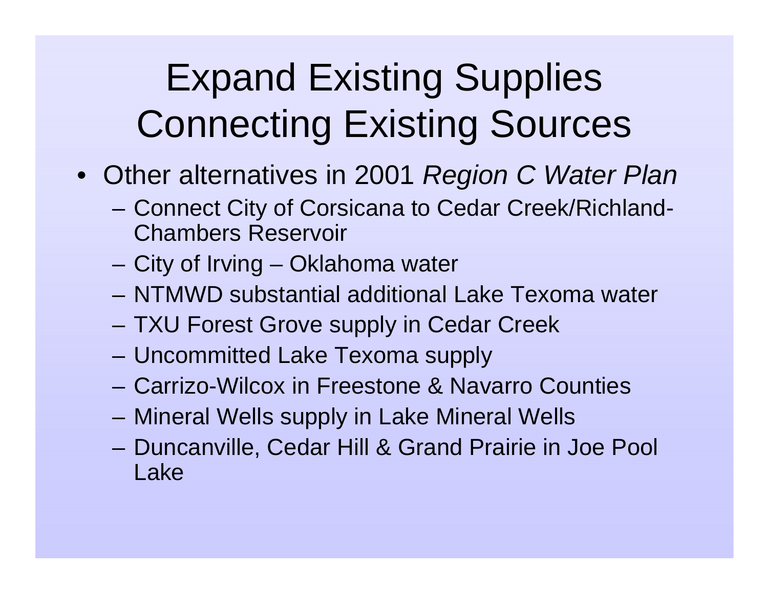# Expand Existing Supplies Connecting Existing Sources

- Other alternatives in 2001 *Region C Water Plan*
  - Connect City of Corsicana to Cedar Creek/Richland-Chambers Reservoir
  - City of Irving – Oklahoma water
  - NTMWD substantial additional Lake Texoma water
  - TXU Forest Grove supply in Cedar Creek
  - Uncommitted Lake Texoma supply
  - Carrizo-Wilcox in Freestone & Navarro Counties
  - Mineral Wells supply in Lake Mineral Wells
  - Duncanville, Cedar Hill & Grand Prairie in Joe Pool Lake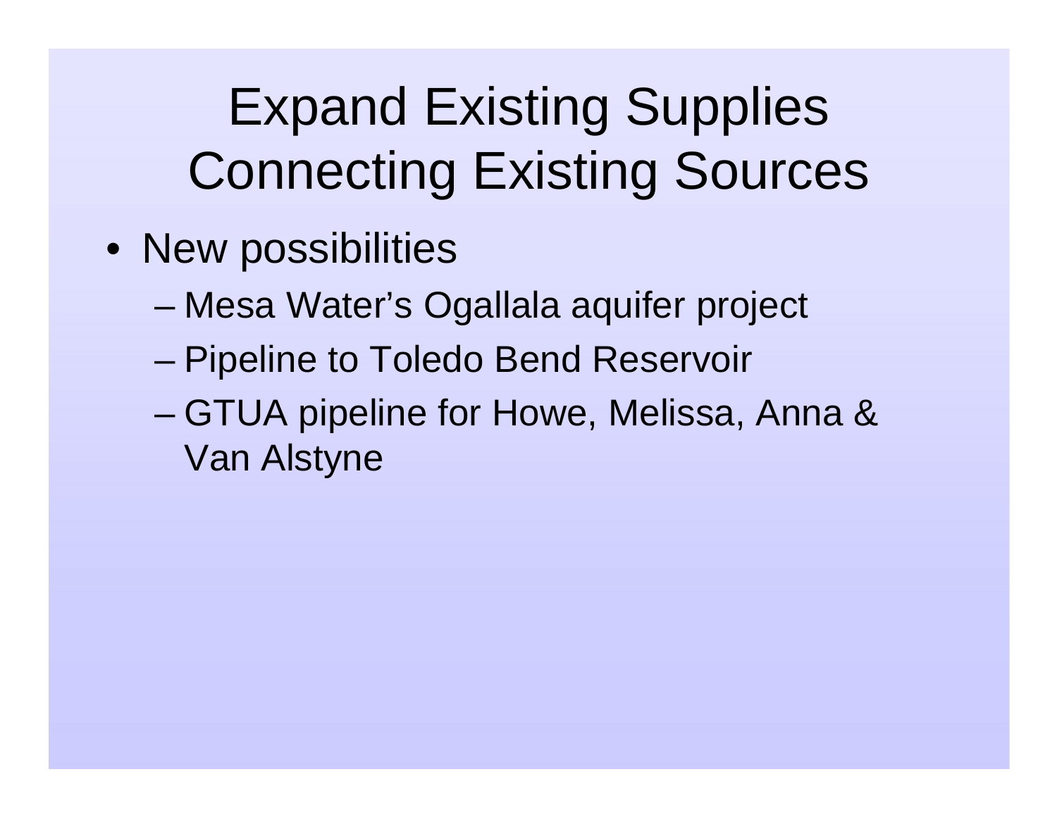# Expand Existing Supplies Connecting Existing Sources

- New possibilities
  - Mesa Water's Ogallala aquifer project
  - Pipeline to Toledo Bend Reservoir
  - GTUA pipeline for Howe, Melissa, Anna & Van Alstyne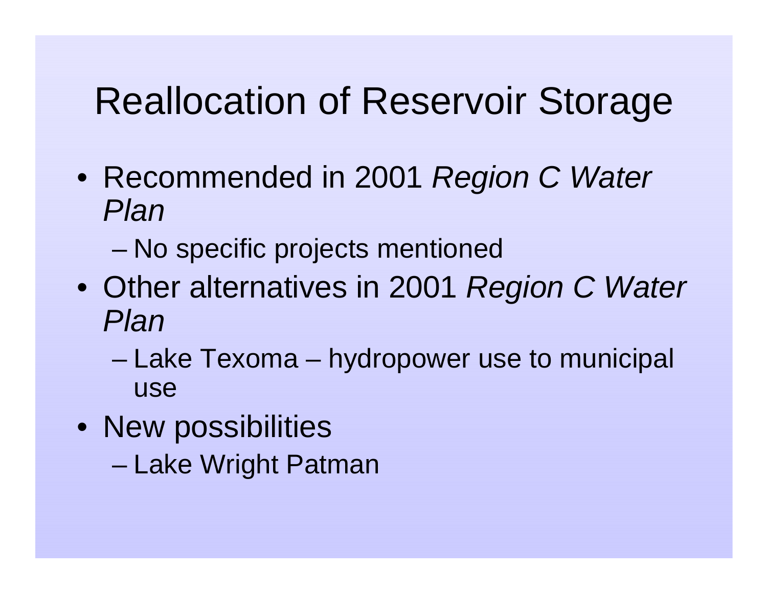# Reallocation of Reservoir Storage

- Recommended in 2001 *Region C Water Plan*
  - No specific projects mentioned
- Other alternatives in 2001 *Region C Water Plan*
  - Lake Texoma – hydropower use to municipal use
- New possibilities
  - Lake Wright Patman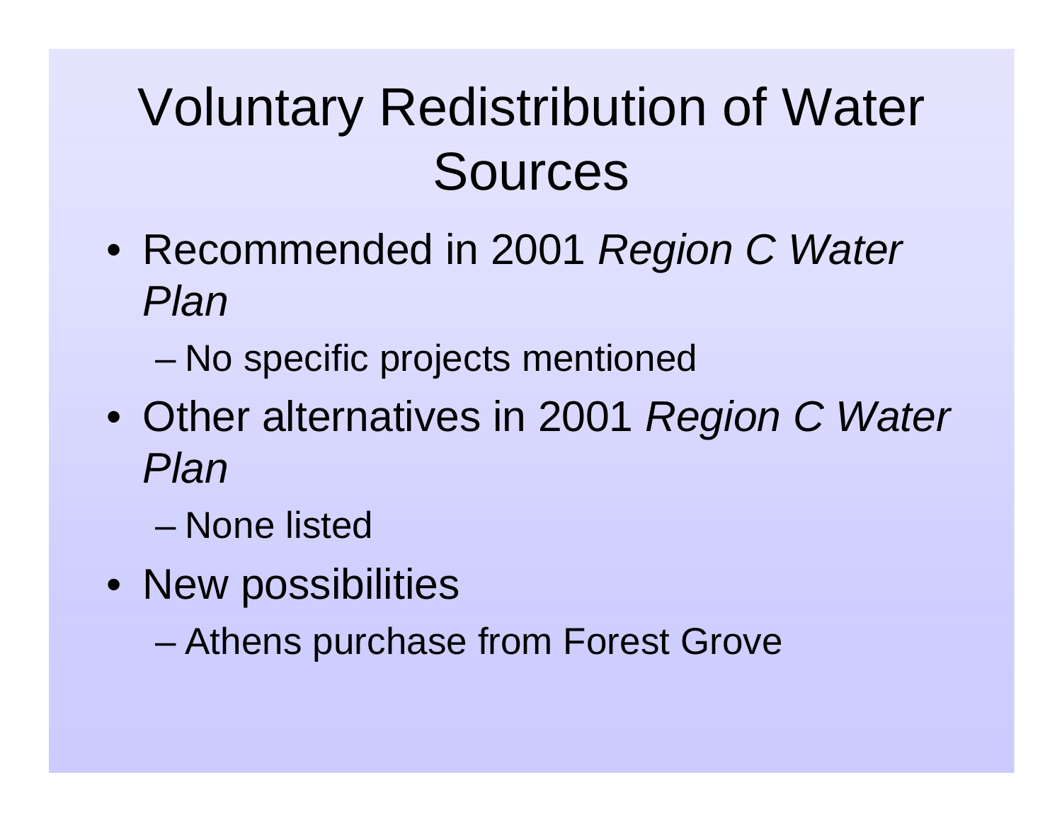# Voluntary Redistribution of Water Sources

- Recommended in 2001 *Region C Water Plan*
  - No specific projects mentioned
- Other alternatives in 2001 *Region C Water Plan*
  - None listed
- New possibilities
  - Athens purchase from Forest Grove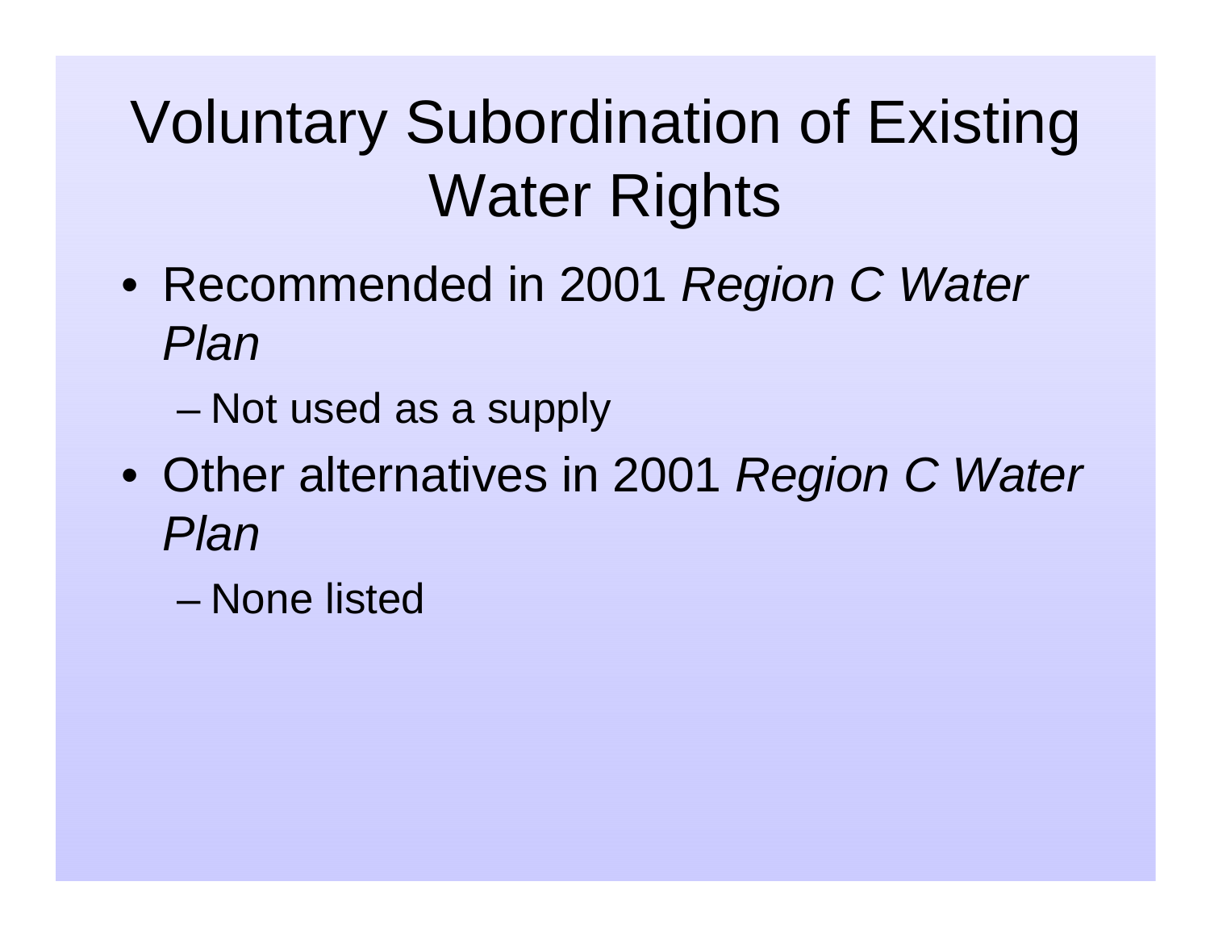# Voluntary Subordination of Existing Water Rights

- Recommended in 2001 *Region C Water Plan*
  - Not used as a supply
- Other alternatives in 2001 *Region C Water Plan*
  - None listed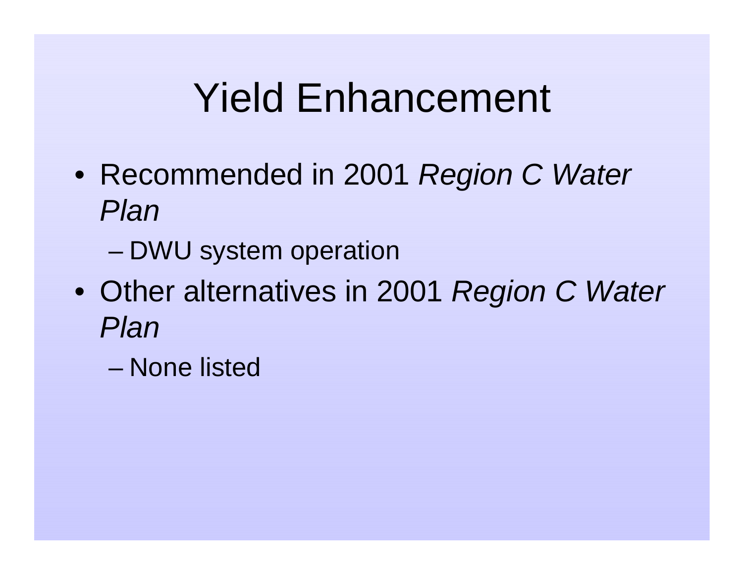# Yield Enhancement

- Recommended in 2001 *Region C Water Plan*
  - DWU system operation
- Other alternatives in 2001 *Region C Water Plan*
  - None listed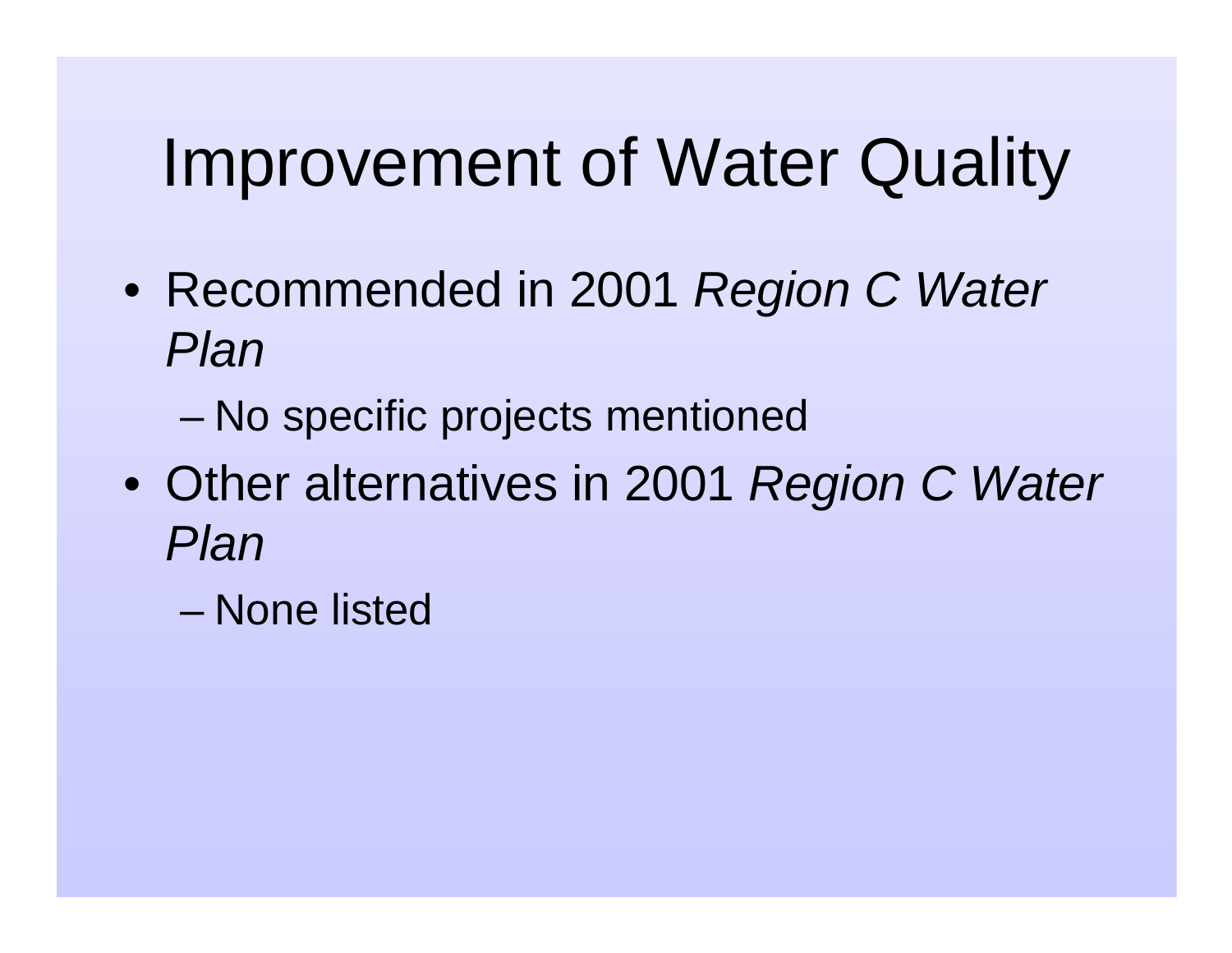# Improvement of Water Quality

- Recommended in 2001 *Region C Water Plan*
  - No specific projects mentioned
- Other alternatives in 2001 *Region C Water Plan*
  - None listed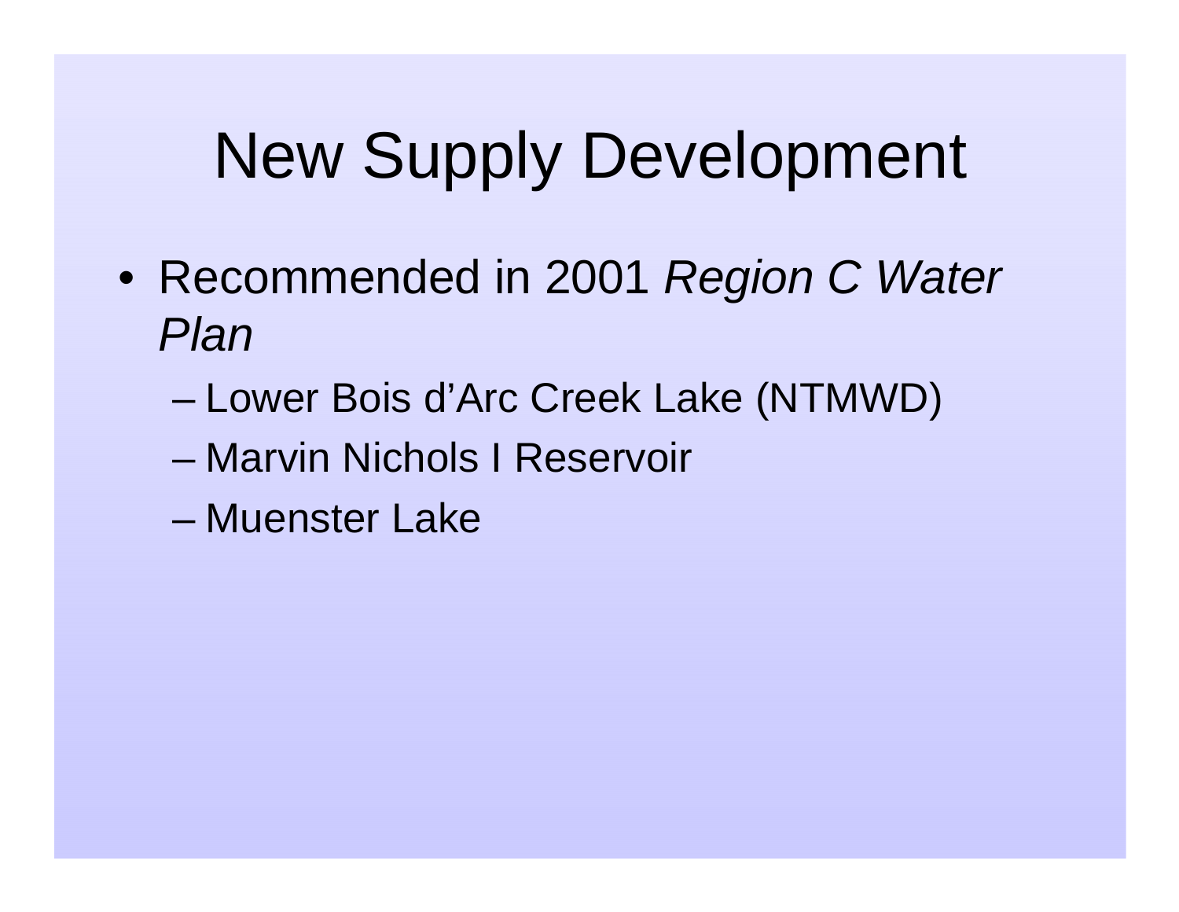# New Supply Development

- Recommended in 2001 *Region C Water Plan*
  - Lower Bois d’Arc Creek Lake (NTMWD)
  - Marvin Nichols I Reservoir
  - Muenster Lake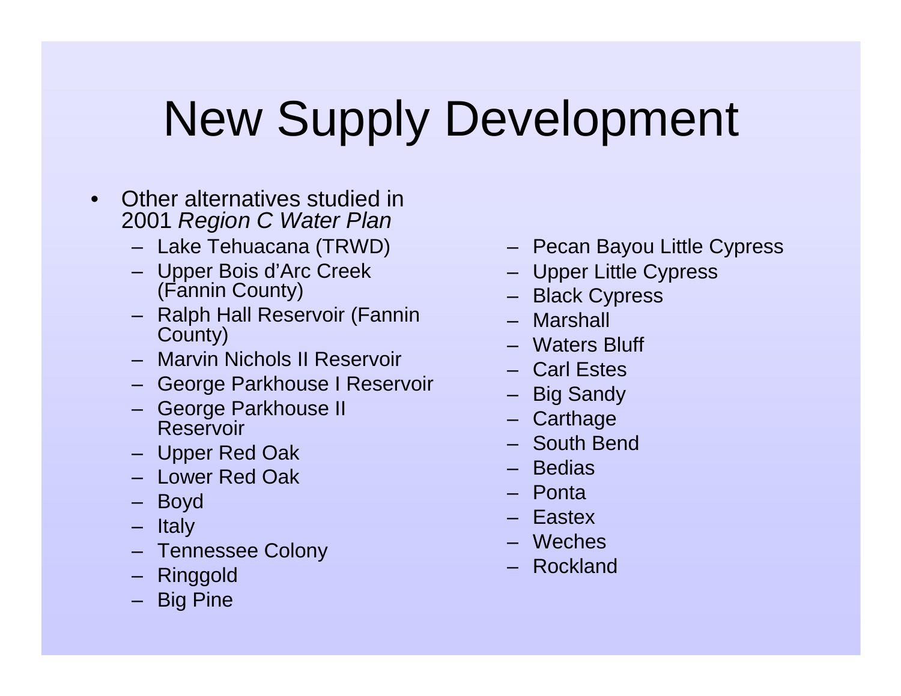# New Supply Development

- Other alternatives studied in 2001 *Region C Water Plan*
  - Lake Tehuacana (TRWD)
  - Upper Bois d'Arc Creek (Fannin County)
  - Ralph Hall Reservoir (Fannin County)
  - Marvin Nichols II Reservoir
  - George Parkhouse I Reservoir
  - George Parkhouse II Reservoir
  - Upper Red Oak
  - Lower Red Oak
  - Boyd
  - Italy
  - Tennessee Colony
  - Ringgold
  - Big Pine
  - Pecan Bayou Little Cypress
  - Upper Little Cypress
  - Black Cypress
  - Marshall
  - Waters Bluff
  - Carl Estes
  - Big Sandy
  - Carthage
  - South Bend
  - Bedias
  - Ponta
  - Eastex
  - Weches
  - Rockland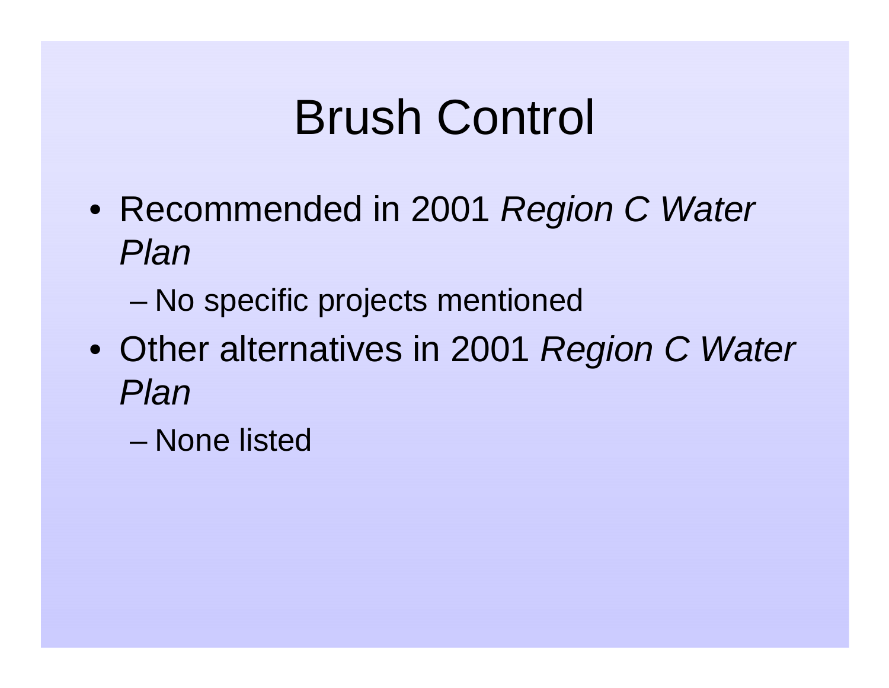# Brush Control

- Recommended in 2001 *Region C Water Plan*
  - No specific projects mentioned
- Other alternatives in 2001 *Region C Water Plan*
  - None listed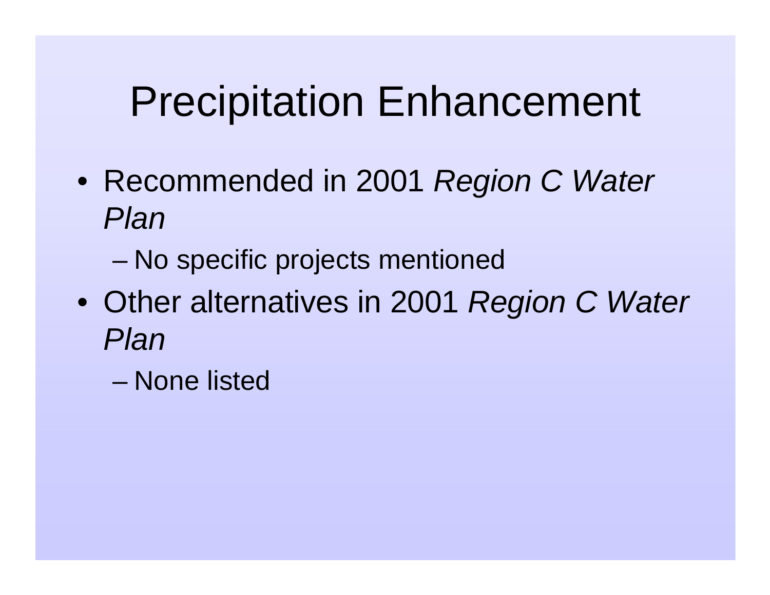# Precipitation Enhancement

- Recommended in 2001 *Region C Water Plan*
  - No specific projects mentioned
- Other alternatives in 2001 *Region C Water Plan*
  - None listed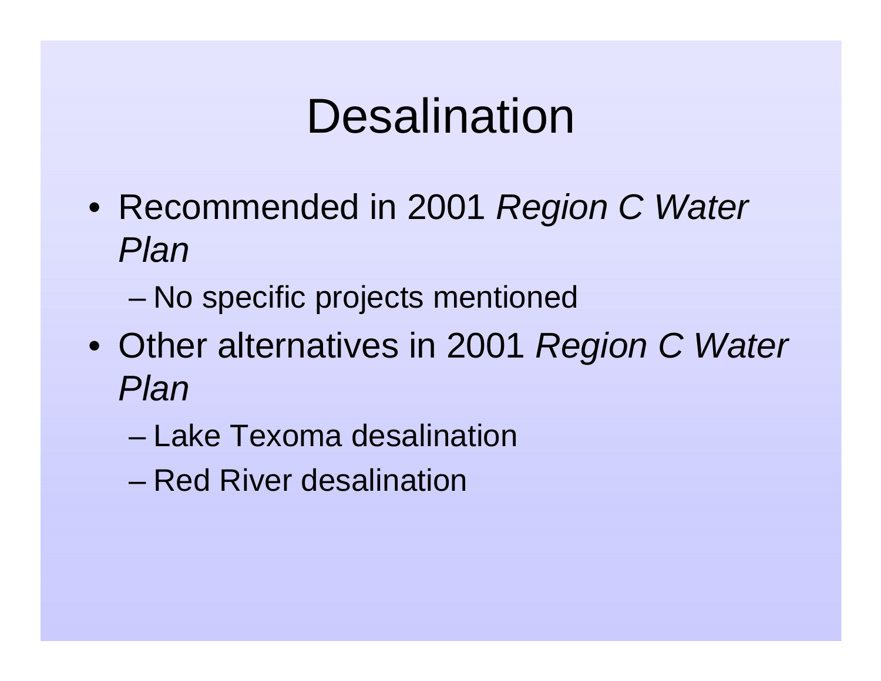# Desalination

- Recommended in 2001 *Region C Water Plan*
  - No specific projects mentioned
- Other alternatives in 2001 *Region C Water Plan*
  - Lake Texoma desalination
  - Red River desalination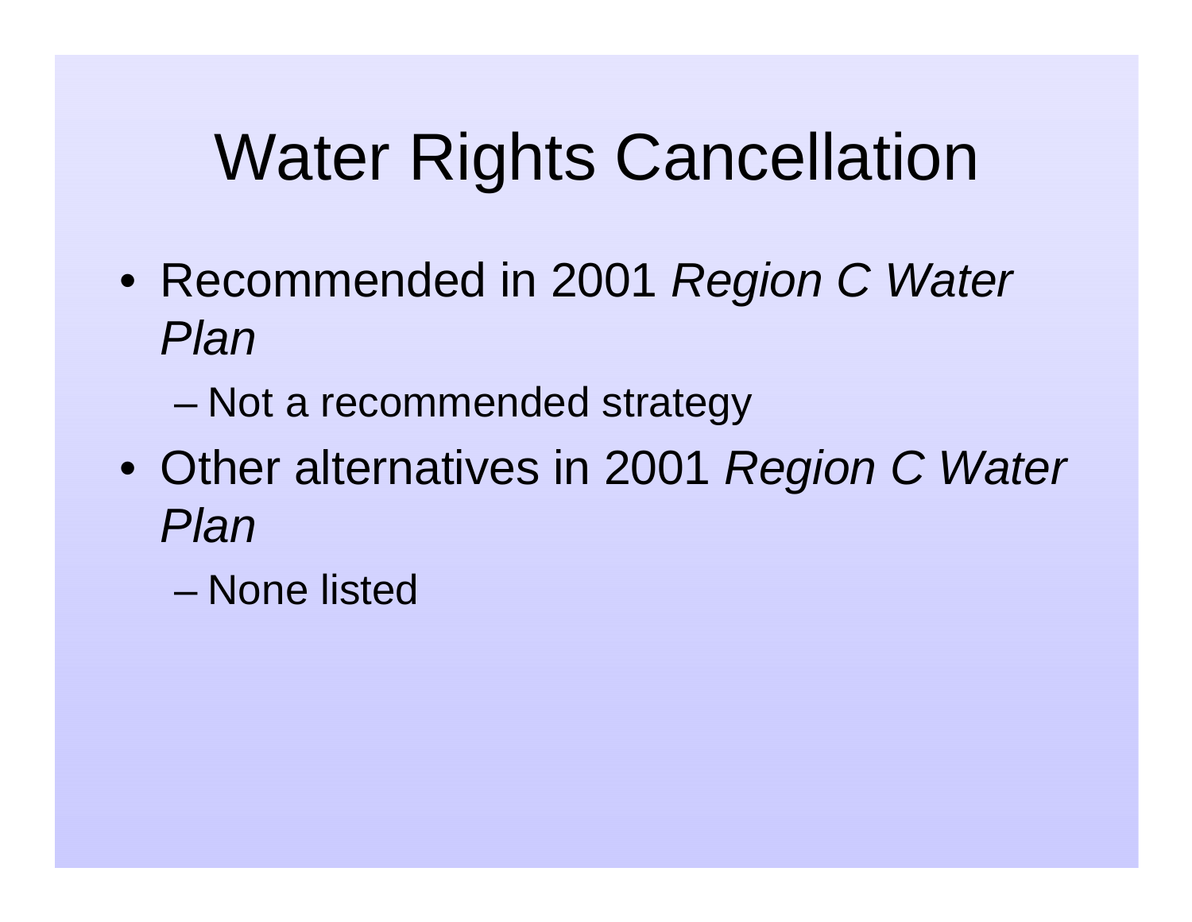# Water Rights Cancellation

- Recommended in 2001 *Region C Water Plan*
  - Not a recommended strategy
- Other alternatives in 2001 *Region C Water Plan*
  - None listed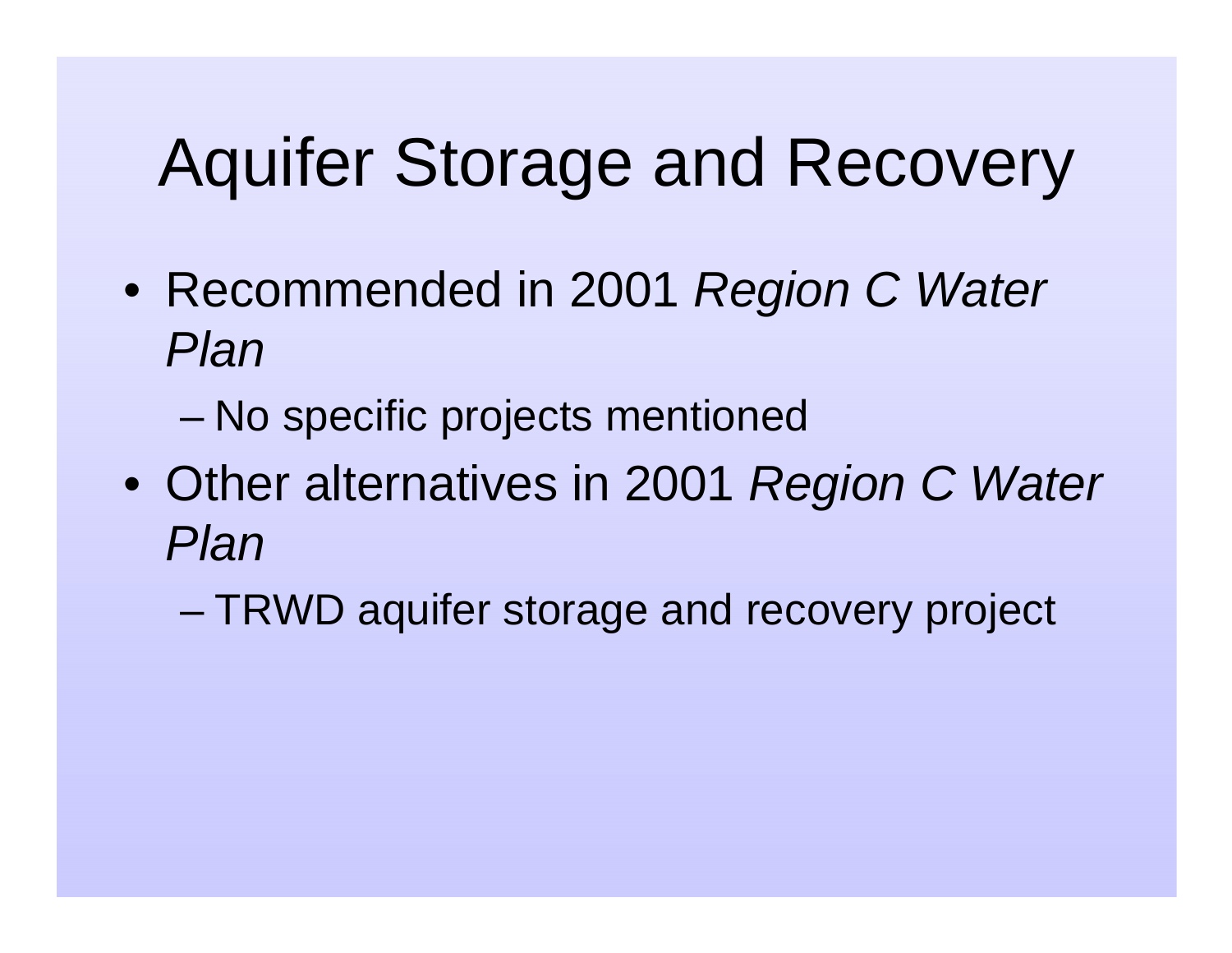# Aquifer Storage and Recovery

- Recommended in 2001 *Region C Water Plan*
  - No specific projects mentioned
- Other alternatives in 2001 *Region C Water Plan*
  - TRWD aquifer storage and recovery project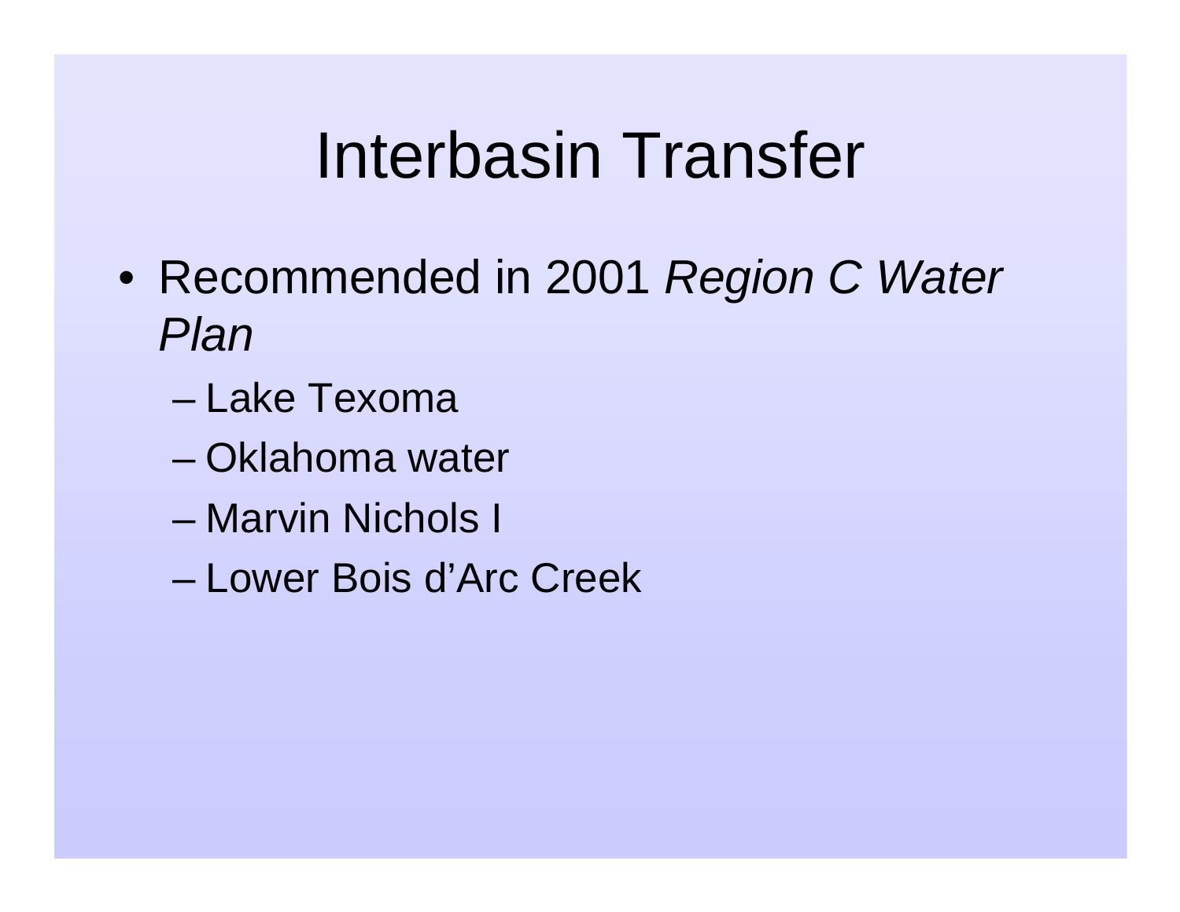# Interbasin Transfer

- Recommended in 2001 *Region C Water Plan*
  - Lake Texoma
  - Oklahoma water
  - Marvin Nichols I
  - Lower Bois d'Arc Creek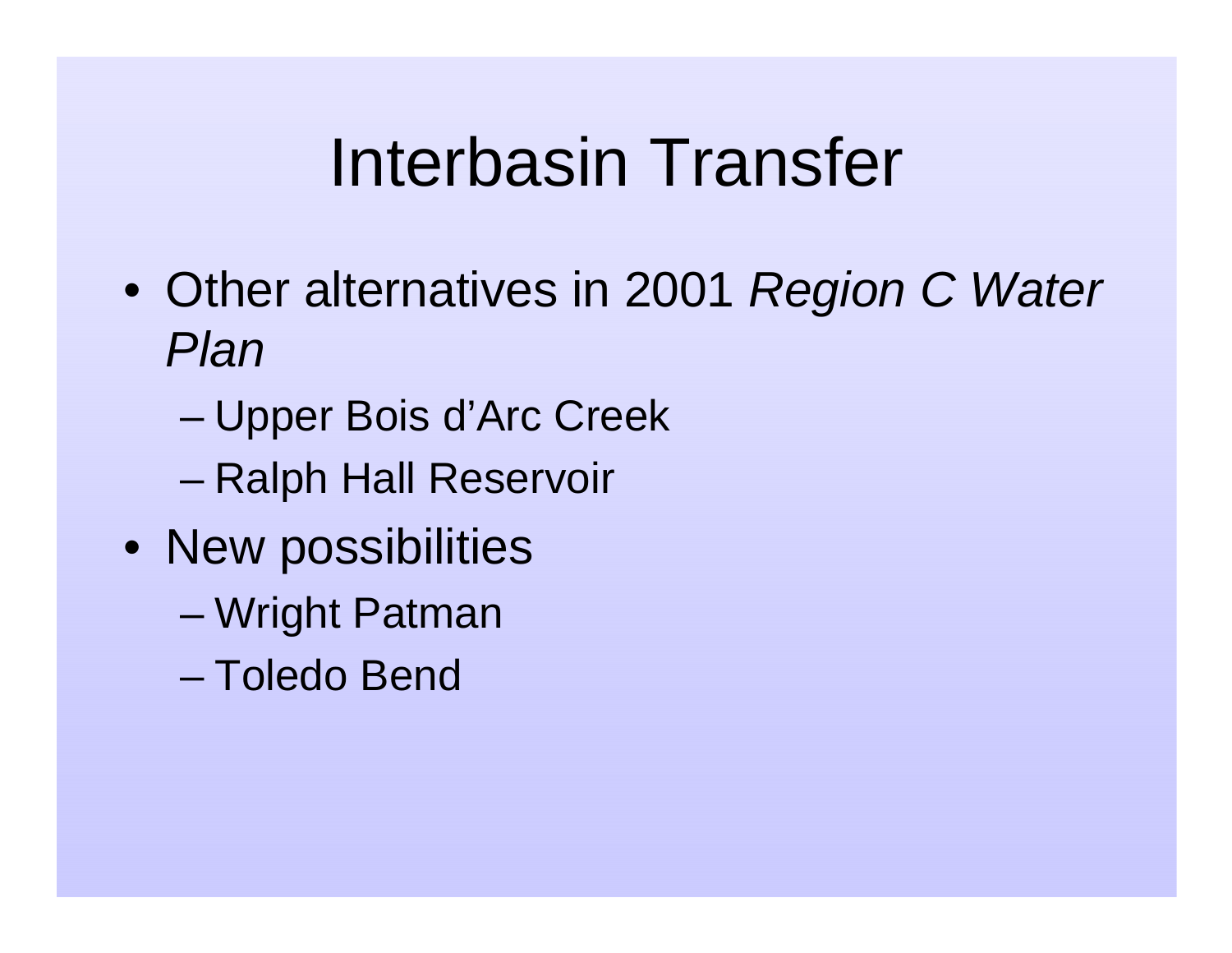# Interbasin Transfer

- Other alternatives in 2001 *Region C Water Plan*
  - Upper Bois d'Arc Creek
  - Ralph Hall Reservoir
- New possibilities
  - Wright Patman
  - Toledo Bend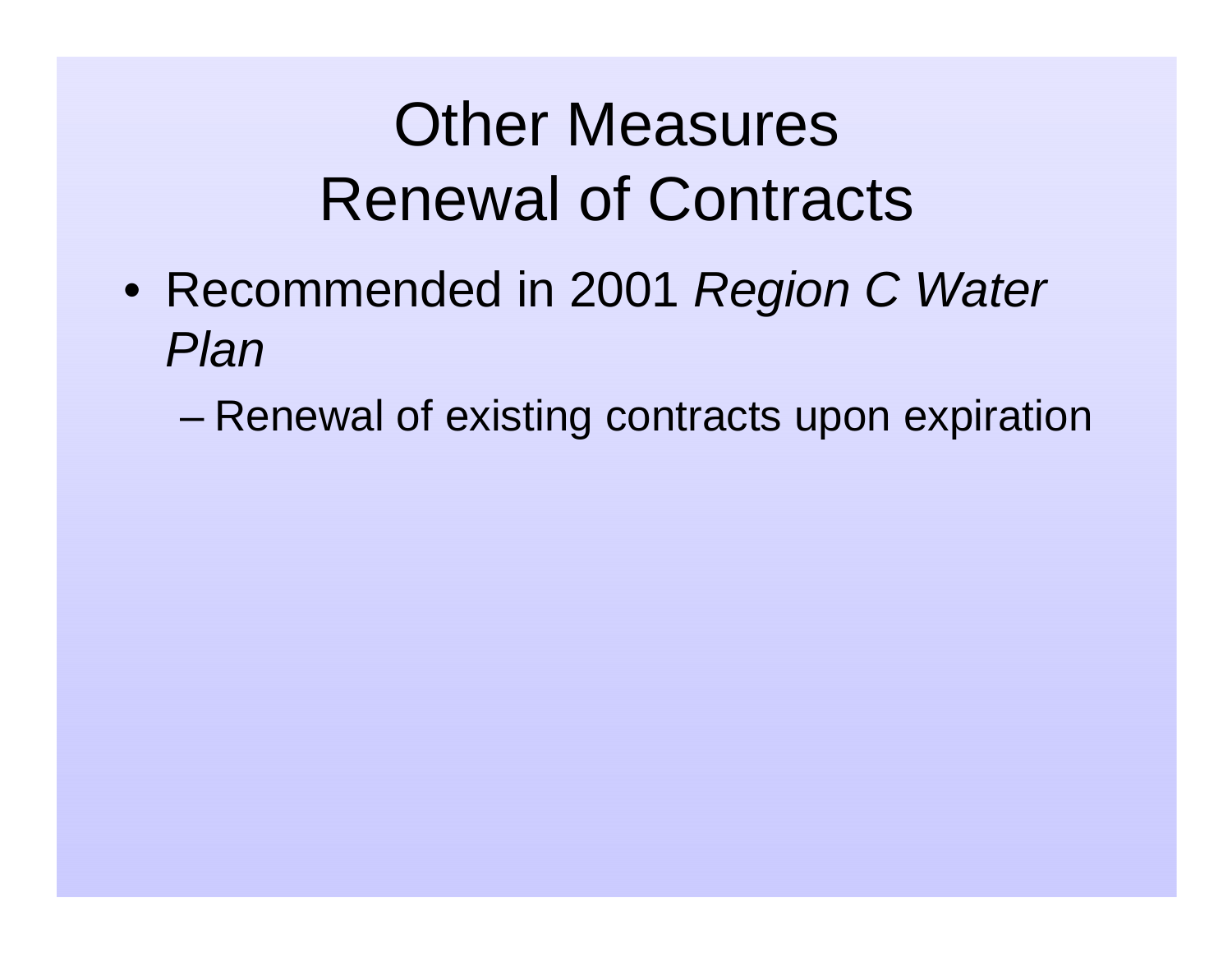# Other Measures
# Renewal of Contracts

- Recommended in 2001 *Region C Water Plan*
  - Renewal of existing contracts upon expiration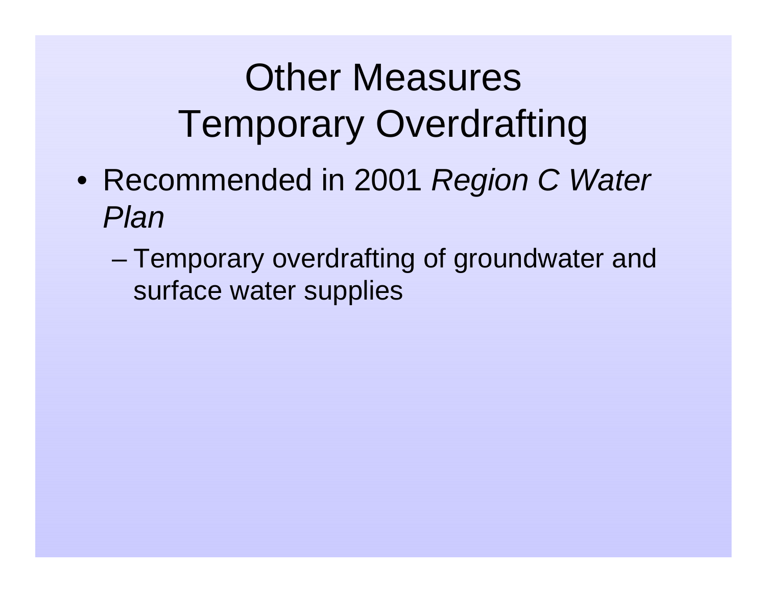# Other Measures
# Temporary Overdrafting

- Recommended in 2001 *Region C Water Plan*
  - Temporary overdrafting of groundwater and surface water supplies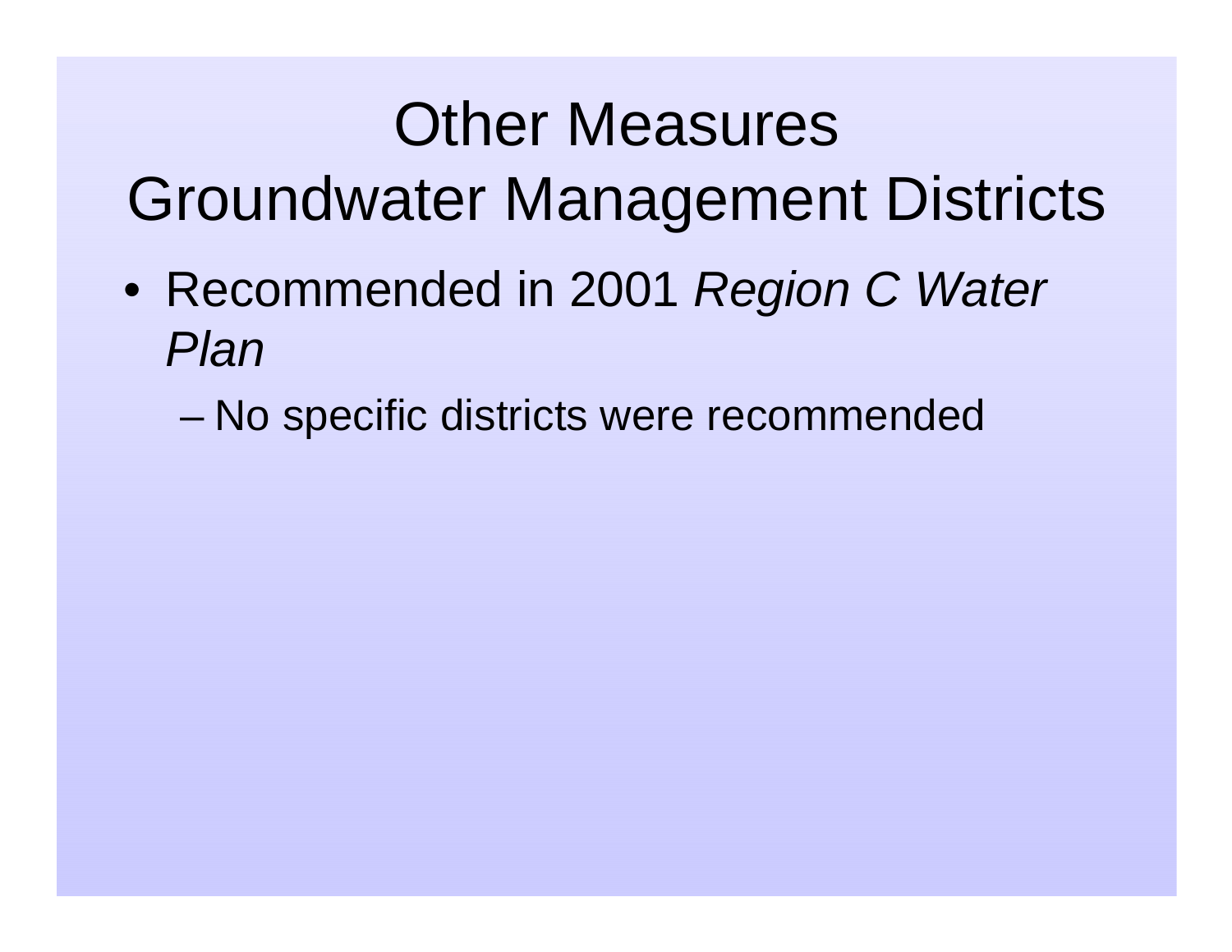# Other Measures
# Groundwater Management Districts

- Recommended in 2001 *Region C Water Plan*
  - No specific districts were recommended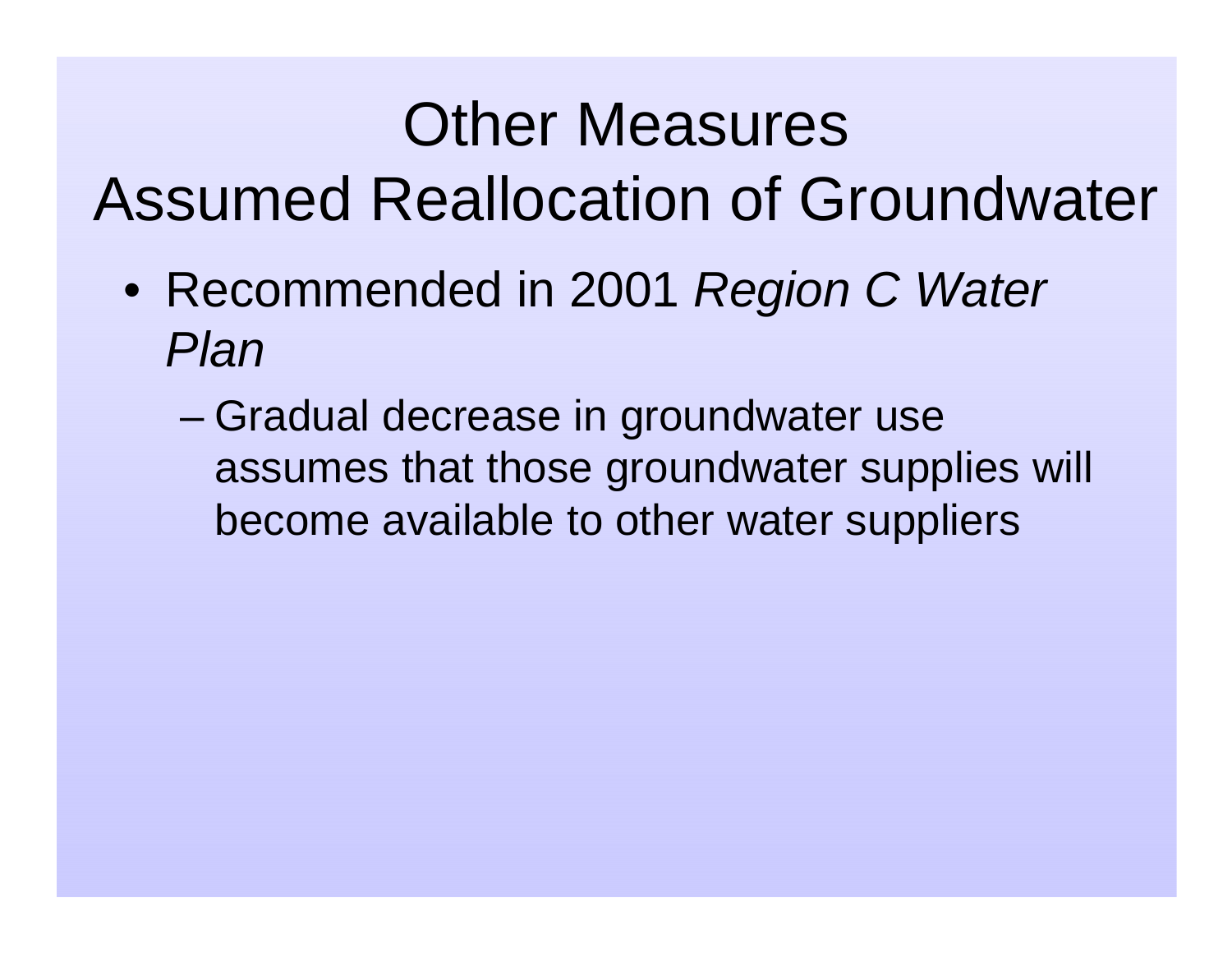# Other Measures
# Assumed Reallocation of Groundwater

- Recommended in 2001 *Region C Water Plan*
  - Gradual decrease in groundwater use assumes that those groundwater supplies will become available to other water suppliers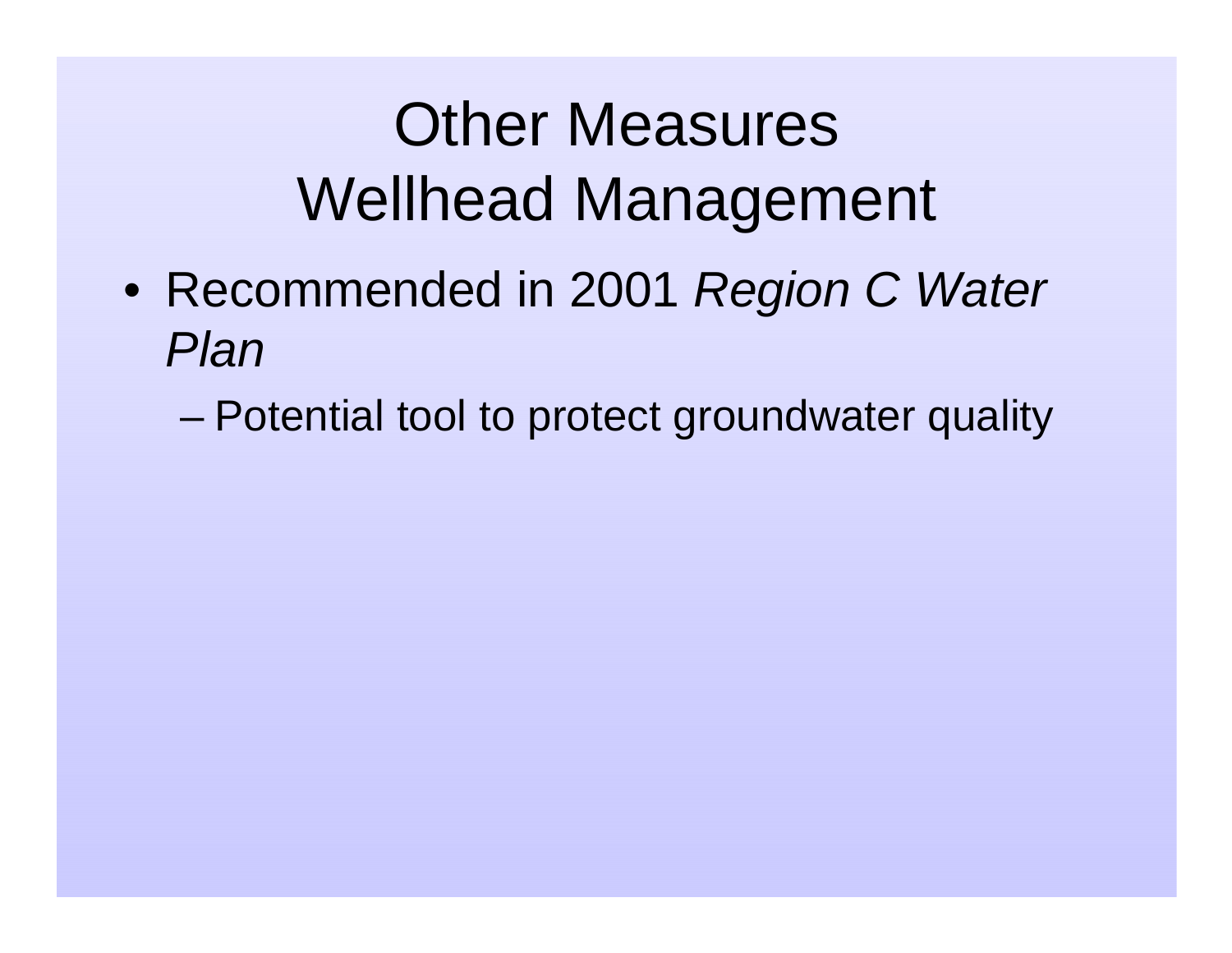# Other Measures
# Wellhead Management

- Recommended in 2001 *Region C Water Plan*
  - Potential tool to protect groundwater quality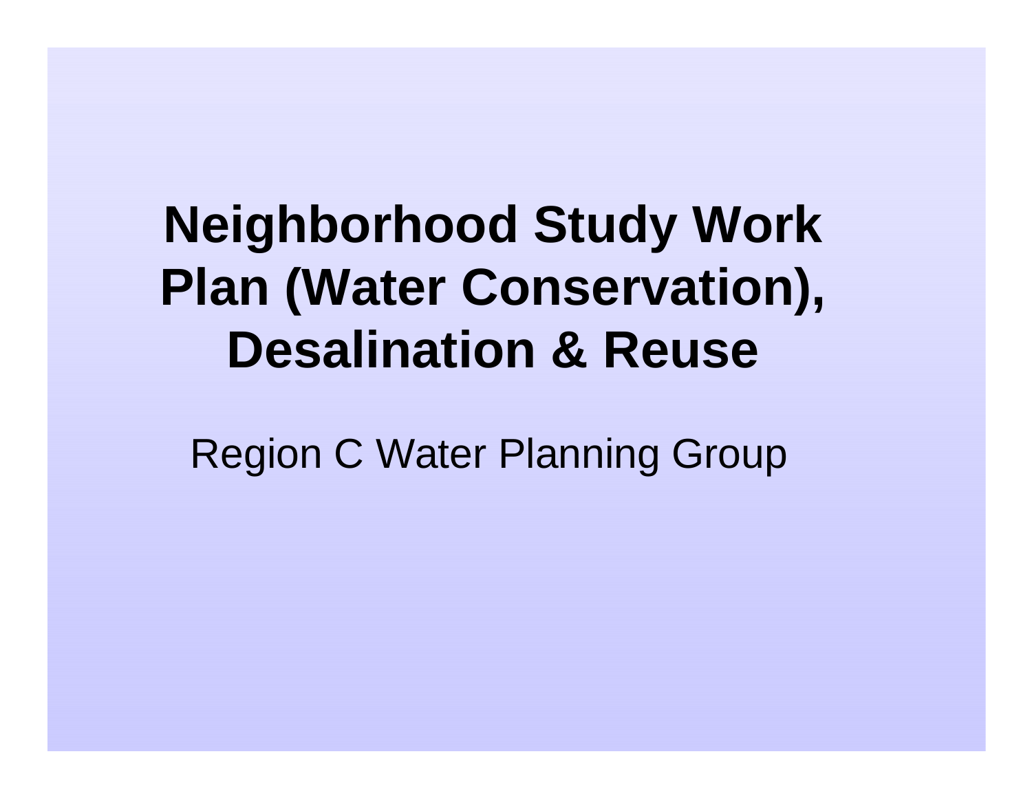# Neighborhood Study Work Plan (Water Conservation), Desalination & Reuse

Region C Water Planning Group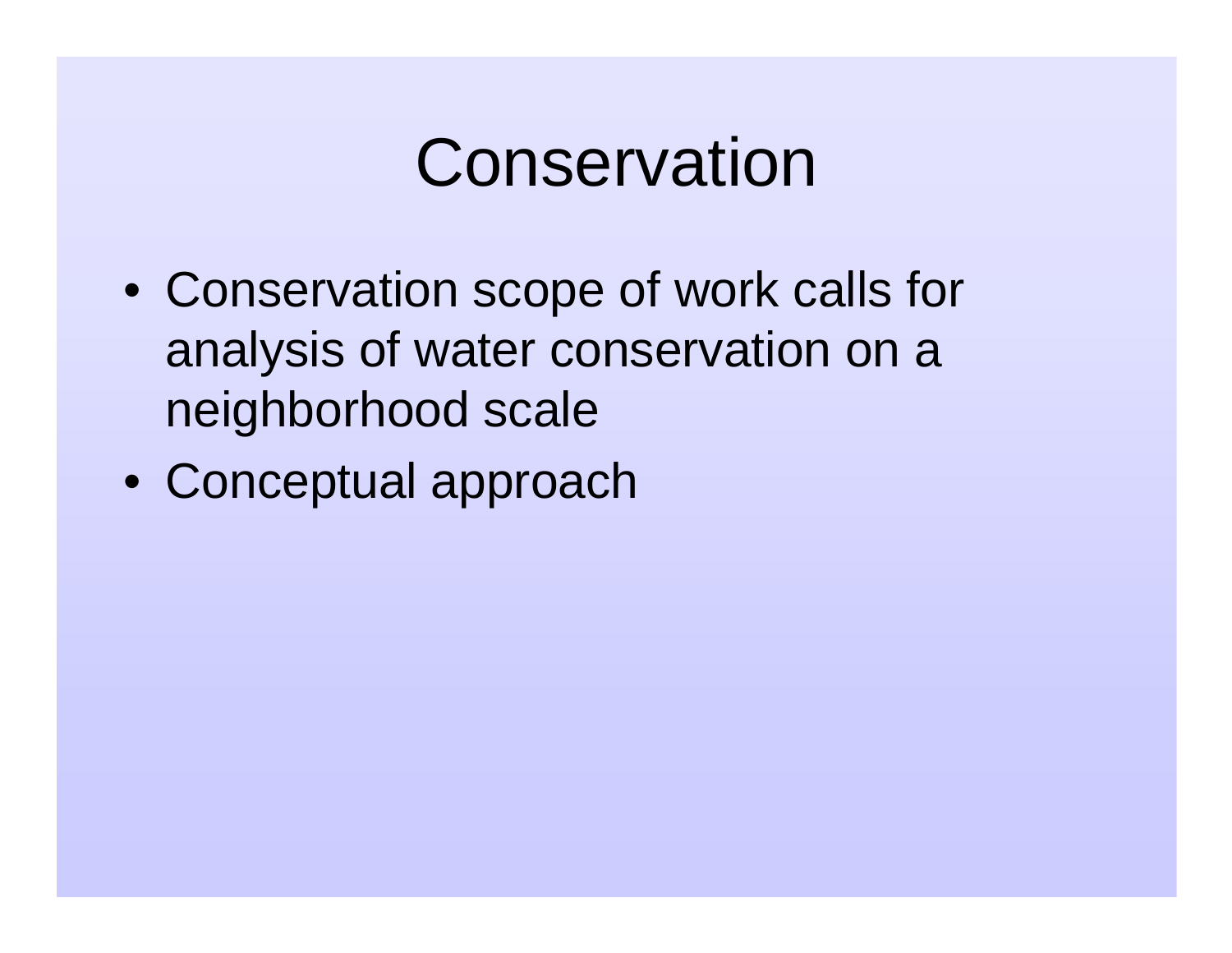# Conservation

- Conservation scope of work calls for analysis of water conservation on a neighborhood scale
- Conceptual approach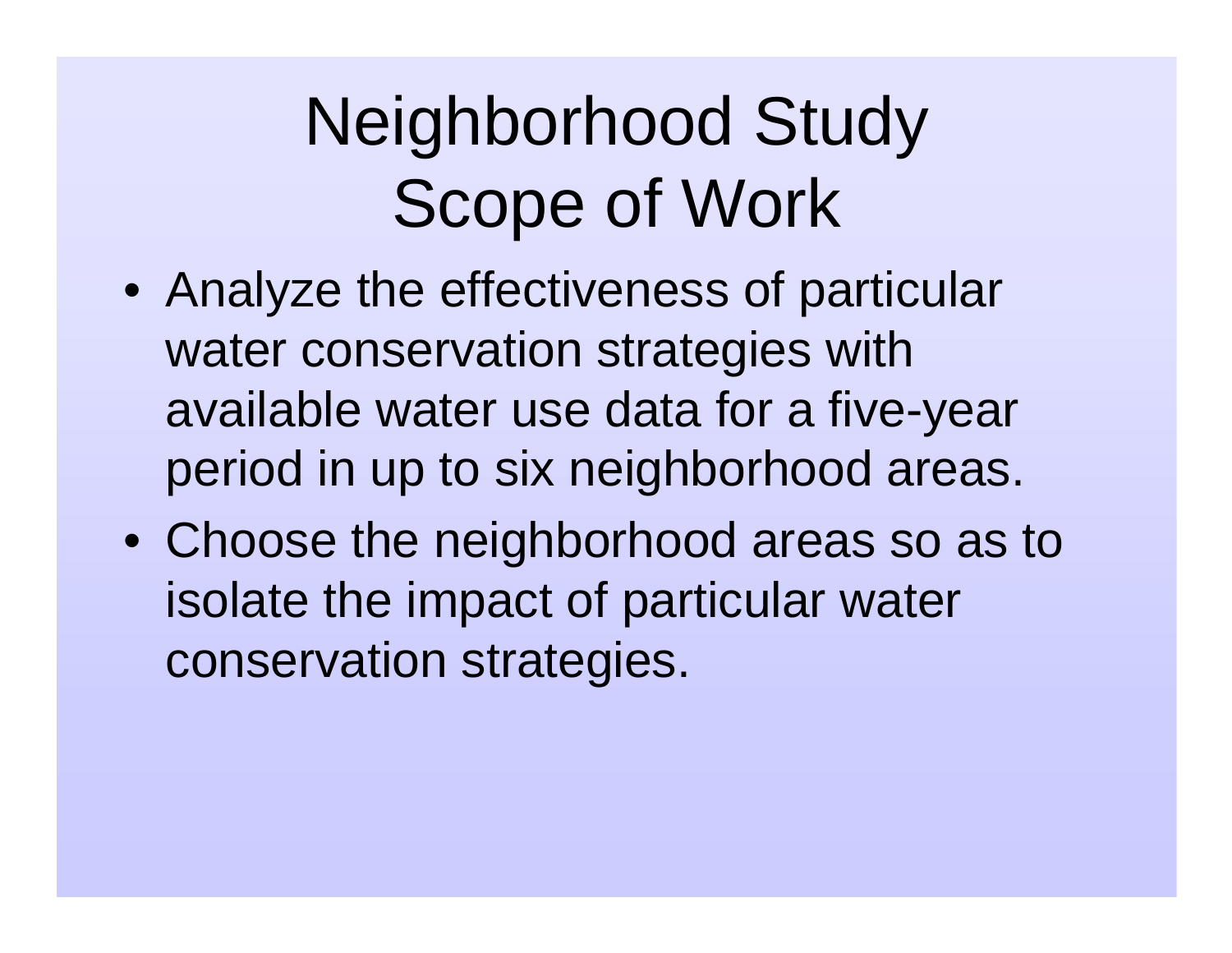# Neighborhood Study Scope of Work

- Analyze the effectiveness of particular water conservation strategies with available water use data for a five-year period in up to six neighborhood areas.
- Choose the neighborhood areas so as to isolate the impact of particular water conservation strategies.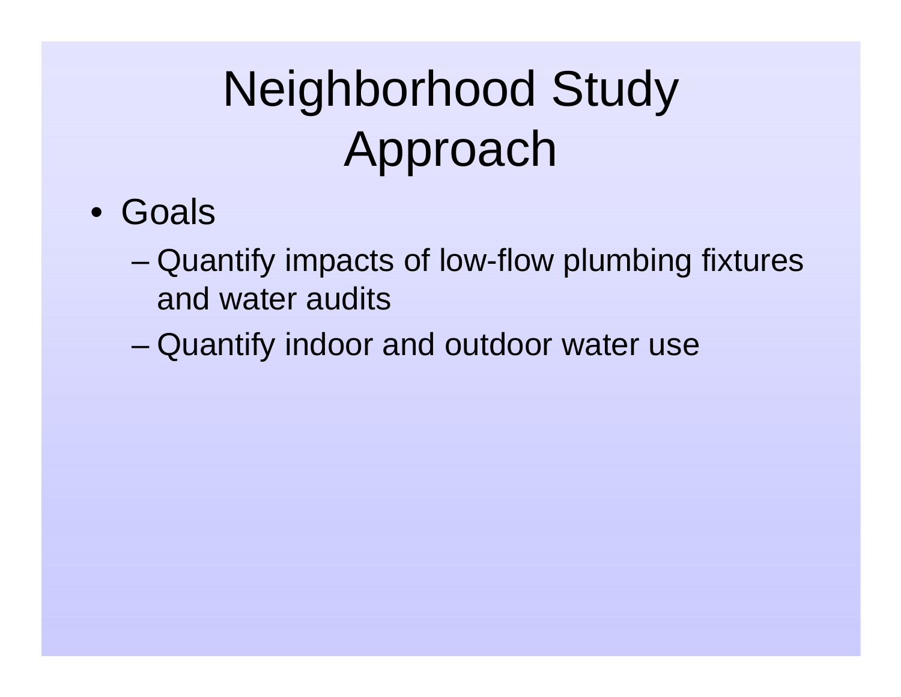# Neighborhood Study Approach

- Goals
  - Quantify impacts of low-flow plumbing fixtures and water audits
  - Quantify indoor and outdoor water use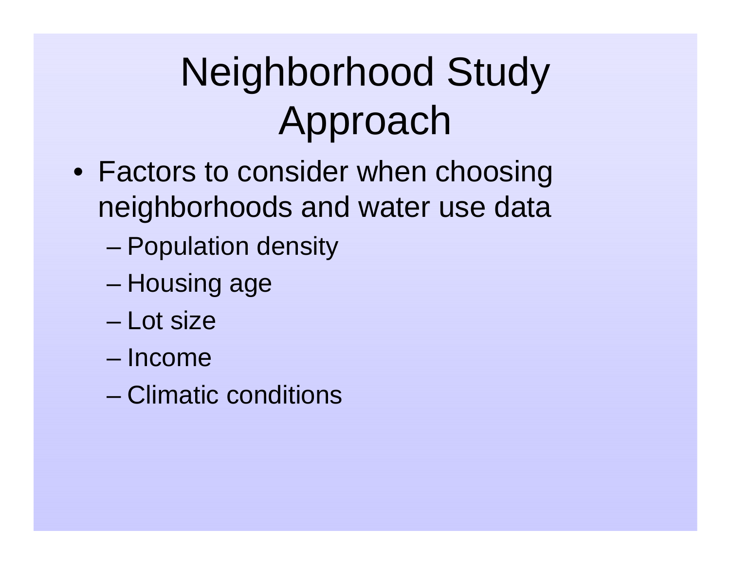# Neighborhood Study Approach

- Factors to consider when choosing neighborhoods and water use data
  - Population density
  - Housing age
  - Lot size
  - Income
  - Climatic conditions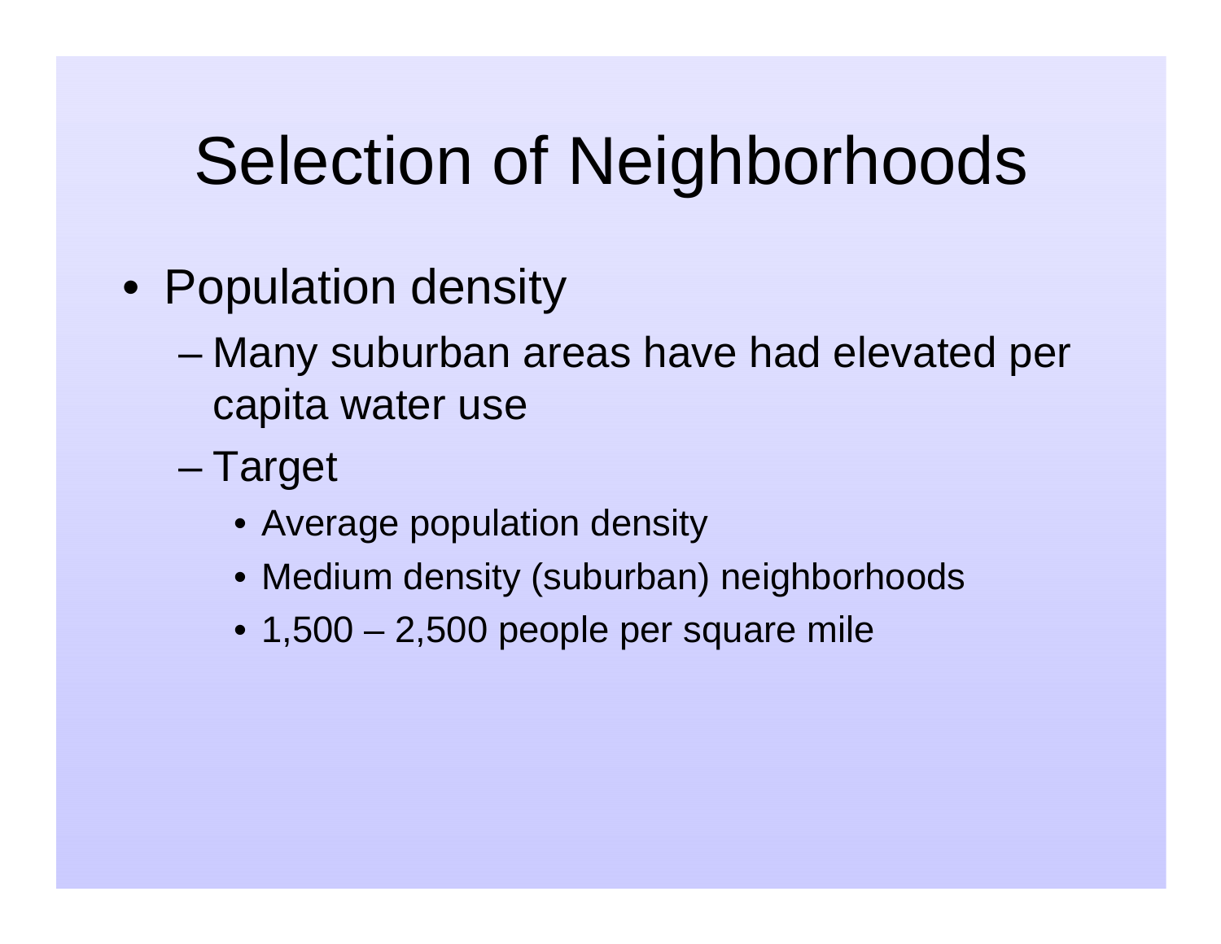# Selection of Neighborhoods

- Population density
  - Many suburban areas have had elevated per capita water use
  - Target
    - Average population density
    - Medium density (suburban) neighborhoods
    - 1,500 – 2,500 people per square mile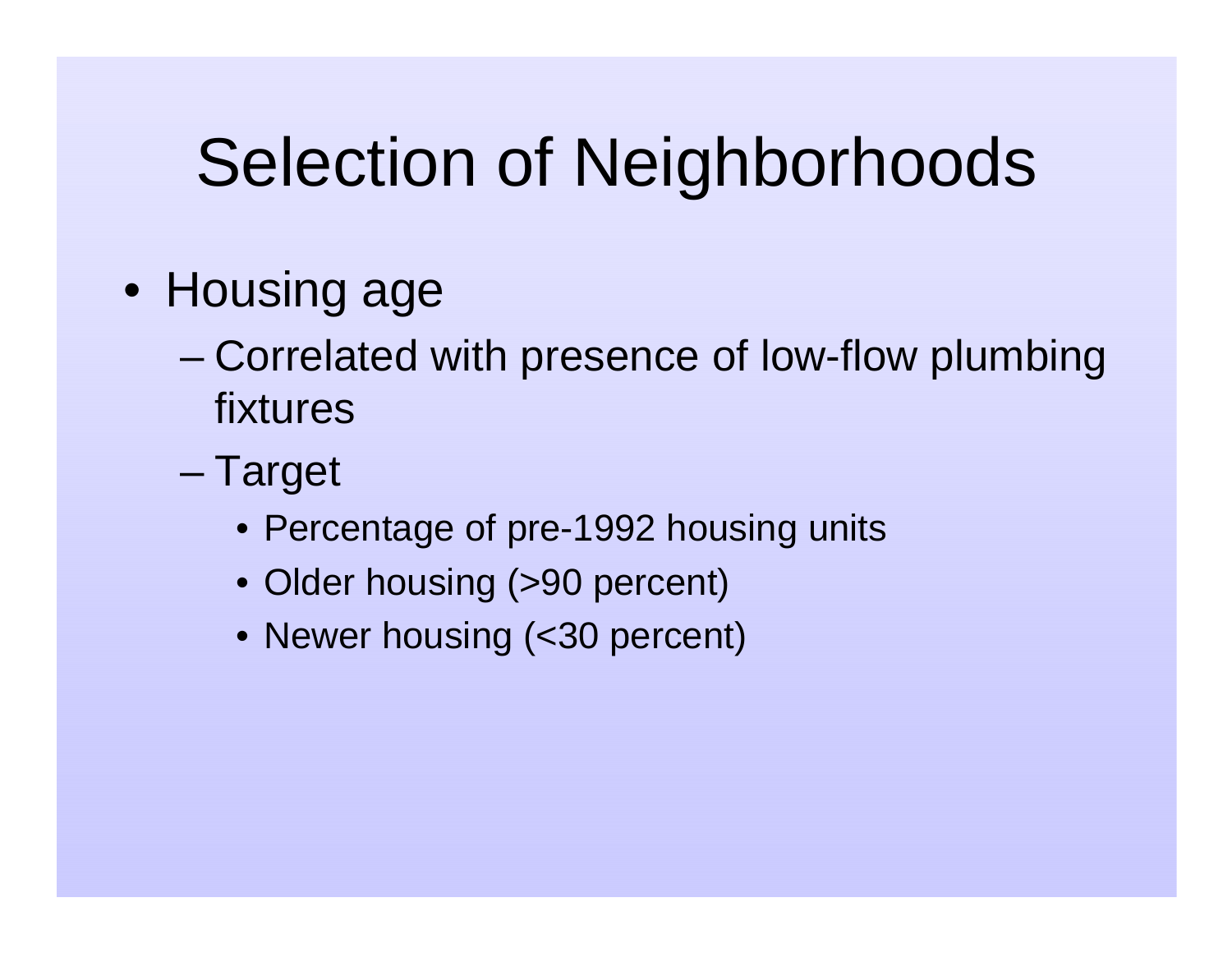# Selection of Neighborhoods

- Housing age
  - Correlated with presence of low-flow plumbing fixtures
  - Target
    - Percentage of pre-1992 housing units
    - Older housing (>90 percent)
    - Newer housing (<30 percent)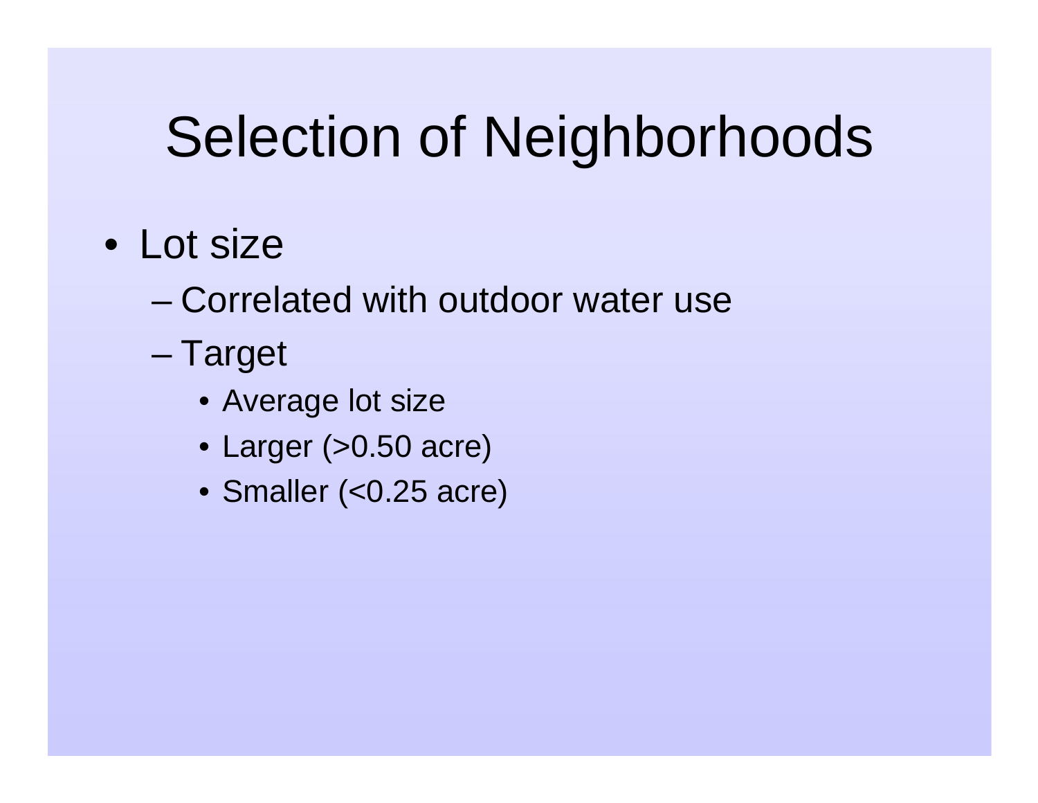# Selection of Neighborhoods

- Lot size
  - Correlated with outdoor water use
  - Target
    - Average lot size
    - Larger (>0.50 acre)
    - Smaller (<0.25 acre)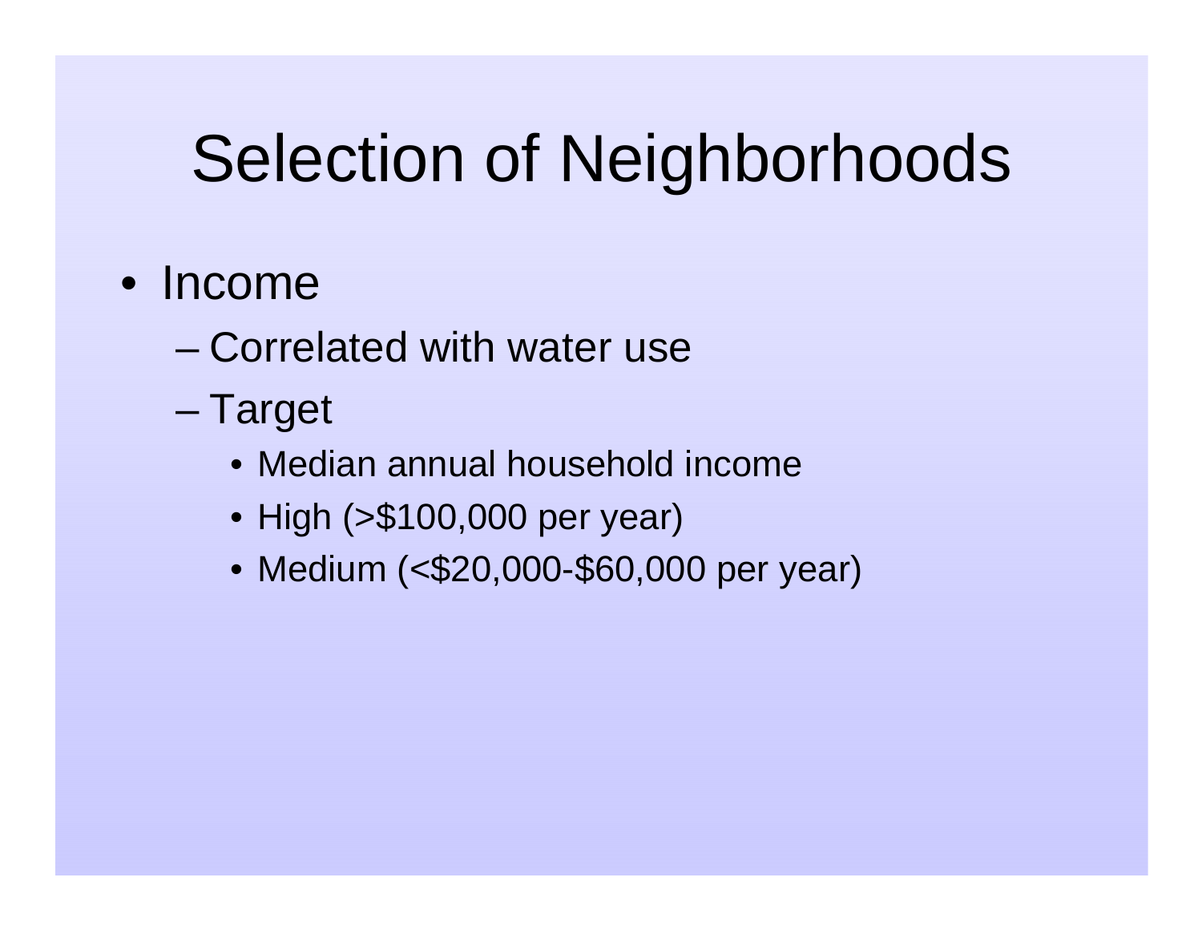# Selection of Neighborhoods

- Income
  - Correlated with water use
  - Target
    - Median annual household income
    - High (>$100,000 per year)
    - Medium (<$20,000-$60,000 per year)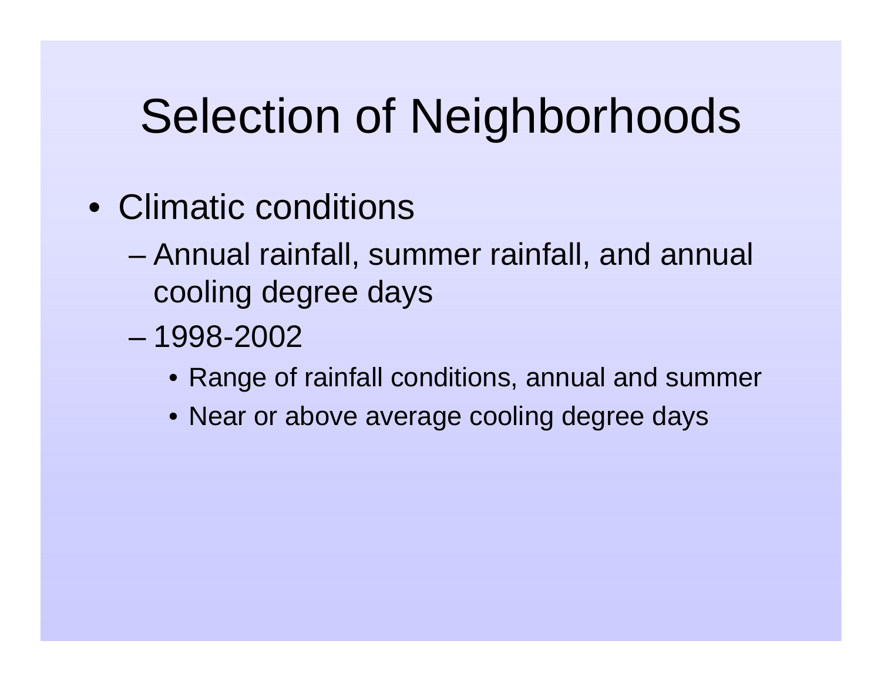# Selection of Neighborhoods

- Climatic conditions
  - Annual rainfall, summer rainfall, and annual cooling degree days
  - 1998-2002
    - Range of rainfall conditions, annual and summer
    - Near or above average cooling degree days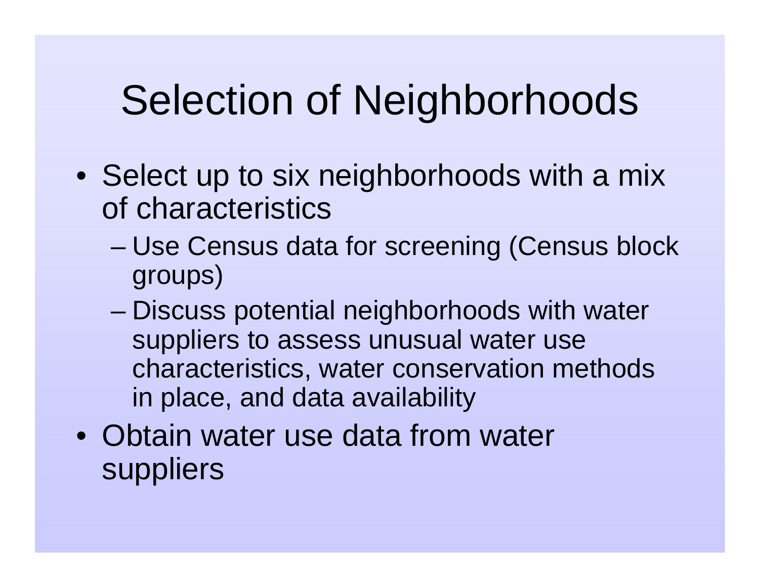# Selection of Neighborhoods

- Select up to six neighborhoods with a mix of characteristics
  - Use Census data for screening (Census block groups)
  - Discuss potential neighborhoods with water suppliers to assess unusual water use characteristics, water conservation methods in place, and data availability
- Obtain water use data from water suppliers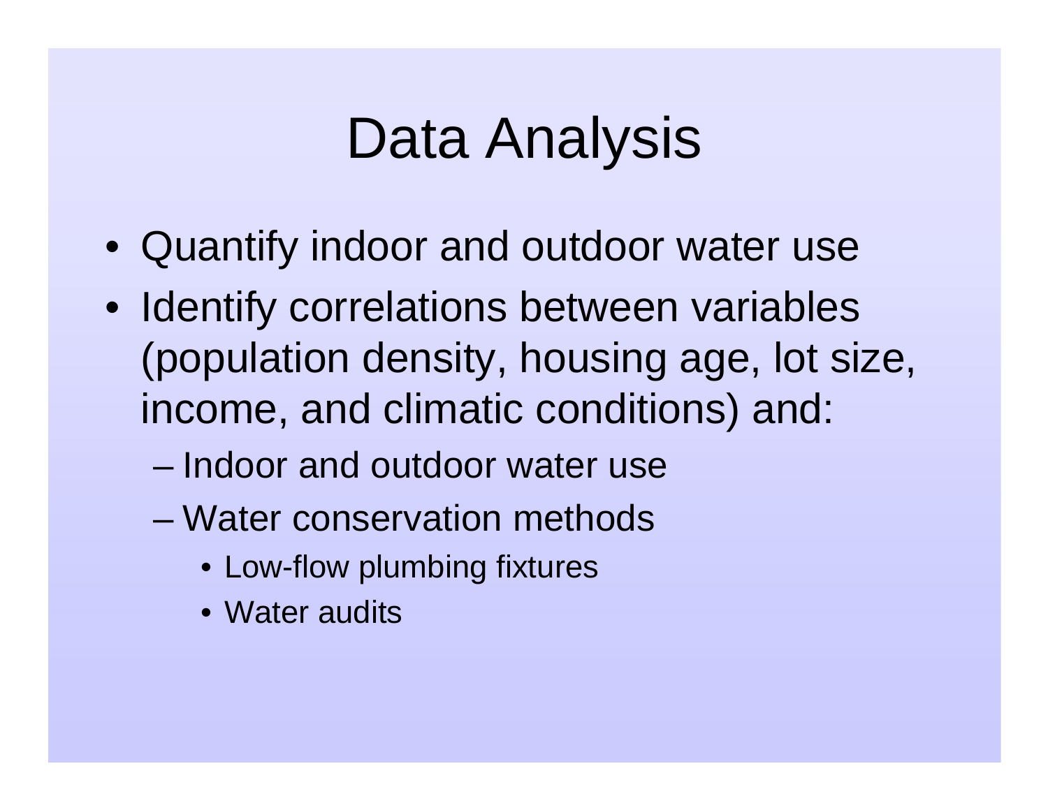# Data Analysis

- Quantify indoor and outdoor water use
- Identify correlations between variables (population density, housing age, lot size, income, and climatic conditions) and:
  - Indoor and outdoor water use
  - Water conservation methods
    - Low-flow plumbing fixtures
    - Water audits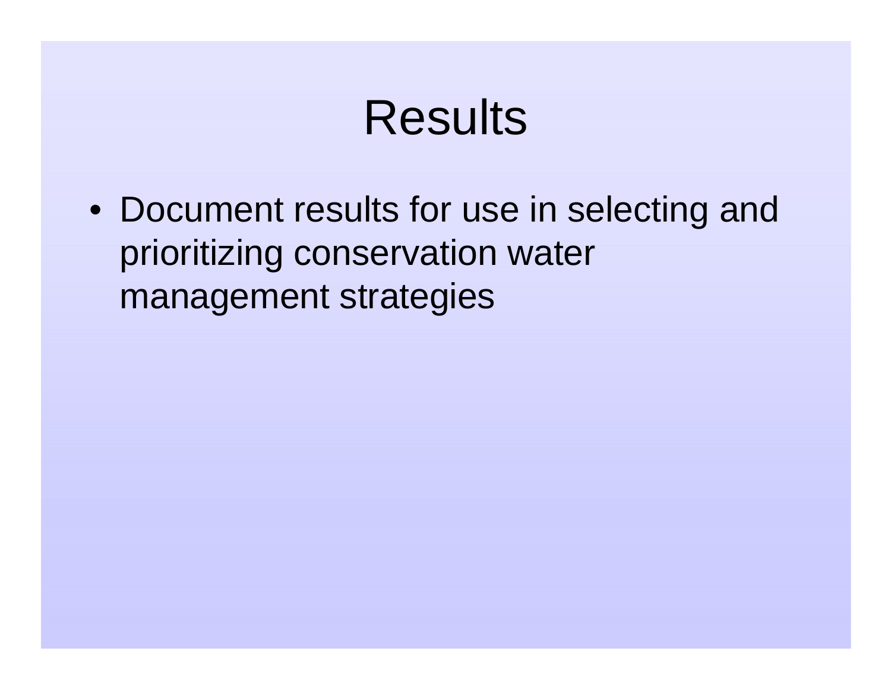# Results

- Document results for use in selecting and prioritizing conservation water management strategies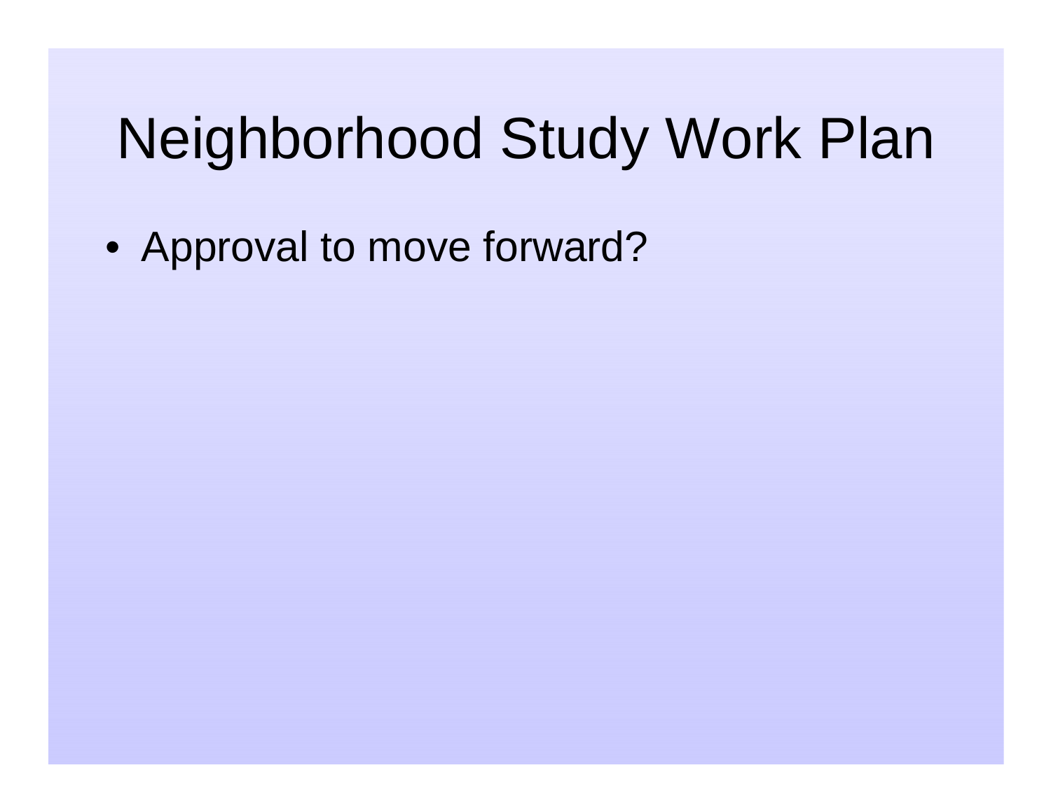# Neighborhood Study Work Plan

- Approval to move forward?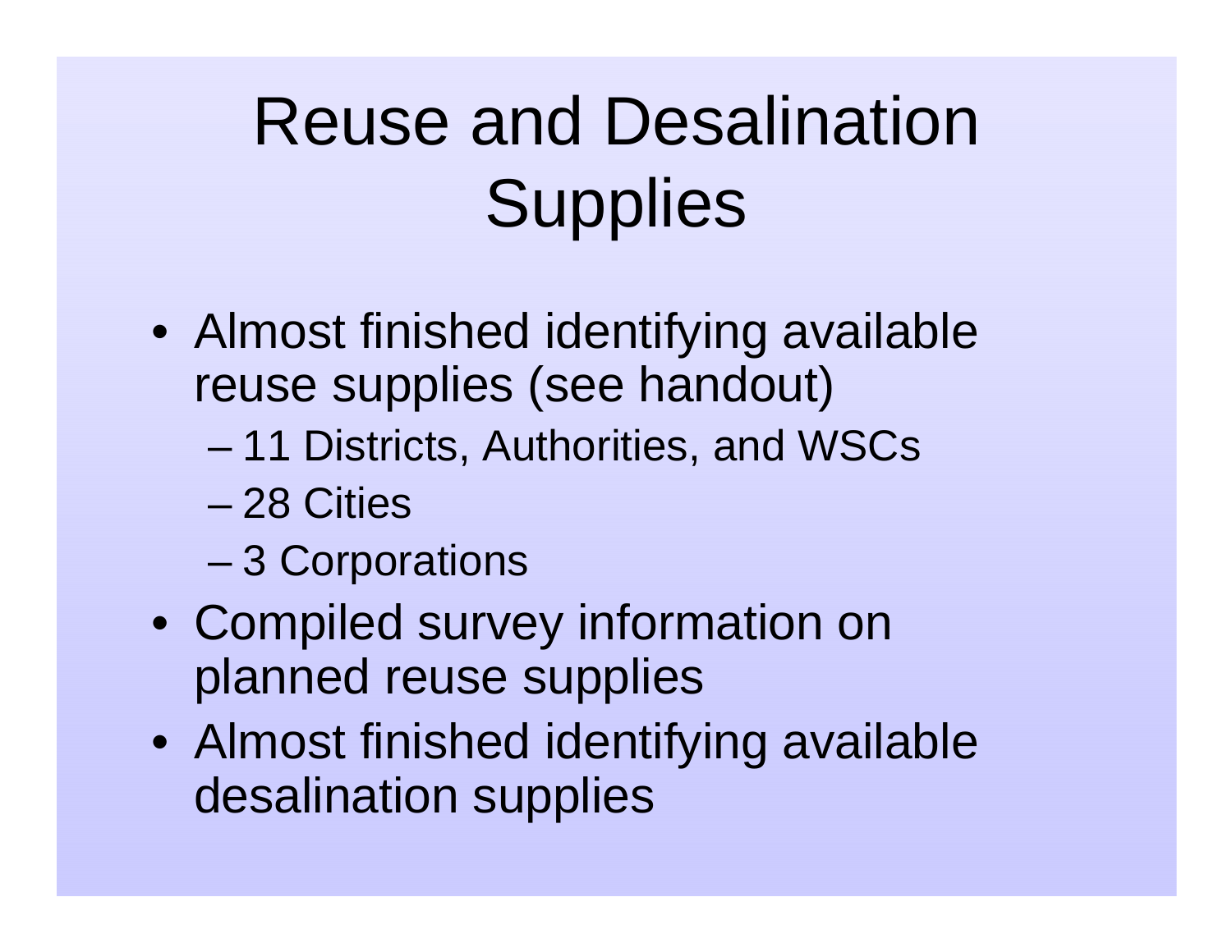# Reuse and Desalination Supplies

- Almost finished identifying available reuse supplies (see handout)
  - 11 Districts, Authorities, and WSCs
  - 28 Cities
  - 3 Corporations
- Compiled survey information on planned reuse supplies
- Almost finished identifying available desalination supplies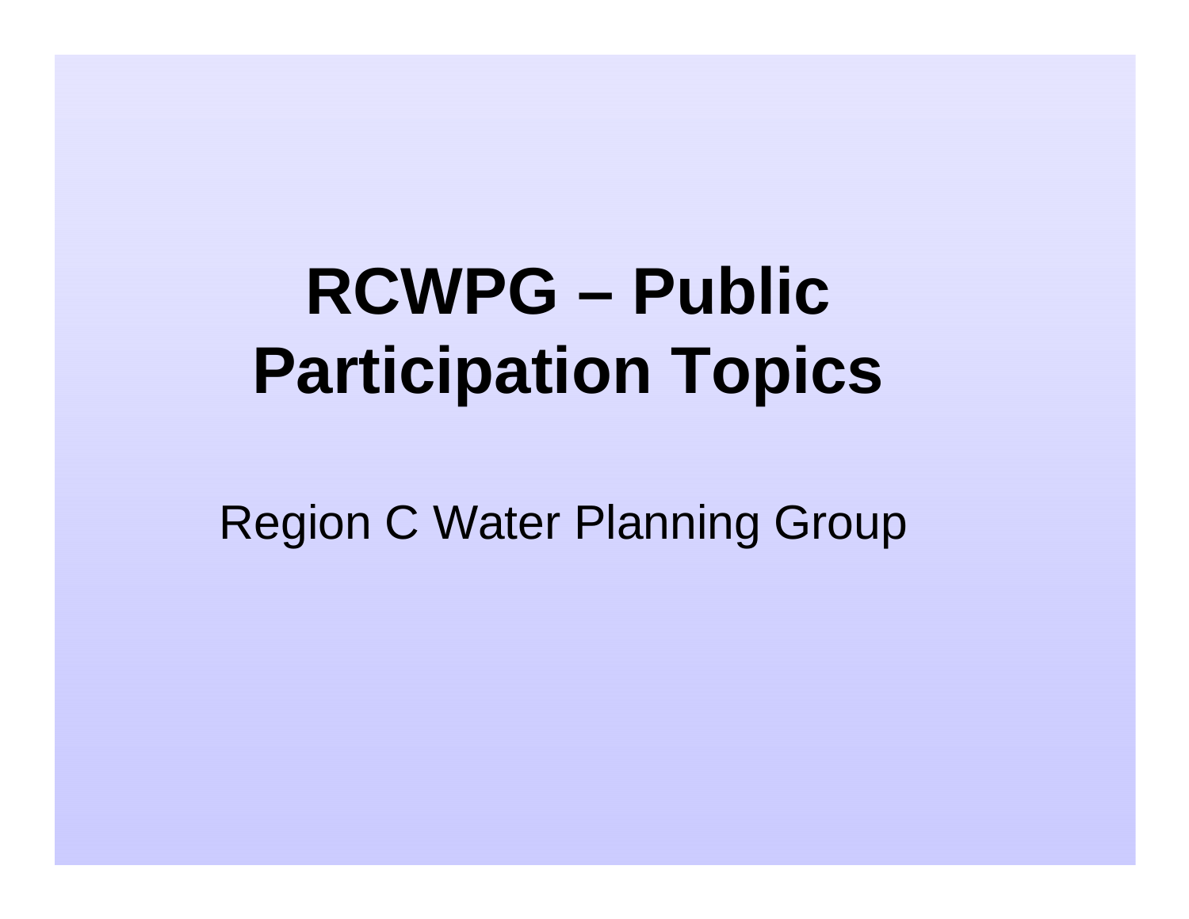# RCWPG – Public Participation Topics

Region C Water Planning Group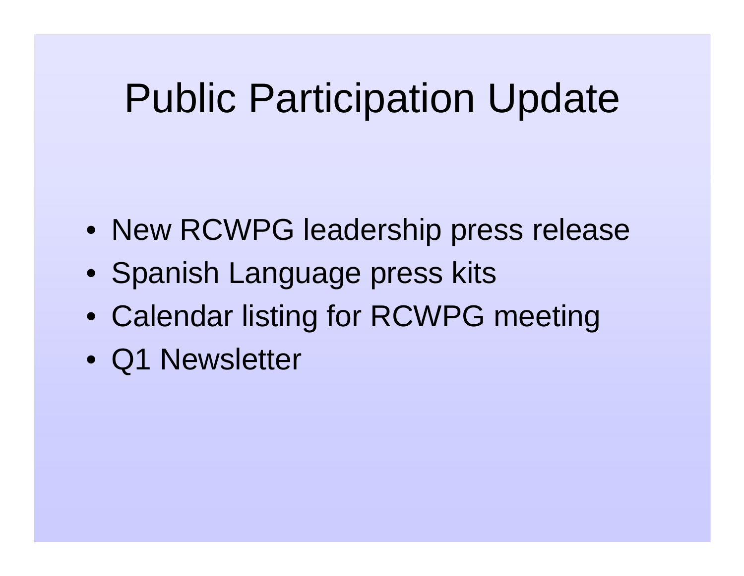# Public Participation Update

- New RCWPG leadership press release
- Spanish Language press kits
- Calendar listing for RCWPG meeting
- Q1 Newsletter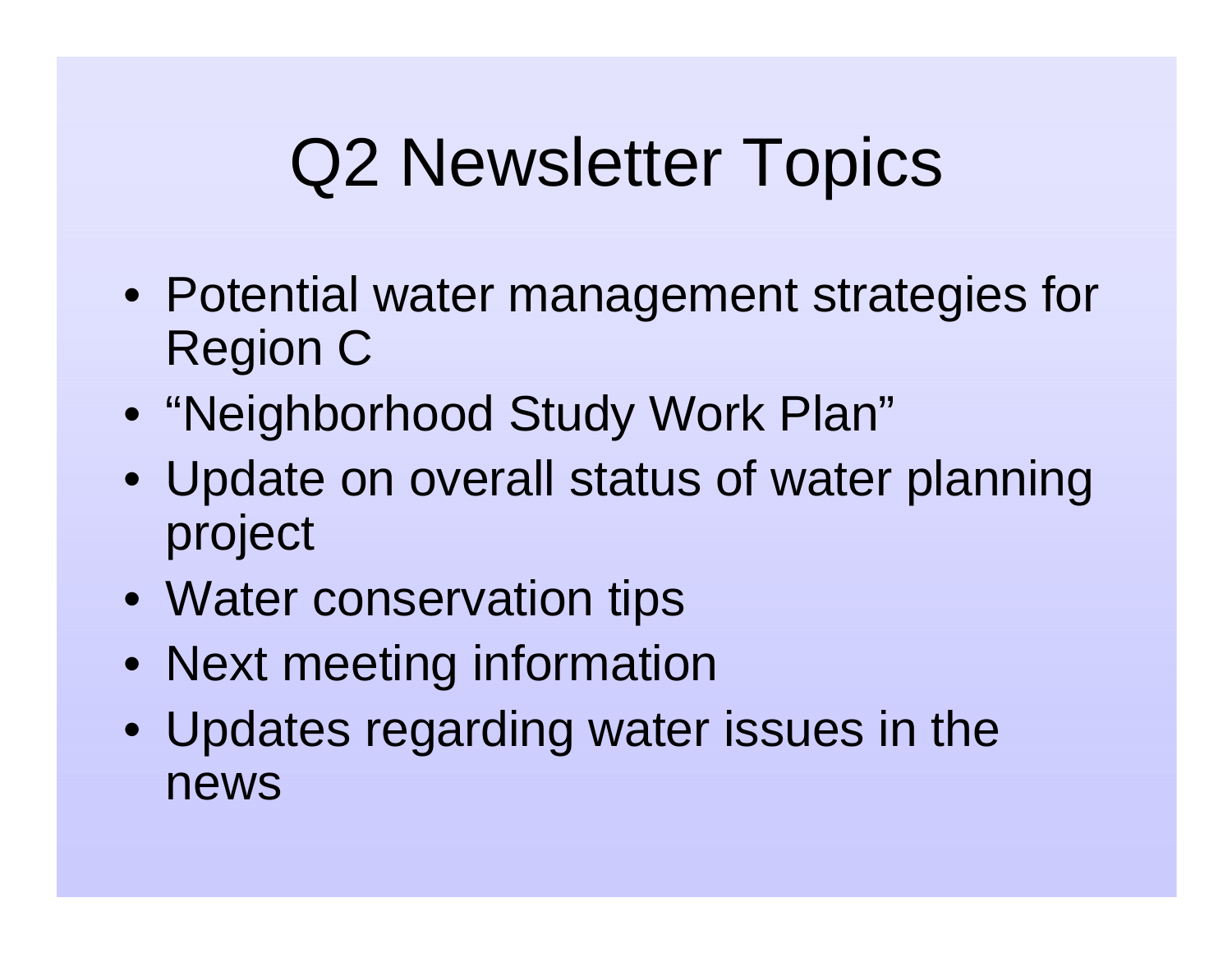# Q2 Newsletter Topics

- Potential water management strategies for Region C
- "Neighborhood Study Work Plan"
- Update on overall status of water planning project
- Water conservation tips
- Next meeting information
- Updates regarding water issues in the news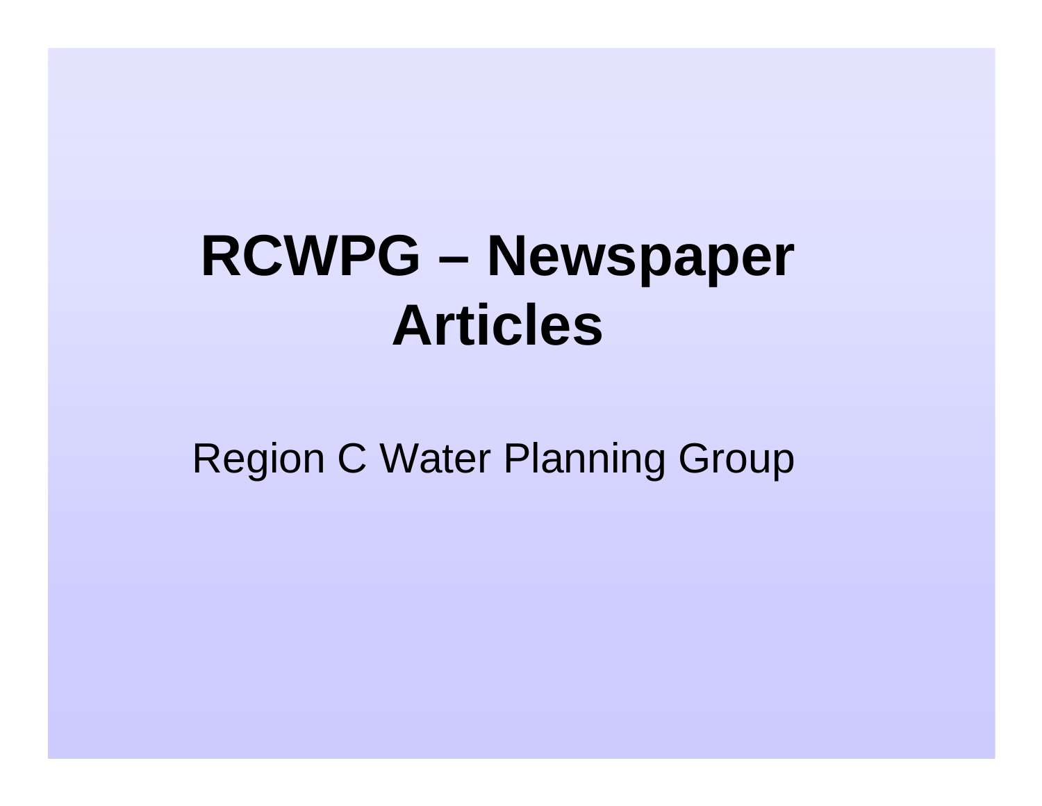# RCWPG – Newspaper Articles

Region C Water Planning Group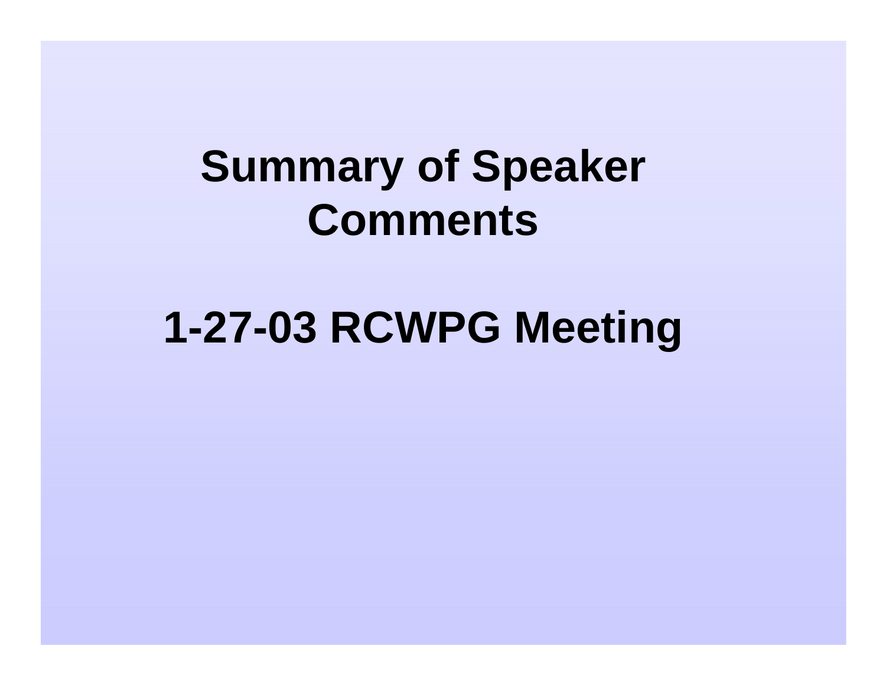# Summary of Speaker Comments

# 1-27-03 RCWPG Meeting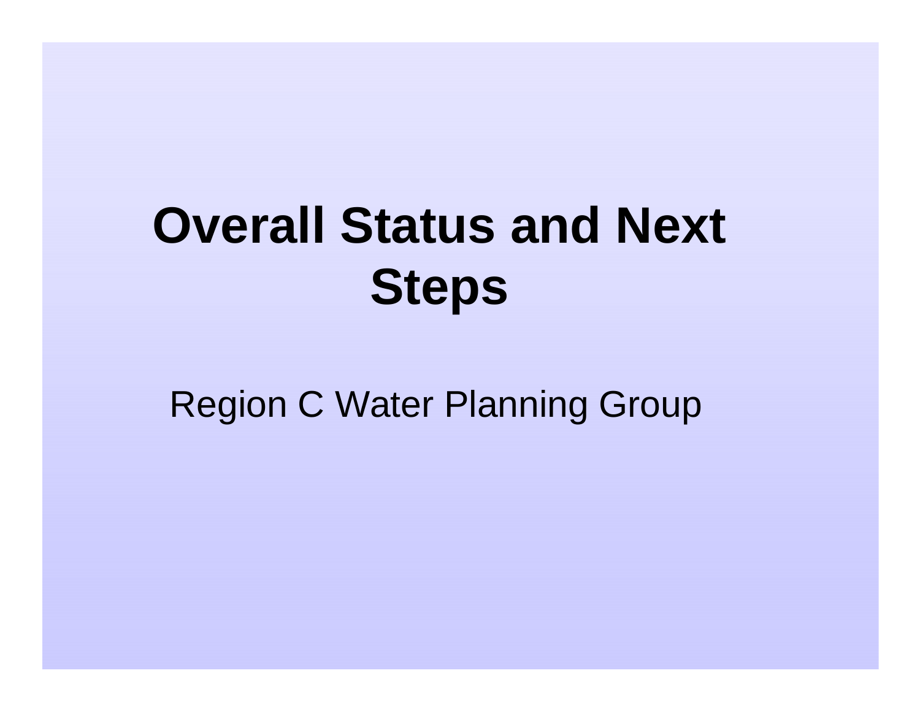# Overall Status and Next Steps

Region C Water Planning Group